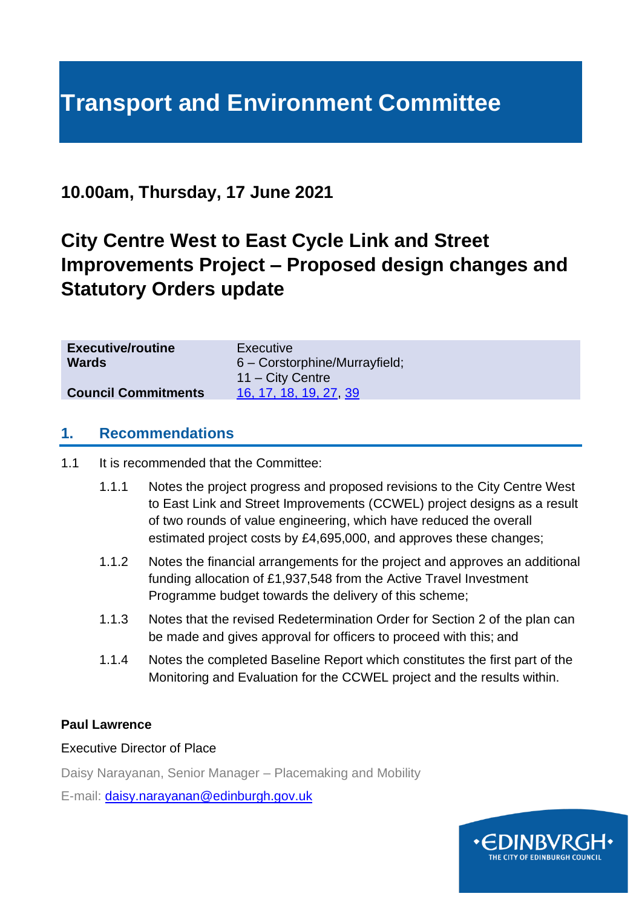# Transport and Environment Committee

## 10.00am, Thursday, 17 June 2021

## City Centre West to East Cycle Link and Street Improvements Project – Proposed design changes and Statutory Orders update

| | |
|---|---|
| **Executive/routine** | Executive |
| **Wards** | 6 – Corstorphine/Murrayfield; 11 – City Centre |
| **Council Commitments** | 16, 17, 18, 19, 27, 39 |

## 1. Recommendations

1.1 It is recommended that the Committee:

1.1.1 Notes the project progress and proposed revisions to the City Centre West to East Link and Street Improvements (CCWEL) project designs as a result of two rounds of value engineering, which have reduced the overall estimated project costs by £4,695,000, and approves these changes;

1.1.2 Notes the financial arrangements for the project and approves an additional funding allocation of £1,937,548 from the Active Travel Investment Programme budget towards the delivery of this scheme;

1.1.3 Notes that the revised Redetermination Order for Section 2 of the plan can be made and gives approval for officers to proceed with this; and

1.1.4 Notes the completed Baseline Report which constitutes the first part of the Monitoring and Evaluation for the CCWEL project and the results within.

**Paul Lawrence**

Executive Director of Place

Daisy Narayanan, Senior Manager – Placemaking and Mobility

E-mail: daisy.narayanan@edinburgh.gov.uk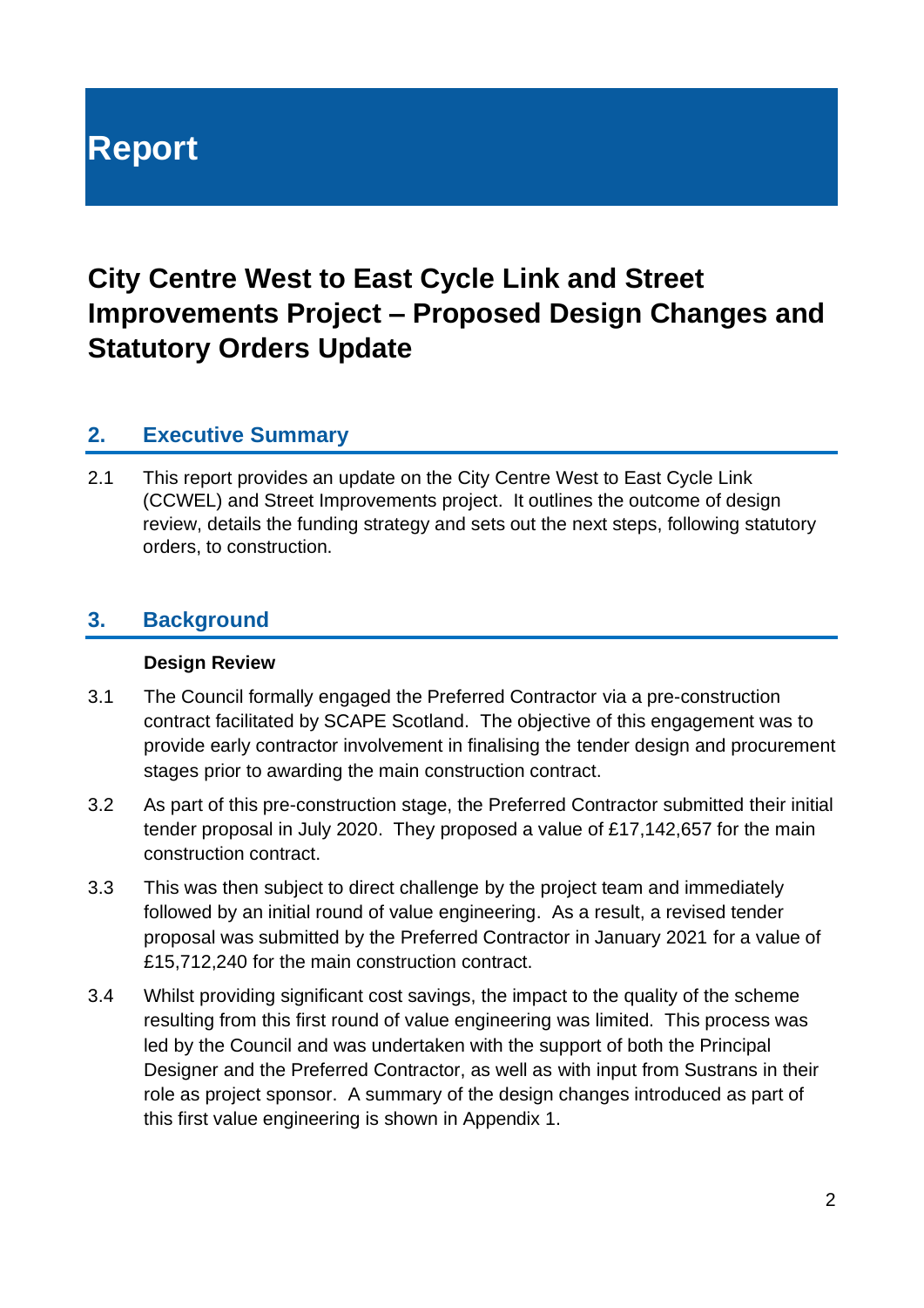# Report

## City Centre West to East Cycle Link and Street Improvements Project – Proposed Design Changes and Statutory Orders Update

### 2. Executive Summary

2.1 This report provides an update on the City Centre West to East Cycle Link (CCWEL) and Street Improvements project. It outlines the outcome of design review, details the funding strategy and sets out the next steps, following statutory orders, to construction.

### 3. Background

**Design Review**

3.1 The Council formally engaged the Preferred Contractor via a pre-construction contract facilitated by SCAPE Scotland. The objective of this engagement was to provide early contractor involvement in finalising the tender design and procurement stages prior to awarding the main construction contract.

3.2 As part of this pre-construction stage, the Preferred Contractor submitted their initial tender proposal in July 2020. They proposed a value of £17,142,657 for the main construction contract.

3.3 This was then subject to direct challenge by the project team and immediately followed by an initial round of value engineering. As a result, a revised tender proposal was submitted by the Preferred Contractor in January 2021 for a value of £15,712,240 for the main construction contract.

3.4 Whilst providing significant cost savings, the impact to the quality of the scheme resulting from this first round of value engineering was limited. This process was led by the Council and was undertaken with the support of both the Principal Designer and the Preferred Contractor, as well as with input from Sustrans in their role as project sponsor. A summary of the design changes introduced as part of this first value engineering is shown in Appendix 1.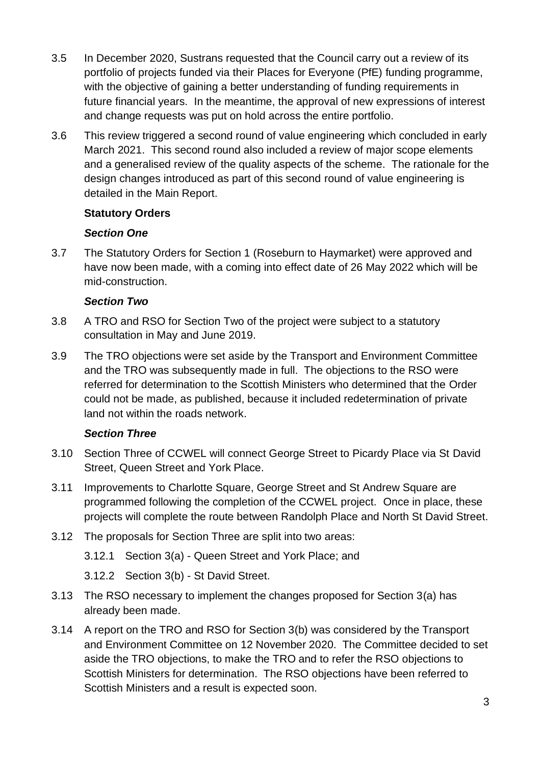3.5 In December 2020, Sustrans requested that the Council carry out a review of its portfolio of projects funded via their Places for Everyone (PfE) funding programme, with the objective of gaining a better understanding of funding requirements in future financial years. In the meantime, the approval of new expressions of interest and change requests was put on hold across the entire portfolio.

3.6 This review triggered a second round of value engineering which concluded in early March 2021. This second round also included a review of major scope elements and a generalised review of the quality aspects of the scheme. The rationale for the design changes introduced as part of this second round of value engineering is detailed in the Main Report.

**Statutory Orders**

***Section One***

3.7 The Statutory Orders for Section 1 (Roseburn to Haymarket) were approved and have now been made, with a coming into effect date of 26 May 2022 which will be mid-construction.

***Section Two***

3.8 A TRO and RSO for Section Two of the project were subject to a statutory consultation in May and June 2019.

3.9 The TRO objections were set aside by the Transport and Environment Committee and the TRO was subsequently made in full. The objections to the RSO were referred for determination to the Scottish Ministers who determined that the Order could not be made, as published, because it included redetermination of private land not within the roads network.

***Section Three***

3.10 Section Three of CCWEL will connect George Street to Picardy Place via St David Street, Queen Street and York Place.

3.11 Improvements to Charlotte Square, George Street and St Andrew Square are programmed following the completion of the CCWEL project. Once in place, these projects will complete the route between Randolph Place and North St David Street.

3.12 The proposals for Section Three are split into two areas:

3.12.1 Section 3(a) - Queen Street and York Place; and

3.12.2 Section 3(b) - St David Street.

3.13 The RSO necessary to implement the changes proposed for Section 3(a) has already been made.

3.14 A report on the TRO and RSO for Section 3(b) was considered by the Transport and Environment Committee on 12 November 2020. The Committee decided to set aside the TRO objections, to make the TRO and to refer the RSO objections to Scottish Ministers for determination. The RSO objections have been referred to Scottish Ministers and a result is expected soon.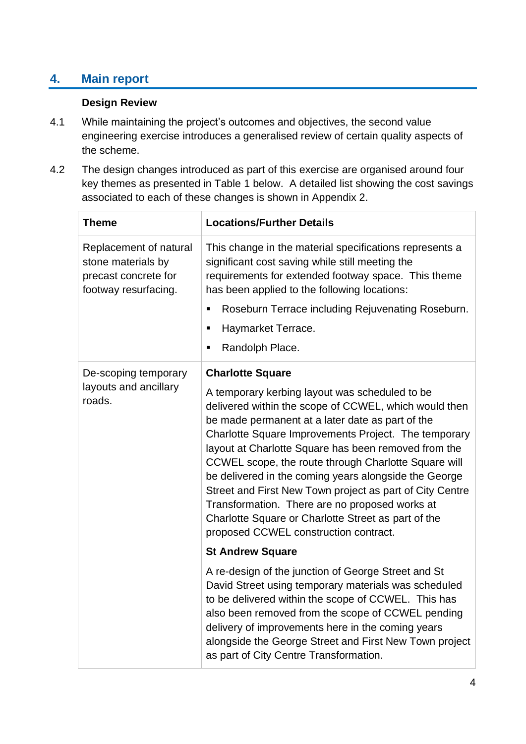## 4. Main report

**Design Review**

4.1 While maintaining the project's outcomes and objectives, the second value engineering exercise introduces a generalised review of certain quality aspects of the scheme.

4.2 The design changes introduced as part of this exercise are organised around four key themes as presented in Table 1 below. A detailed list showing the cost savings associated to each of these changes is shown in Appendix 2.

| Theme | Locations/Further Details |
|---|---|
| Replacement of natural stone materials by precast concrete for footway resurfacing. | This change in the material specifications represents a significant cost saving while still meeting the requirements for extended footway space. This theme has been applied to the following locations:<br>▪ Roseburn Terrace including Rejuvenating Roseburn.<br>▪ Haymarket Terrace.<br>▪ Randolph Place. |
| De-scoping temporary layouts and ancillary roads. | **Charlotte Square**<br>A temporary kerbing layout was scheduled to be delivered within the scope of CCWEL, which would then be made permanent at a later date as part of the Charlotte Square Improvements Project. The temporary layout at Charlotte Square has been removed from the CCWEL scope, the route through Charlotte Square will be delivered in the coming years alongside the George Street and First New Town project as part of City Centre Transformation. There are no proposed works at Charlotte Square or Charlotte Street as part of the proposed CCWEL construction contract.<br>**St Andrew Square**<br>A re-design of the junction of George Street and St David Street using temporary materials was scheduled to be delivered within the scope of CCWEL. This has also been removed from the scope of CCWEL pending delivery of improvements here in the coming years alongside the George Street and First New Town project as part of City Centre Transformation. |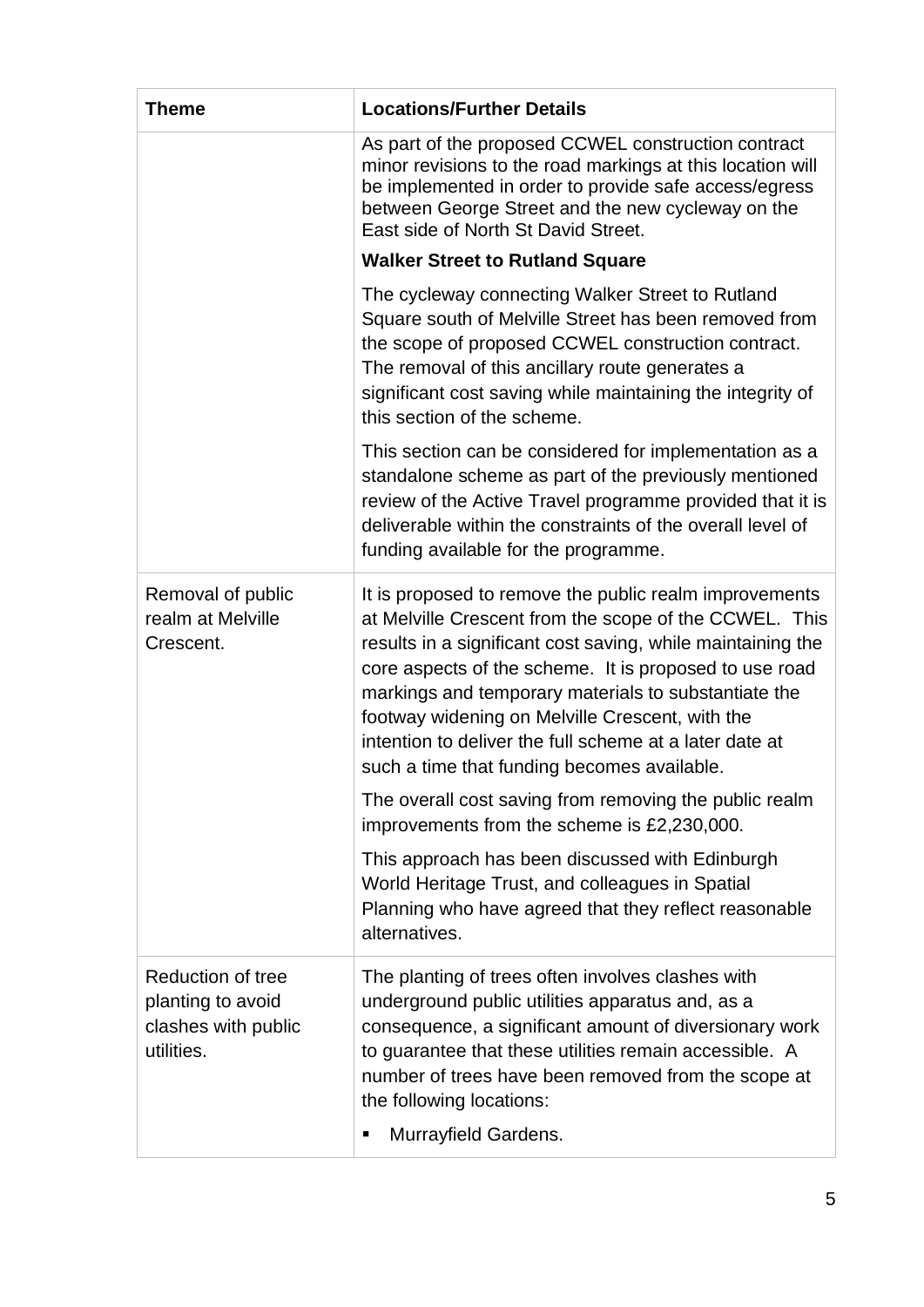| Theme | Locations/Further Details |
|---|---|
| | As part of the proposed CCWEL construction contract minor revisions to the road markings at this location will be implemented in order to provide safe access/egress between George Street and the new cycleway on the East side of North St David Street.<br><br>**Walker Street to Rutland Square**<br><br>The cycleway connecting Walker Street to Rutland Square south of Melville Street has been removed from the scope of proposed CCWEL construction contract. The removal of this ancillary route generates a significant cost saving while maintaining the integrity of this section of the scheme.<br><br>This section can be considered for implementation as a standalone scheme as part of the previously mentioned review of the Active Travel programme provided that it is deliverable within the constraints of the overall level of funding available for the programme. |
| Removal of public realm at Melville Crescent. | It is proposed to remove the public realm improvements at Melville Crescent from the scope of the CCWEL. This results in a significant cost saving, while maintaining the core aspects of the scheme. It is proposed to use road markings and temporary materials to substantiate the footway widening on Melville Crescent, with the intention to deliver the full scheme at a later date at such a time that funding becomes available.<br><br>The overall cost saving from removing the public realm improvements from the scheme is £2,230,000.<br><br>This approach has been discussed with Edinburgh World Heritage Trust, and colleagues in Spatial Planning who have agreed that they reflect reasonable alternatives. |
| Reduction of tree planting to avoid clashes with public utilities. | The planting of trees often involves clashes with underground public utilities apparatus and, as a consequence, a significant amount of diversionary work to guarantee that these utilities remain accessible. A number of trees have been removed from the scope at the following locations:<br><br>▪ Murrayfield Gardens. |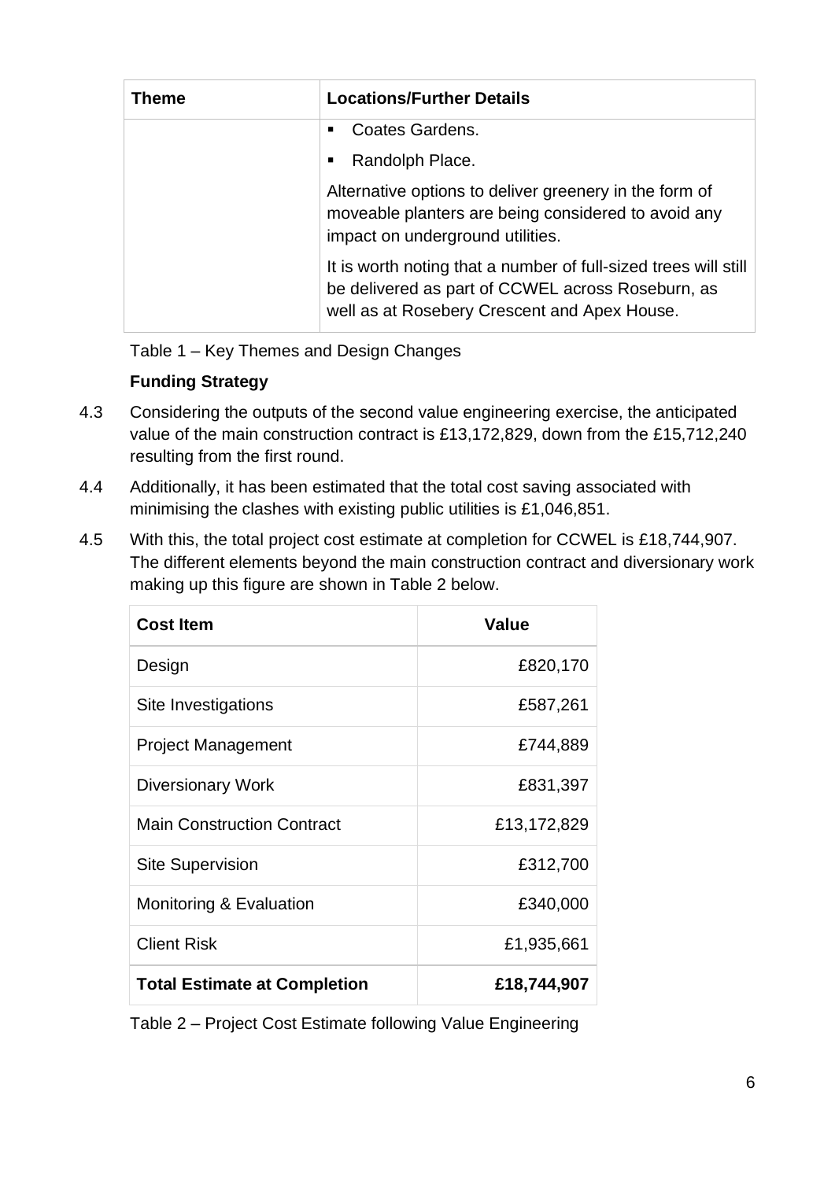| Theme | Locations/Further Details |
|---|---|
| | ▪ Coates Gardens.<br>▪ Randolph Place.<br>Alternative options to deliver greenery in the form of moveable planters are being considered to avoid any impact on underground utilities.<br>It is worth noting that a number of full-sized trees will still be delivered as part of CCWEL across Roseburn, as well as at Rosebery Crescent and Apex House. |

Table 1 – Key Themes and Design Changes

**Funding Strategy**

4.3 Considering the outputs of the second value engineering exercise, the anticipated value of the main construction contract is £13,172,829, down from the £15,712,240 resulting from the first round.

4.4 Additionally, it has been estimated that the total cost saving associated with minimising the clashes with existing public utilities is £1,046,851.

4.5 With this, the total project cost estimate at completion for CCWEL is £18,744,907. The different elements beyond the main construction contract and diversionary work making up this figure are shown in Table 2 below.

| Cost Item | Value |
|---|---:|
| Design | £820,170 |
| Site Investigations | £587,261 |
| Project Management | £744,889 |
| Diversionary Work | £831,397 |
| Main Construction Contract | £13,172,829 |
| Site Supervision | £312,700 |
| Monitoring & Evaluation | £340,000 |
| Client Risk | £1,935,661 |
| **Total Estimate at Completion** | **£18,744,907** |

Table 2 – Project Cost Estimate following Value Engineering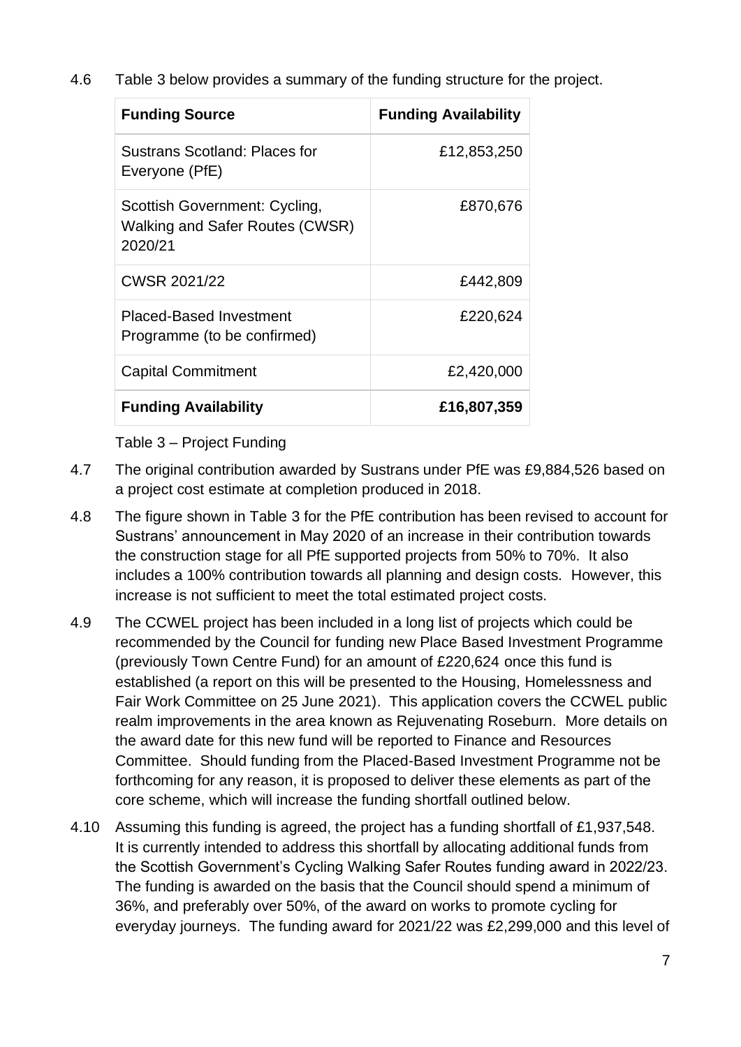4.6 Table 3 below provides a summary of the funding structure for the project.

| Funding Source | Funding Availability |
|---|---|
| Sustrans Scotland: Places for Everyone (PfE) | £12,853,250 |
| Scottish Government: Cycling, Walking and Safer Routes (CWSR) 2020/21 | £870,676 |
| CWSR 2021/22 | £442,809 |
| Placed-Based Investment Programme (to be confirmed) | £220,624 |
| Capital Commitment | £2,420,000 |
| **Funding Availability** | **£16,807,359** |

Table 3 – Project Funding

4.7 The original contribution awarded by Sustrans under PfE was £9,884,526 based on a project cost estimate at completion produced in 2018.

4.8 The figure shown in Table 3 for the PfE contribution has been revised to account for Sustrans' announcement in May 2020 of an increase in their contribution towards the construction stage for all PfE supported projects from 50% to 70%. It also includes a 100% contribution towards all planning and design costs. However, this increase is not sufficient to meet the total estimated project costs.

4.9 The CCWEL project has been included in a long list of projects which could be recommended by the Council for funding new Place Based Investment Programme (previously Town Centre Fund) for an amount of £220,624 once this fund is established (a report on this will be presented to the Housing, Homelessness and Fair Work Committee on 25 June 2021). This application covers the CCWEL public realm improvements in the area known as Rejuvenating Roseburn. More details on the award date for this new fund will be reported to Finance and Resources Committee. Should funding from the Placed-Based Investment Programme not be forthcoming for any reason, it is proposed to deliver these elements as part of the core scheme, which will increase the funding shortfall outlined below.

4.10 Assuming this funding is agreed, the project has a funding shortfall of £1,937,548. It is currently intended to address this shortfall by allocating additional funds from the Scottish Government's Cycling Walking Safer Routes funding award in 2022/23. The funding is awarded on the basis that the Council should spend a minimum of 36%, and preferably over 50%, of the award on works to promote cycling for everyday journeys. The funding award for 2021/22 was £2,299,000 and this level of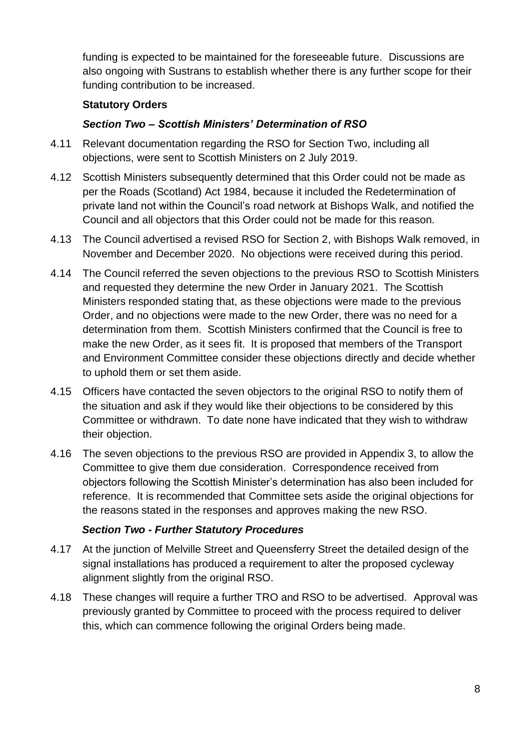funding is expected to be maintained for the foreseeable future. Discussions are also ongoing with Sustrans to establish whether there is any further scope for their funding contribution to be increased.

**Statutory Orders**

***Section Two – Scottish Ministers' Determination of RSO***

4.11 Relevant documentation regarding the RSO for Section Two, including all objections, were sent to Scottish Ministers on 2 July 2019.

4.12 Scottish Ministers subsequently determined that this Order could not be made as per the Roads (Scotland) Act 1984, because it included the Redetermination of private land not within the Council's road network at Bishops Walk, and notified the Council and all objectors that this Order could not be made for this reason.

4.13 The Council advertised a revised RSO for Section 2, with Bishops Walk removed, in November and December 2020. No objections were received during this period.

4.14 The Council referred the seven objections to the previous RSO to Scottish Ministers and requested they determine the new Order in January 2021. The Scottish Ministers responded stating that, as these objections were made to the previous Order, and no objections were made to the new Order, there was no need for a determination from them. Scottish Ministers confirmed that the Council is free to make the new Order, as it sees fit. It is proposed that members of the Transport and Environment Committee consider these objections directly and decide whether to uphold them or set them aside.

4.15 Officers have contacted the seven objectors to the original RSO to notify them of the situation and ask if they would like their objections to be considered by this Committee or withdrawn. To date none have indicated that they wish to withdraw their objection.

4.16 The seven objections to the previous RSO are provided in Appendix 3, to allow the Committee to give them due consideration. Correspondence received from objectors following the Scottish Minister's determination has also been included for reference. It is recommended that Committee sets aside the original objections for the reasons stated in the responses and approves making the new RSO.

***Section Two - Further Statutory Procedures***

4.17 At the junction of Melville Street and Queensferry Street the detailed design of the signal installations has produced a requirement to alter the proposed cycleway alignment slightly from the original RSO.

4.18 These changes will require a further TRO and RSO to be advertised. Approval was previously granted by Committee to proceed with the process required to deliver this, which can commence following the original Orders being made.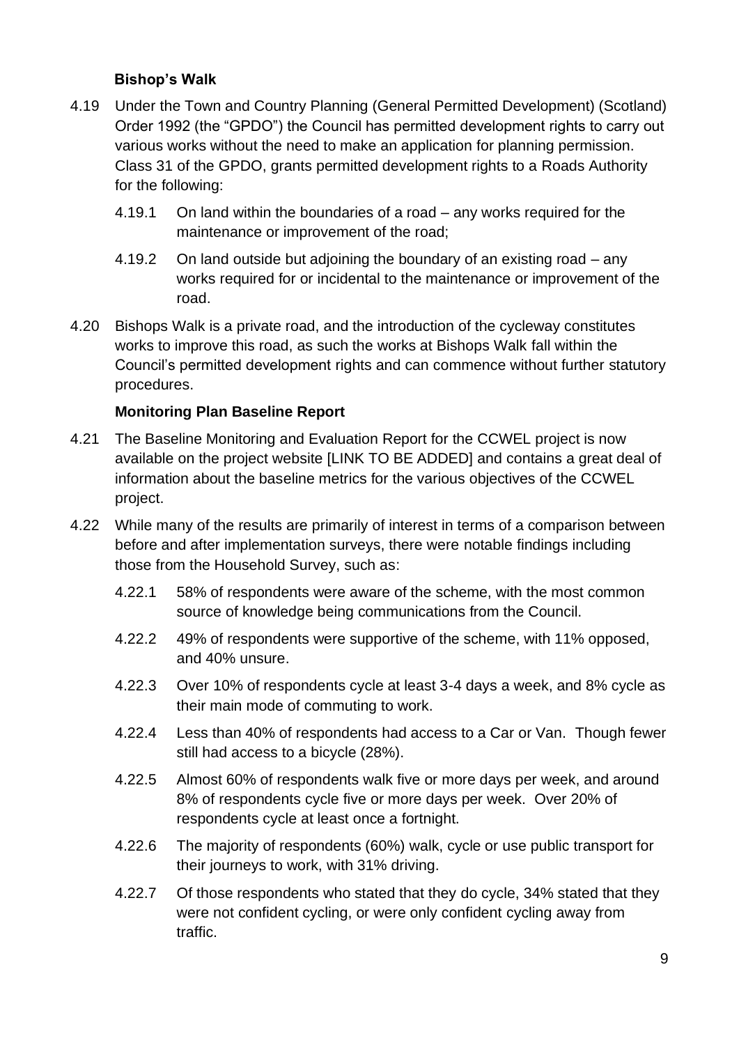**Bishop's Walk**

4.19 Under the Town and Country Planning (General Permitted Development) (Scotland) Order 1992 (the "GPDO") the Council has permitted development rights to carry out various works without the need to make an application for planning permission. Class 31 of the GPDO, grants permitted development rights to a Roads Authority for the following:

4.19.1 On land within the boundaries of a road – any works required for the maintenance or improvement of the road;

4.19.2 On land outside but adjoining the boundary of an existing road – any works required for or incidental to the maintenance or improvement of the road.

4.20 Bishops Walk is a private road, and the introduction of the cycleway constitutes works to improve this road, as such the works at Bishops Walk fall within the Council's permitted development rights and can commence without further statutory procedures.

**Monitoring Plan Baseline Report**

4.21 The Baseline Monitoring and Evaluation Report for the CCWEL project is now available on the project website [LINK TO BE ADDED] and contains a great deal of information about the baseline metrics for the various objectives of the CCWEL project.

4.22 While many of the results are primarily of interest in terms of a comparison between before and after implementation surveys, there were notable findings including those from the Household Survey, such as:

4.22.1 58% of respondents were aware of the scheme, with the most common source of knowledge being communications from the Council.

4.22.2 49% of respondents were supportive of the scheme, with 11% opposed, and 40% unsure.

4.22.3 Over 10% of respondents cycle at least 3-4 days a week, and 8% cycle as their main mode of commuting to work.

4.22.4 Less than 40% of respondents had access to a Car or Van. Though fewer still had access to a bicycle (28%).

4.22.5 Almost 60% of respondents walk five or more days per week, and around 8% of respondents cycle five or more days per week. Over 20% of respondents cycle at least once a fortnight.

4.22.6 The majority of respondents (60%) walk, cycle or use public transport for their journeys to work, with 31% driving.

4.22.7 Of those respondents who stated that they do cycle, 34% stated that they were not confident cycling, or were only confident cycling away from traffic.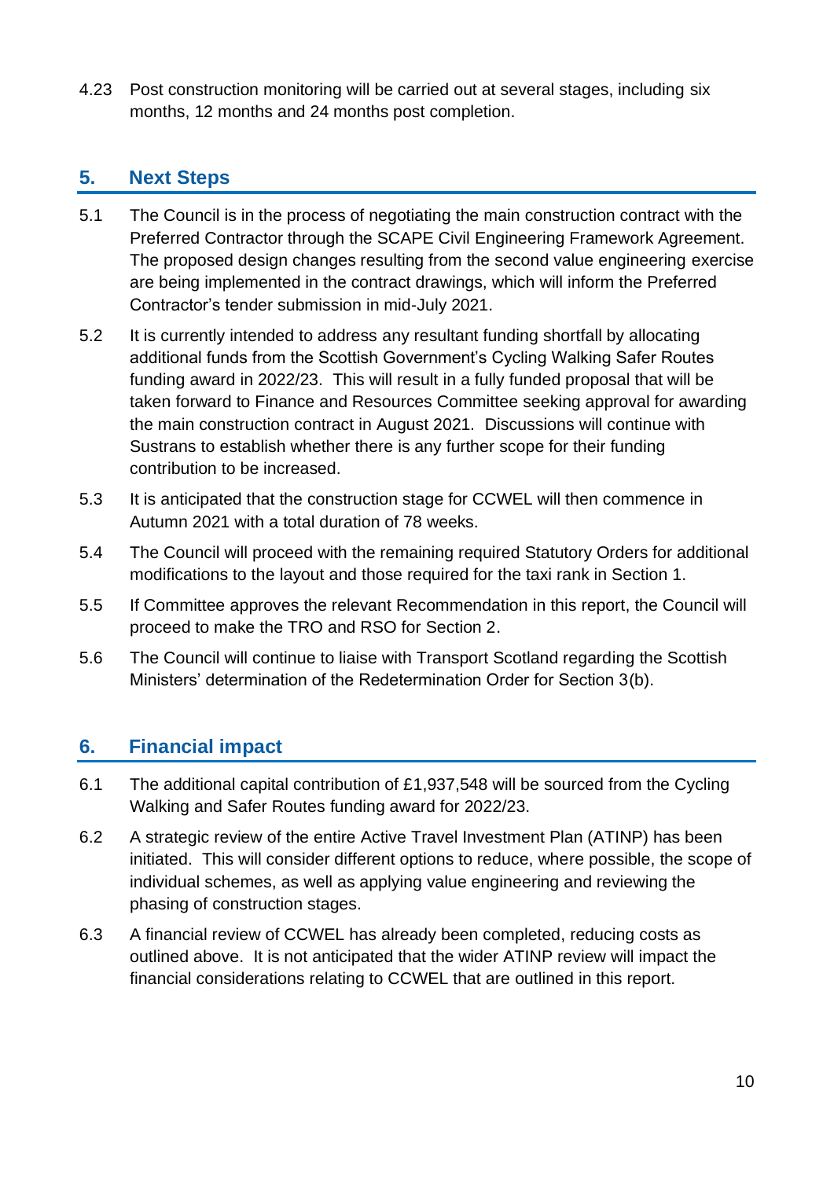4.23 Post construction monitoring will be carried out at several stages, including six months, 12 months and 24 months post completion.

## 5. Next Steps

5.1 The Council is in the process of negotiating the main construction contract with the Preferred Contractor through the SCAPE Civil Engineering Framework Agreement. The proposed design changes resulting from the second value engineering exercise are being implemented in the contract drawings, which will inform the Preferred Contractor's tender submission in mid-July 2021.

5.2 It is currently intended to address any resultant funding shortfall by allocating additional funds from the Scottish Government's Cycling Walking Safer Routes funding award in 2022/23. This will result in a fully funded proposal that will be taken forward to Finance and Resources Committee seeking approval for awarding the main construction contract in August 2021. Discussions will continue with Sustrans to establish whether there is any further scope for their funding contribution to be increased.

5.3 It is anticipated that the construction stage for CCWEL will then commence in Autumn 2021 with a total duration of 78 weeks.

5.4 The Council will proceed with the remaining required Statutory Orders for additional modifications to the layout and those required for the taxi rank in Section 1.

5.5 If Committee approves the relevant Recommendation in this report, the Council will proceed to make the TRO and RSO for Section 2.

5.6 The Council will continue to liaise with Transport Scotland regarding the Scottish Ministers' determination of the Redetermination Order for Section 3(b).

## 6. Financial impact

6.1 The additional capital contribution of £1,937,548 will be sourced from the Cycling Walking and Safer Routes funding award for 2022/23.

6.2 A strategic review of the entire Active Travel Investment Plan (ATINP) has been initiated. This will consider different options to reduce, where possible, the scope of individual schemes, as well as applying value engineering and reviewing the phasing of construction stages.

6.3 A financial review of CCWEL has already been completed, reducing costs as outlined above. It is not anticipated that the wider ATINP review will impact the financial considerations relating to CCWEL that are outlined in this report.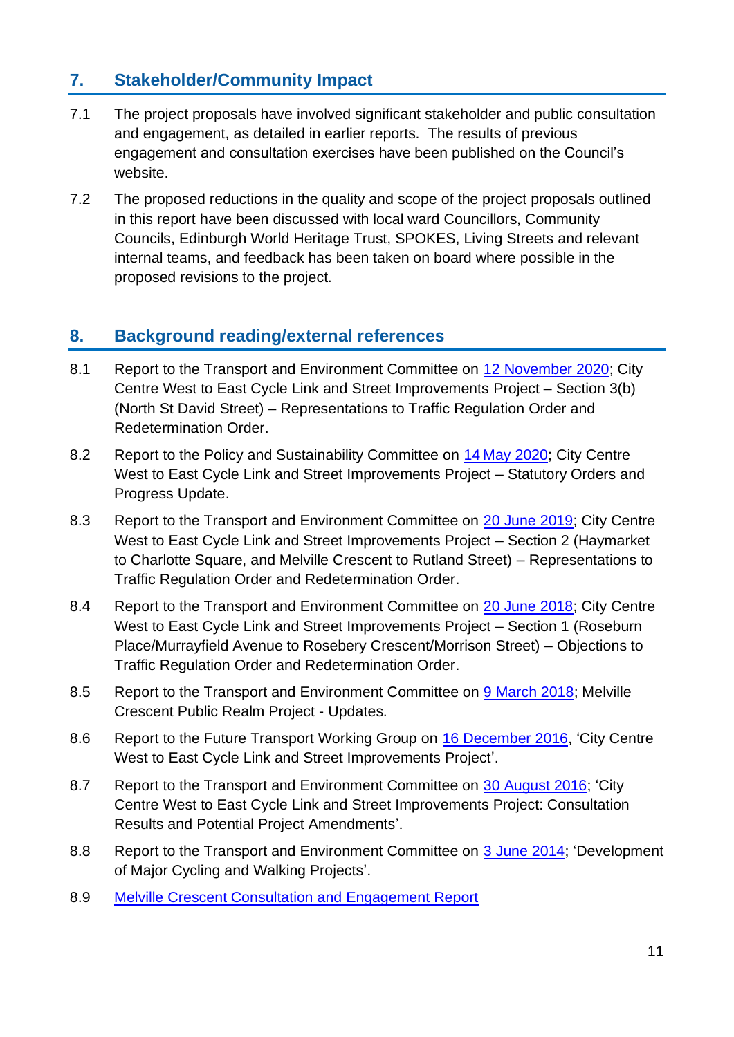## 7. Stakeholder/Community Impact

7.1 The project proposals have involved significant stakeholder and public consultation and engagement, as detailed in earlier reports. The results of previous engagement and consultation exercises have been published on the Council's website.

7.2 The proposed reductions in the quality and scope of the project proposals outlined in this report have been discussed with local ward Councillors, Community Councils, Edinburgh World Heritage Trust, SPOKES, Living Streets and relevant internal teams, and feedback has been taken on board where possible in the proposed revisions to the project.

## 8. Background reading/external references

8.1 Report to the Transport and Environment Committee on 12 November 2020; City Centre West to East Cycle Link and Street Improvements Project – Section 3(b) (North St David Street) – Representations to Traffic Regulation Order and Redetermination Order.

8.2 Report to the Policy and Sustainability Committee on 14 May 2020; City Centre West to East Cycle Link and Street Improvements Project – Statutory Orders and Progress Update.

8.3 Report to the Transport and Environment Committee on 20 June 2019; City Centre West to East Cycle Link and Street Improvements Project – Section 2 (Haymarket to Charlotte Square, and Melville Crescent to Rutland Street) – Representations to Traffic Regulation Order and Redetermination Order.

8.4 Report to the Transport and Environment Committee on 20 June 2018; City Centre West to East Cycle Link and Street Improvements Project – Section 1 (Roseburn Place/Murrayfield Avenue to Rosebery Crescent/Morrison Street) – Objections to Traffic Regulation Order and Redetermination Order.

8.5 Report to the Transport and Environment Committee on 9 March 2018; Melville Crescent Public Realm Project - Updates.

8.6 Report to the Future Transport Working Group on 16 December 2016, 'City Centre West to East Cycle Link and Street Improvements Project'.

8.7 Report to the Transport and Environment Committee on 30 August 2016; 'City Centre West to East Cycle Link and Street Improvements Project: Consultation Results and Potential Project Amendments'.

8.8 Report to the Transport and Environment Committee on 3 June 2014; 'Development of Major Cycling and Walking Projects'.

8.9 Melville Crescent Consultation and Engagement Report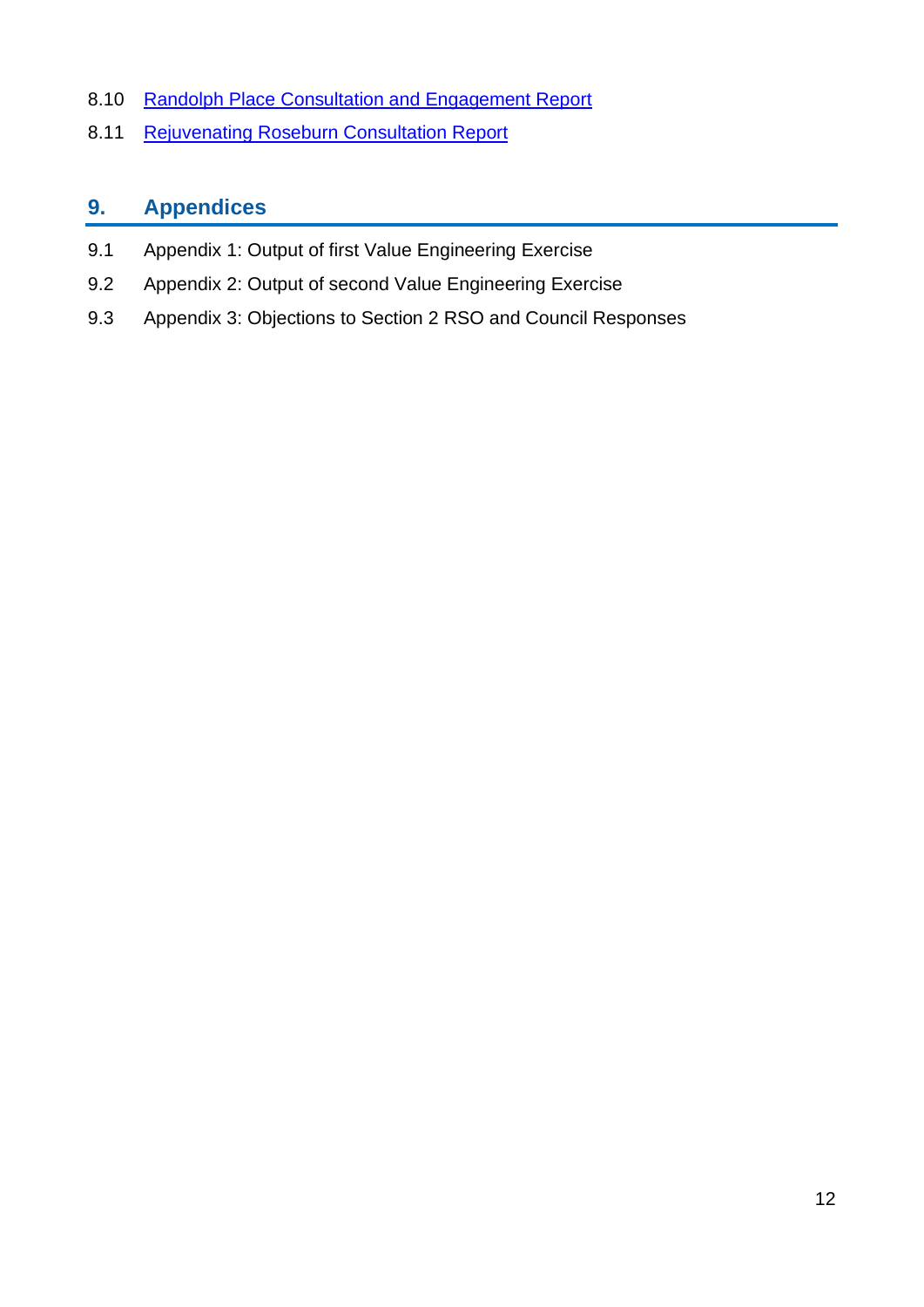8.10 Randolph Place Consultation and Engagement Report

8.11 Rejuvenating Roseburn Consultation Report

## 9. Appendices

9.1 Appendix 1: Output of first Value Engineering Exercise

9.2 Appendix 2: Output of second Value Engineering Exercise

9.3 Appendix 3: Objections to Section 2 RSO and Council Responses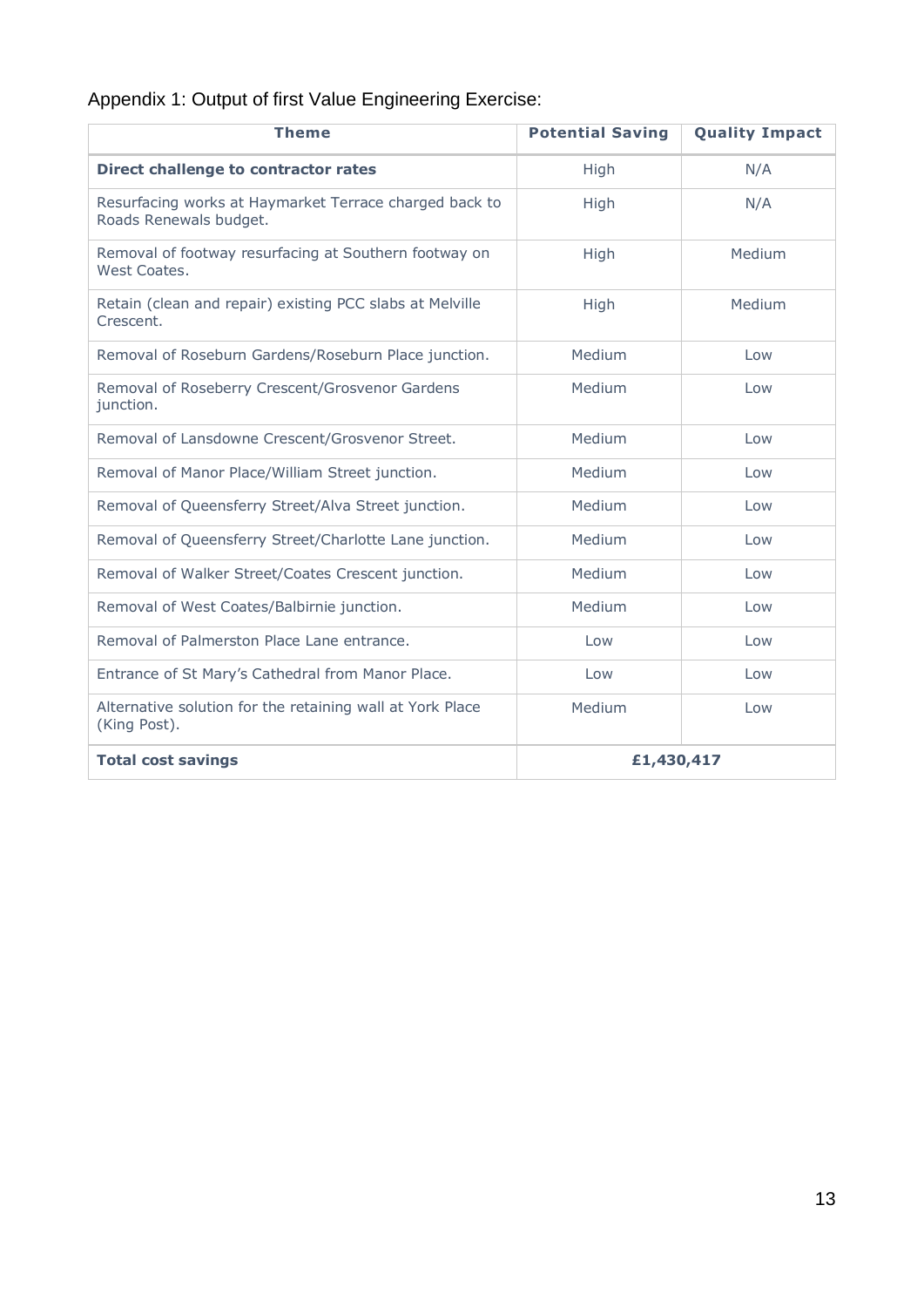Appendix 1: Output of first Value Engineering Exercise:

| Theme | Potential Saving | Quality Impact |
|---|---|---|
| **Direct challenge to contractor rates** | High | N/A |
| Resurfacing works at Haymarket Terrace charged back to Roads Renewals budget. | High | N/A |
| Removal of footway resurfacing at Southern footway on West Coates. | High | Medium |
| Retain (clean and repair) existing PCC slabs at Melville Crescent. | High | Medium |
| Removal of Roseburn Gardens/Roseburn Place junction. | Medium | Low |
| Removal of Roseberry Crescent/Grosvenor Gardens junction. | Medium | Low |
| Removal of Lansdowne Crescent/Grosvenor Street. | Medium | Low |
| Removal of Manor Place/William Street junction. | Medium | Low |
| Removal of Queensferry Street/Alva Street junction. | Medium | Low |
| Removal of Queensferry Street/Charlotte Lane junction. | Medium | Low |
| Removal of Walker Street/Coates Crescent junction. | Medium | Low |
| Removal of West Coates/Balbirnie junction. | Medium | Low |
| Removal of Palmerston Place Lane entrance. | Low | Low |
| Entrance of St Mary's Cathedral from Manor Place. | Low | Low |
| Alternative solution for the retaining wall at York Place (King Post). | Medium | Low |
| **Total cost savings** | **£1,430,417** | |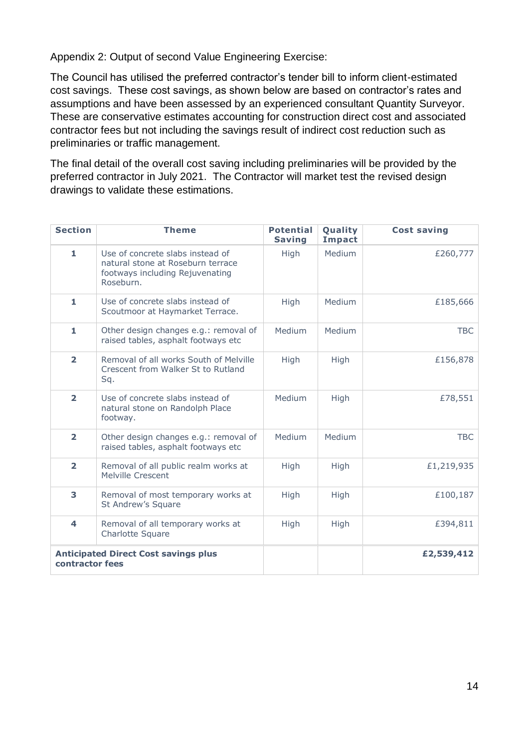Appendix 2: Output of second Value Engineering Exercise:

The Council has utilised the preferred contractor's tender bill to inform client-estimated cost savings. These cost savings, as shown below are based on contractor's rates and assumptions and have been assessed by an experienced consultant Quantity Surveyor. These are conservative estimates accounting for construction direct cost and associated contractor fees but not including the savings result of indirect cost reduction such as preliminaries or traffic management.

The final detail of the overall cost saving including preliminaries will be provided by the preferred contractor in July 2021. The Contractor will market test the revised design drawings to validate these estimations.

| Section | Theme | Potential Saving | Quality Impact | Cost saving |
|---|---|---|---|---|
| **1** | Use of concrete slabs instead of natural stone at Roseburn terrace footways including Rejuvenating Roseburn. | High | Medium | £260,777 |
| **1** | Use of concrete slabs instead of Scoutmoor at Haymarket Terrace. | High | Medium | £185,666 |
| **1** | Other design changes e.g.: removal of raised tables, asphalt footways etc | Medium | Medium | TBC |
| **2** | Removal of all works South of Melville Crescent from Walker St to Rutland Sq. | High | High | £156,878 |
| **2** | Use of concrete slabs instead of natural stone on Randolph Place footway. | Medium | High | £78,551 |
| **2** | Other design changes e.g.: removal of raised tables, asphalt footways etc | Medium | Medium | TBC |
| **2** | Removal of all public realm works at Melville Crescent | High | High | £1,219,935 |
| **3** | Removal of most temporary works at St Andrew's Square | High | High | £100,187 |
| **4** | Removal of all temporary works at Charlotte Square | High | High | £394,811 |
| **Anticipated Direct Cost savings plus contractor fees** | | | | **£2,539,412** |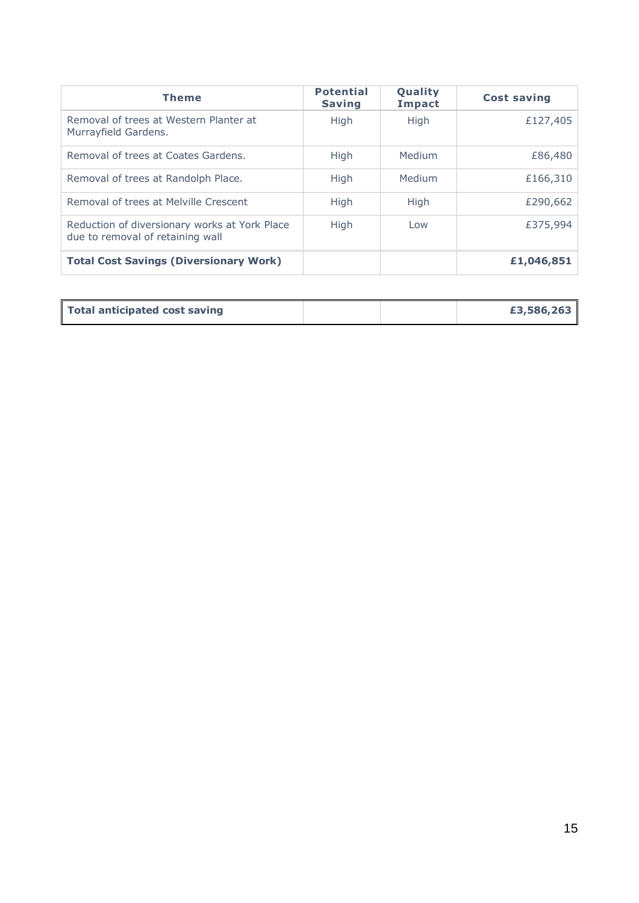| Theme | Potential Saving | Quality Impact | Cost saving |
|---|---|---|---|
| Removal of trees at Western Planter at Murrayfield Gardens. | High | High | £127,405 |
| Removal of trees at Coates Gardens. | High | Medium | £86,480 |
| Removal of trees at Randolph Place. | High | Medium | £166,310 |
| Removal of trees at Melville Crescent | High | High | £290,662 |
| Reduction of diversionary works at York Place due to removal of retaining wall | High | Low | £375,994 |
| **Total Cost Savings (Diversionary Work)** | | | **£1,046,851** |

| **Total anticipated cost saving** | | | **£3,586,263** |
|---|---|---|---|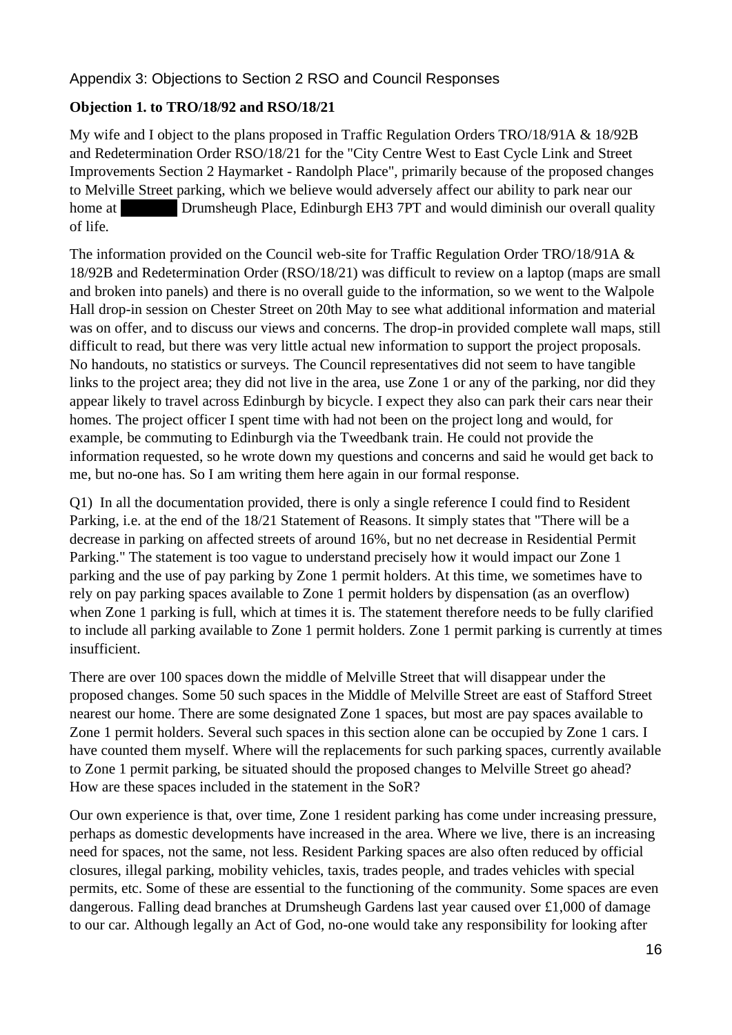## Appendix 3: Objections to Section 2 RSO and Council Responses

**Objection 1. to TRO/18/92 and RSO/18/21**

My wife and I object to the plans proposed in Traffic Regulation Orders TRO/18/91A & 18/92B and Redetermination Order RSO/18/21 for the "City Centre West to East Cycle Link and Street Improvements Section 2 Haymarket - Randolph Place", primarily because of the proposed changes to Melville Street parking, which we believe would adversely affect our ability to park near our home at ██████ Drumsheugh Place, Edinburgh EH3 7PT and would diminish our overall quality of life.

The information provided on the Council web-site for Traffic Regulation Order TRO/18/91A & 18/92B and Redetermination Order (RSO/18/21) was difficult to review on a laptop (maps are small and broken into panels) and there is no overall guide to the information, so we went to the Walpole Hall drop-in session on Chester Street on 20th May to see what additional information and material was on offer, and to discuss our views and concerns. The drop-in provided complete wall maps, still difficult to read, but there was very little actual new information to support the project proposals. No handouts, no statistics or surveys. The Council representatives did not seem to have tangible links to the project area; they did not live in the area, use Zone 1 or any of the parking, nor did they appear likely to travel across Edinburgh by bicycle. I expect they also can park their cars near their homes. The project officer I spent time with had not been on the project long and would, for example, be commuting to Edinburgh via the Tweedbank train. He could not provide the information requested, so he wrote down my questions and concerns and said he would get back to me, but no-one has. So I am writing them here again in our formal response.

Q1) In all the documentation provided, there is only a single reference I could find to Resident Parking, i.e. at the end of the 18/21 Statement of Reasons. It simply states that "There will be a decrease in parking on affected streets of around 16%, but no net decrease in Residential Permit Parking." The statement is too vague to understand precisely how it would impact our Zone 1 parking and the use of pay parking by Zone 1 permit holders. At this time, we sometimes have to rely on pay parking spaces available to Zone 1 permit holders by dispensation (as an overflow) when Zone 1 parking is full, which at times it is. The statement therefore needs to be fully clarified to include all parking available to Zone 1 permit holders. Zone 1 permit parking is currently at times insufficient.

There are over 100 spaces down the middle of Melville Street that will disappear under the proposed changes. Some 50 such spaces in the Middle of Melville Street are east of Stafford Street nearest our home. There are some designated Zone 1 spaces, but most are pay spaces available to Zone 1 permit holders. Several such spaces in this section alone can be occupied by Zone 1 cars. I have counted them myself. Where will the replacements for such parking spaces, currently available to Zone 1 permit parking, be situated should the proposed changes to Melville Street go ahead? How are these spaces included in the statement in the SoR?

Our own experience is that, over time, Zone 1 resident parking has come under increasing pressure, perhaps as domestic developments have increased in the area. Where we live, there is an increasing need for spaces, not the same, not less. Resident Parking spaces are also often reduced by official closures, illegal parking, mobility vehicles, taxis, trades people, and trades vehicles with special permits, etc. Some of these are essential to the functioning of the community. Some spaces are even dangerous. Falling dead branches at Drumsheugh Gardens last year caused over £1,000 of damage to our car. Although legally an Act of God, no-one would take any responsibility for looking after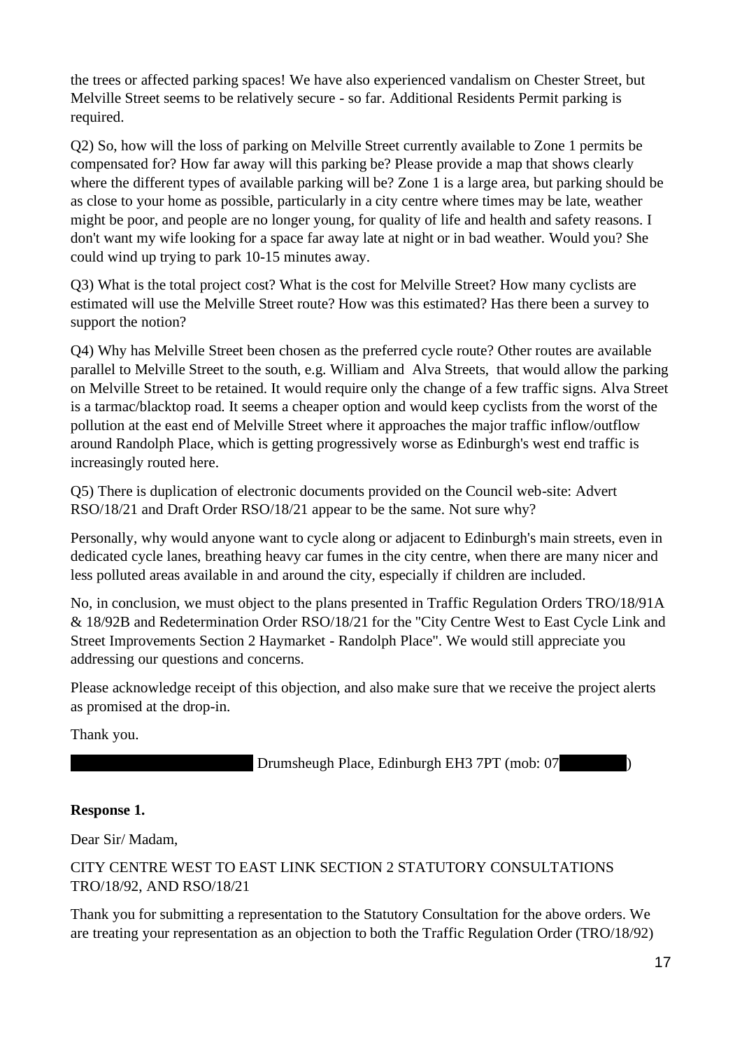the trees or affected parking spaces! We have also experienced vandalism on Chester Street, but Melville Street seems to be relatively secure - so far. Additional Residents Permit parking is required.

Q2) So, how will the loss of parking on Melville Street currently available to Zone 1 permits be compensated for? How far away will this parking be? Please provide a map that shows clearly where the different types of available parking will be? Zone 1 is a large area, but parking should be as close to your home as possible, particularly in a city centre where times may be late, weather might be poor, and people are no longer young, for quality of life and health and safety reasons. I don't want my wife looking for a space far away late at night or in bad weather. Would you? She could wind up trying to park 10-15 minutes away.

Q3) What is the total project cost? What is the cost for Melville Street? How many cyclists are estimated will use the Melville Street route? How was this estimated? Has there been a survey to support the notion?

Q4) Why has Melville Street been chosen as the preferred cycle route? Other routes are available parallel to Melville Street to the south, e.g. William and Alva Streets, that would allow the parking on Melville Street to be retained. It would require only the change of a few traffic signs. Alva Street is a tarmac/blacktop road. It seems a cheaper option and would keep cyclists from the worst of the pollution at the east end of Melville Street where it approaches the major traffic inflow/outflow around Randolph Place, which is getting progressively worse as Edinburgh's west end traffic is increasingly routed here.

Q5) There is duplication of electronic documents provided on the Council web-site: Advert RSO/18/21 and Draft Order RSO/18/21 appear to be the same. Not sure why?

Personally, why would anyone want to cycle along or adjacent to Edinburgh's main streets, even in dedicated cycle lanes, breathing heavy car fumes in the city centre, when there are many nicer and less polluted areas available in and around the city, especially if children are included.

No, in conclusion, we must object to the plans presented in Traffic Regulation Orders TRO/18/91A & 18/92B and Redetermination Order RSO/18/21 for the "City Centre West to East Cycle Link and Street Improvements Section 2 Haymarket - Randolph Place". We would still appreciate you addressing our questions and concerns.

Please acknowledge receipt of this objection, and also make sure that we receive the project alerts as promised at the drop-in.

Thank you.

[REDACTED] Drumsheugh Place, Edinburgh EH3 7PT (mob: 07[REDACTED])

**Response 1.**

Dear Sir/ Madam,

CITY CENTRE WEST TO EAST LINK SECTION 2 STATUTORY CONSULTATIONS TRO/18/92, AND RSO/18/21

Thank you for submitting a representation to the Statutory Consultation for the above orders. We are treating your representation as an objection to both the Traffic Regulation Order (TRO/18/92)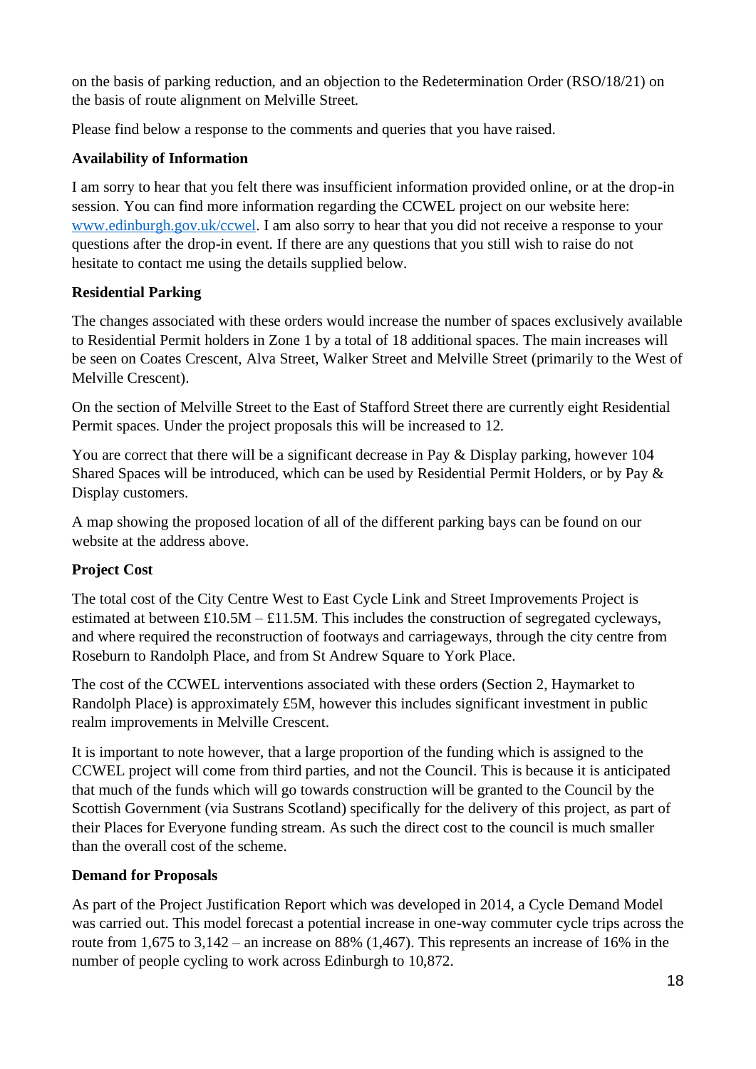on the basis of parking reduction, and an objection to the Redetermination Order (RSO/18/21) on the basis of route alignment on Melville Street.

Please find below a response to the comments and queries that you have raised.

**Availability of Information**

I am sorry to hear that you felt there was insufficient information provided online, or at the drop-in session. You can find more information regarding the CCWEL project on our website here: [www.edinburgh.gov.uk/ccwel](www.edinburgh.gov.uk/ccwel). I am also sorry to hear that you did not receive a response to your questions after the drop-in event. If there are any questions that you still wish to raise do not hesitate to contact me using the details supplied below.

**Residential Parking**

The changes associated with these orders would increase the number of spaces exclusively available to Residential Permit holders in Zone 1 by a total of 18 additional spaces. The main increases will be seen on Coates Crescent, Alva Street, Walker Street and Melville Street (primarily to the West of Melville Crescent).

On the section of Melville Street to the East of Stafford Street there are currently eight Residential Permit spaces. Under the project proposals this will be increased to 12.

You are correct that there will be a significant decrease in Pay & Display parking, however 104 Shared Spaces will be introduced, which can be used by Residential Permit Holders, or by Pay & Display customers.

A map showing the proposed location of all of the different parking bays can be found on our website at the address above.

**Project Cost**

The total cost of the City Centre West to East Cycle Link and Street Improvements Project is estimated at between £10.5M – £11.5M. This includes the construction of segregated cycleways, and where required the reconstruction of footways and carriageways, through the city centre from Roseburn to Randolph Place, and from St Andrew Square to York Place.

The cost of the CCWEL interventions associated with these orders (Section 2, Haymarket to Randolph Place) is approximately £5M, however this includes significant investment in public realm improvements in Melville Crescent.

It is important to note however, that a large proportion of the funding which is assigned to the CCWEL project will come from third parties, and not the Council. This is because it is anticipated that much of the funds which will go towards construction will be granted to the Council by the Scottish Government (via Sustrans Scotland) specifically for the delivery of this project, as part of their Places for Everyone funding stream. As such the direct cost to the council is much smaller than the overall cost of the scheme.

**Demand for Proposals**

As part of the Project Justification Report which was developed in 2014, a Cycle Demand Model was carried out. This model forecast a potential increase in one-way commuter cycle trips across the route from 1,675 to 3,142 – an increase on 88% (1,467). This represents an increase of 16% in the number of people cycling to work across Edinburgh to 10,872.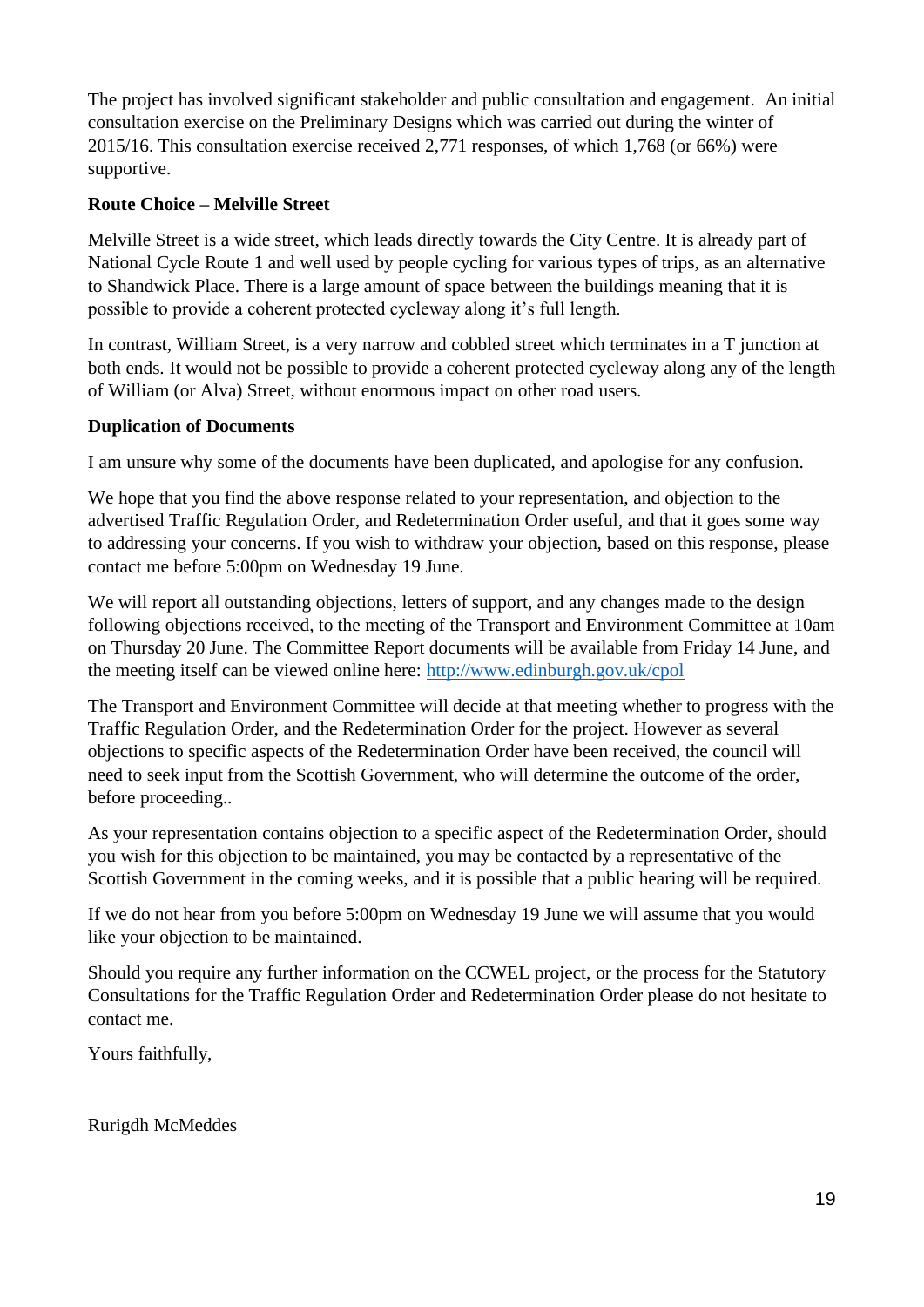The project has involved significant stakeholder and public consultation and engagement. An initial consultation exercise on the Preliminary Designs which was carried out during the winter of 2015/16. This consultation exercise received 2,771 responses, of which 1,768 (or 66%) were supportive.

**Route Choice – Melville Street**

Melville Street is a wide street, which leads directly towards the City Centre. It is already part of National Cycle Route 1 and well used by people cycling for various types of trips, as an alternative to Shandwick Place. There is a large amount of space between the buildings meaning that it is possible to provide a coherent protected cycleway along it's full length.

In contrast, William Street, is a very narrow and cobbled street which terminates in a T junction at both ends. It would not be possible to provide a coherent protected cycleway along any of the length of William (or Alva) Street, without enormous impact on other road users.

**Duplication of Documents**

I am unsure why some of the documents have been duplicated, and apologise for any confusion.

We hope that you find the above response related to your representation, and objection to the advertised Traffic Regulation Order, and Redetermination Order useful, and that it goes some way to addressing your concerns. If you wish to withdraw your objection, based on this response, please contact me before 5:00pm on Wednesday 19 June.

We will report all outstanding objections, letters of support, and any changes made to the design following objections received, to the meeting of the Transport and Environment Committee at 10am on Thursday 20 June. The Committee Report documents will be available from Friday 14 June, and the meeting itself can be viewed online here: [http://www.edinburgh.gov.uk/cpol](http://www.edinburgh.gov.uk/cpol)

The Transport and Environment Committee will decide at that meeting whether to progress with the Traffic Regulation Order, and the Redetermination Order for the project. However as several objections to specific aspects of the Redetermination Order have been received, the council will need to seek input from the Scottish Government, who will determine the outcome of the order, before proceeding..

As your representation contains objection to a specific aspect of the Redetermination Order, should you wish for this objection to be maintained, you may be contacted by a representative of the Scottish Government in the coming weeks, and it is possible that a public hearing will be required.

If we do not hear from you before 5:00pm on Wednesday 19 June we will assume that you would like your objection to be maintained.

Should you require any further information on the CCWEL project, or the process for the Statutory Consultations for the Traffic Regulation Order and Redetermination Order please do not hesitate to contact me.

Yours faithfully,

Rurigdh McMeddes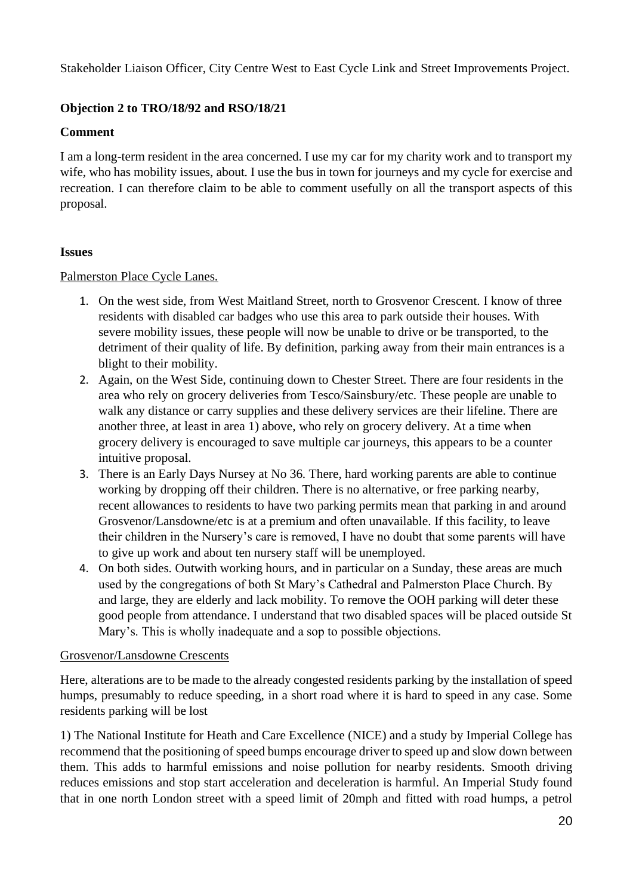Stakeholder Liaison Officer, City Centre West to East Cycle Link and Street Improvements Project.

**Objection 2 to TRO/18/92 and RSO/18/21**

**Comment**

I am a long-term resident in the area concerned. I use my car for my charity work and to transport my wife, who has mobility issues, about. I use the bus in town for journeys and my cycle for exercise and recreation. I can therefore claim to be able to comment usefully on all the transport aspects of this proposal.

**Issues**

Palmerston Place Cycle Lanes.

1. On the west side, from West Maitland Street, north to Grosvenor Crescent. I know of three residents with disabled car badges who use this area to park outside their houses. With severe mobility issues, these people will now be unable to drive or be transported, to the detriment of their quality of life. By definition, parking away from their main entrances is a blight to their mobility.
2. Again, on the West Side, continuing down to Chester Street. There are four residents in the area who rely on grocery deliveries from Tesco/Sainsbury/etc. These people are unable to walk any distance or carry supplies and these delivery services are their lifeline. There are another three, at least in area 1) above, who rely on grocery delivery. At a time when grocery delivery is encouraged to save multiple car journeys, this appears to be a counter intuitive proposal.
3. There is an Early Days Nursey at No 36. There, hard working parents are able to continue working by dropping off their children. There is no alternative, or free parking nearby, recent allowances to residents to have two parking permits mean that parking in and around Grosvenor/Lansdowne/etc is at a premium and often unavailable. If this facility, to leave their children in the Nursery's care is removed, I have no doubt that some parents will have to give up work and about ten nursery staff will be unemployed.
4. On both sides. Outwith working hours, and in particular on a Sunday, these areas are much used by the congregations of both St Mary's Cathedral and Palmerston Place Church. By and large, they are elderly and lack mobility. To remove the OOH parking will deter these good people from attendance. I understand that two disabled spaces will be placed outside St Mary's. This is wholly inadequate and a sop to possible objections.

Grosvenor/Lansdowne Crescents

Here, alterations are to be made to the already congested residents parking by the installation of speed humps, presumably to reduce speeding, in a short road where it is hard to speed in any case. Some residents parking will be lost

1) The National Institute for Heath and Care Excellence (NICE) and a study by Imperial College has recommend that the positioning of speed bumps encourage driver to speed up and slow down between them. This adds to harmful emissions and noise pollution for nearby residents. Smooth driving reduces emissions and stop start acceleration and deceleration is harmful. An Imperial Study found that in one north London street with a speed limit of 20mph and fitted with road humps, a petrol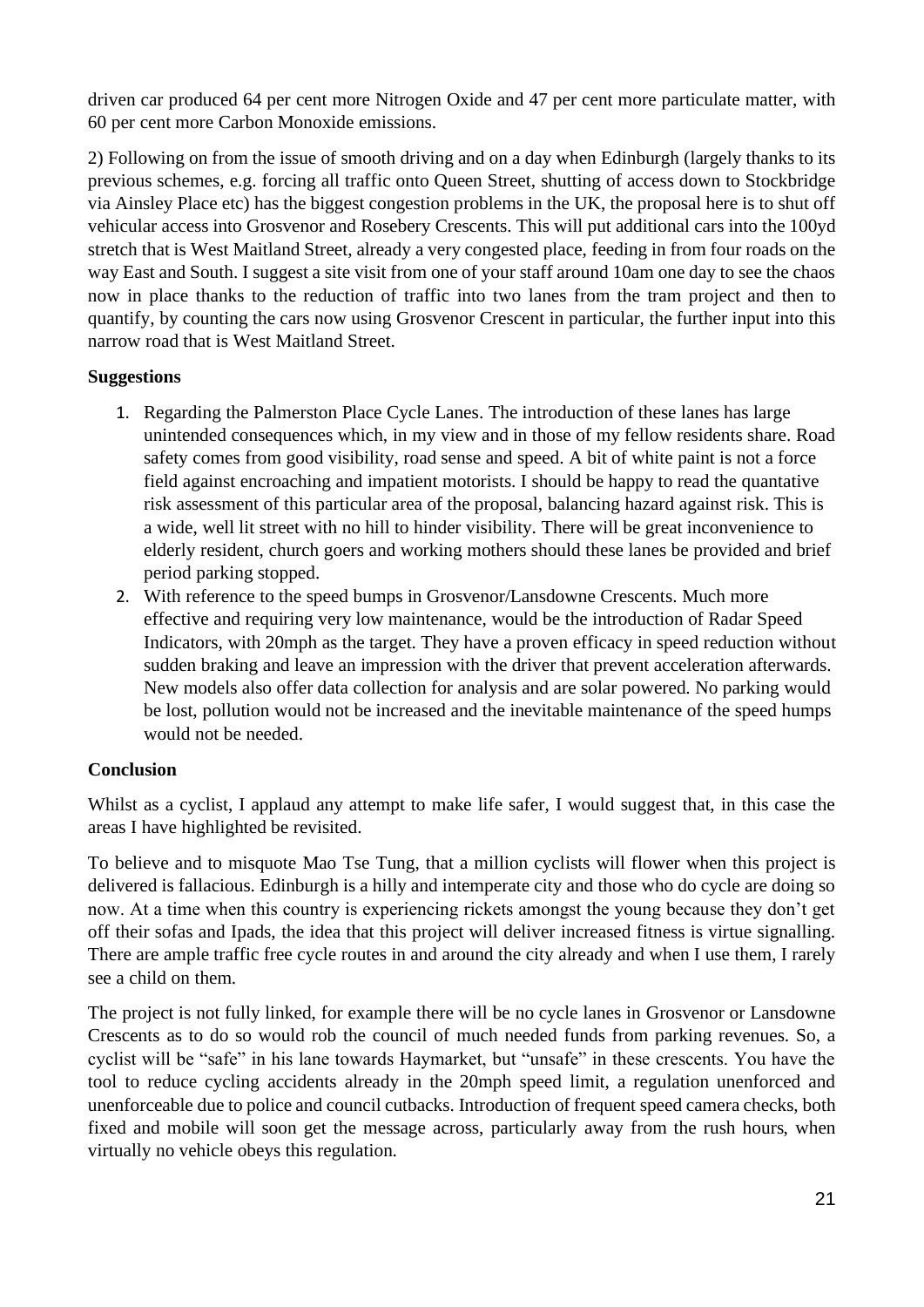driven car produced 64 per cent more Nitrogen Oxide and 47 per cent more particulate matter, with 60 per cent more Carbon Monoxide emissions.

2) Following on from the issue of smooth driving and on a day when Edinburgh (largely thanks to its previous schemes, e.g. forcing all traffic onto Queen Street, shutting of access down to Stockbridge via Ainsley Place etc) has the biggest congestion problems in the UK, the proposal here is to shut off vehicular access into Grosvenor and Rosebery Crescents. This will put additional cars into the 100yd stretch that is West Maitland Street, already a very congested place, feeding in from four roads on the way East and South. I suggest a site visit from one of your staff around 10am one day to see the chaos now in place thanks to the reduction of traffic into two lanes from the tram project and then to quantify, by counting the cars now using Grosvenor Crescent in particular, the further input into this narrow road that is West Maitland Street.

**Suggestions**

1. Regarding the Palmerston Place Cycle Lanes. The introduction of these lanes has large unintended consequences which, in my view and in those of my fellow residents share. Road safety comes from good visibility, road sense and speed. A bit of white paint is not a force field against encroaching and impatient motorists. I should be happy to read the quantative risk assessment of this particular area of the proposal, balancing hazard against risk. This is a wide, well lit street with no hill to hinder visibility. There will be great inconvenience to elderly resident, church goers and working mothers should these lanes be provided and brief period parking stopped.
2. With reference to the speed bumps in Grosvenor/Lansdowne Crescents. Much more effective and requiring very low maintenance, would be the introduction of Radar Speed Indicators, with 20mph as the target. They have a proven efficacy in speed reduction without sudden braking and leave an impression with the driver that prevent acceleration afterwards. New models also offer data collection for analysis and are solar powered. No parking would be lost, pollution would not be increased and the inevitable maintenance of the speed humps would not be needed.

**Conclusion**

Whilst as a cyclist, I applaud any attempt to make life safer, I would suggest that, in this case the areas I have highlighted be revisited.

To believe and to misquote Mao Tse Tung, that a million cyclists will flower when this project is delivered is fallacious. Edinburgh is a hilly and intemperate city and those who do cycle are doing so now. At a time when this country is experiencing rickets amongst the young because they don't get off their sofas and Ipads, the idea that this project will deliver increased fitness is virtue signalling. There are ample traffic free cycle routes in and around the city already and when I use them, I rarely see a child on them.

The project is not fully linked, for example there will be no cycle lanes in Grosvenor or Lansdowne Crescents as to do so would rob the council of much needed funds from parking revenues. So, a cyclist will be "safe" in his lane towards Haymarket, but "unsafe" in these crescents. You have the tool to reduce cycling accidents already in the 20mph speed limit, a regulation unenforced and unenforceable due to police and council cutbacks. Introduction of frequent speed camera checks, both fixed and mobile will soon get the message across, particularly away from the rush hours, when virtually no vehicle obeys this regulation.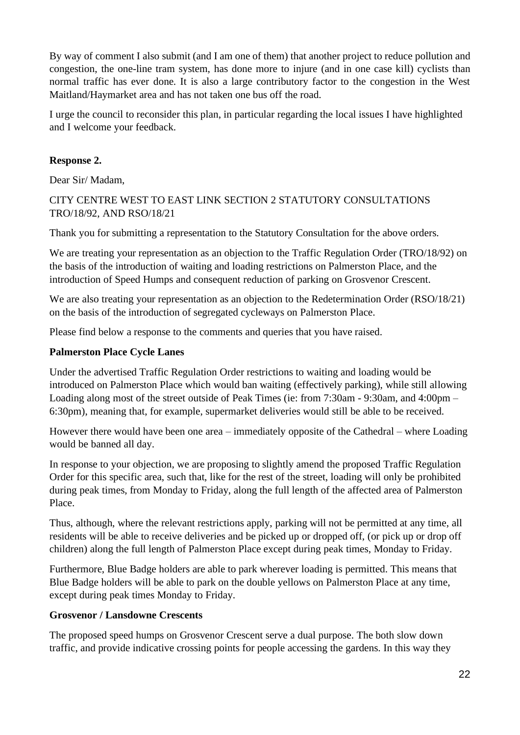By way of comment I also submit (and I am one of them) that another project to reduce pollution and congestion, the one-line tram system, has done more to injure (and in one case kill) cyclists than normal traffic has ever done. It is also a large contributory factor to the congestion in the West Maitland/Haymarket area and has not taken one bus off the road.

I urge the council to reconsider this plan, in particular regarding the local issues I have highlighted and I welcome your feedback.

**Response 2.**

Dear Sir/ Madam,

CITY CENTRE WEST TO EAST LINK SECTION 2 STATUTORY CONSULTATIONS TRO/18/92, AND RSO/18/21

Thank you for submitting a representation to the Statutory Consultation for the above orders.

We are treating your representation as an objection to the Traffic Regulation Order (TRO/18/92) on the basis of the introduction of waiting and loading restrictions on Palmerston Place, and the introduction of Speed Humps and consequent reduction of parking on Grosvenor Crescent.

We are also treating your representation as an objection to the Redetermination Order (RSO/18/21) on the basis of the introduction of segregated cycleways on Palmerston Place.

Please find below a response to the comments and queries that you have raised.

**Palmerston Place Cycle Lanes**

Under the advertised Traffic Regulation Order restrictions to waiting and loading would be introduced on Palmerston Place which would ban waiting (effectively parking), while still allowing Loading along most of the street outside of Peak Times (ie: from 7:30am - 9:30am, and 4:00pm – 6:30pm), meaning that, for example, supermarket deliveries would still be able to be received.

However there would have been one area – immediately opposite of the Cathedral – where Loading would be banned all day.

In response to your objection, we are proposing to slightly amend the proposed Traffic Regulation Order for this specific area, such that, like for the rest of the street, loading will only be prohibited during peak times, from Monday to Friday, along the full length of the affected area of Palmerston Place.

Thus, although, where the relevant restrictions apply, parking will not be permitted at any time, all residents will be able to receive deliveries and be picked up or dropped off, (or pick up or drop off children) along the full length of Palmerston Place except during peak times, Monday to Friday.

Furthermore, Blue Badge holders are able to park wherever loading is permitted. This means that Blue Badge holders will be able to park on the double yellows on Palmerston Place at any time, except during peak times Monday to Friday.

**Grosvenor / Lansdowne Crescents**

The proposed speed humps on Grosvenor Crescent serve a dual purpose. The both slow down traffic, and provide indicative crossing points for people accessing the gardens. In this way they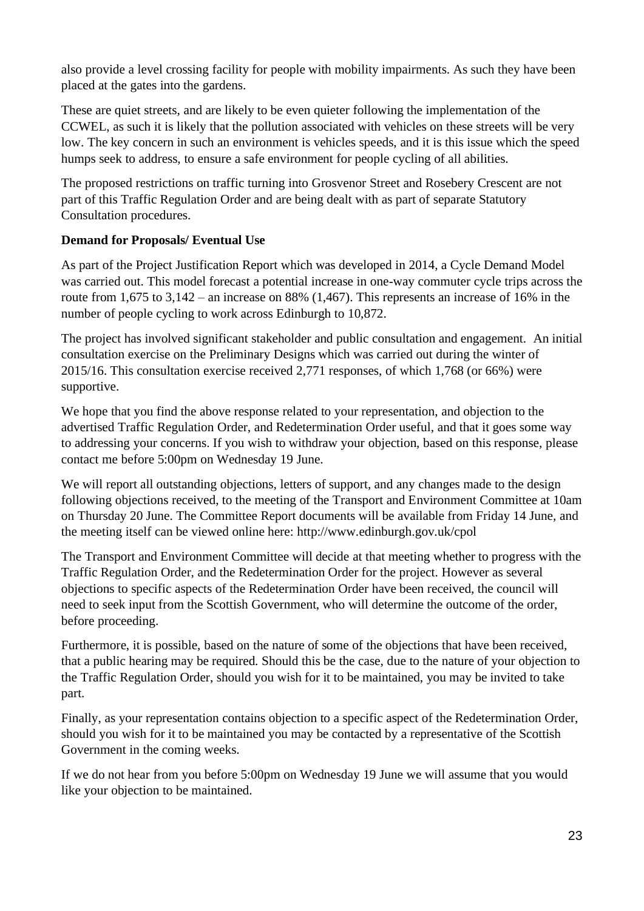also provide a level crossing facility for people with mobility impairments. As such they have been placed at the gates into the gardens.

These are quiet streets, and are likely to be even quieter following the implementation of the CCWEL, as such it is likely that the pollution associated with vehicles on these streets will be very low. The key concern in such an environment is vehicles speeds, and it is this issue which the speed humps seek to address, to ensure a safe environment for people cycling of all abilities.

The proposed restrictions on traffic turning into Grosvenor Street and Rosebery Crescent are not part of this Traffic Regulation Order and are being dealt with as part of separate Statutory Consultation procedures.

**Demand for Proposals/ Eventual Use**

As part of the Project Justification Report which was developed in 2014, a Cycle Demand Model was carried out. This model forecast a potential increase in one-way commuter cycle trips across the route from 1,675 to 3,142 – an increase on 88% (1,467). This represents an increase of 16% in the number of people cycling to work across Edinburgh to 10,872.

The project has involved significant stakeholder and public consultation and engagement. An initial consultation exercise on the Preliminary Designs which was carried out during the winter of 2015/16. This consultation exercise received 2,771 responses, of which 1,768 (or 66%) were supportive.

We hope that you find the above response related to your representation, and objection to the advertised Traffic Regulation Order, and Redetermination Order useful, and that it goes some way to addressing your concerns. If you wish to withdraw your objection, based on this response, please contact me before 5:00pm on Wednesday 19 June.

We will report all outstanding objections, letters of support, and any changes made to the design following objections received, to the meeting of the Transport and Environment Committee at 10am on Thursday 20 June. The Committee Report documents will be available from Friday 14 June, and the meeting itself can be viewed online here: http://www.edinburgh.gov.uk/cpol

The Transport and Environment Committee will decide at that meeting whether to progress with the Traffic Regulation Order, and the Redetermination Order for the project. However as several objections to specific aspects of the Redetermination Order have been received, the council will need to seek input from the Scottish Government, who will determine the outcome of the order, before proceeding.

Furthermore, it is possible, based on the nature of some of the objections that have been received, that a public hearing may be required. Should this be the case, due to the nature of your objection to the Traffic Regulation Order, should you wish for it to be maintained, you may be invited to take part.

Finally, as your representation contains objection to a specific aspect of the Redetermination Order, should you wish for it to be maintained you may be contacted by a representative of the Scottish Government in the coming weeks.

If we do not hear from you before 5:00pm on Wednesday 19 June we will assume that you would like your objection to be maintained.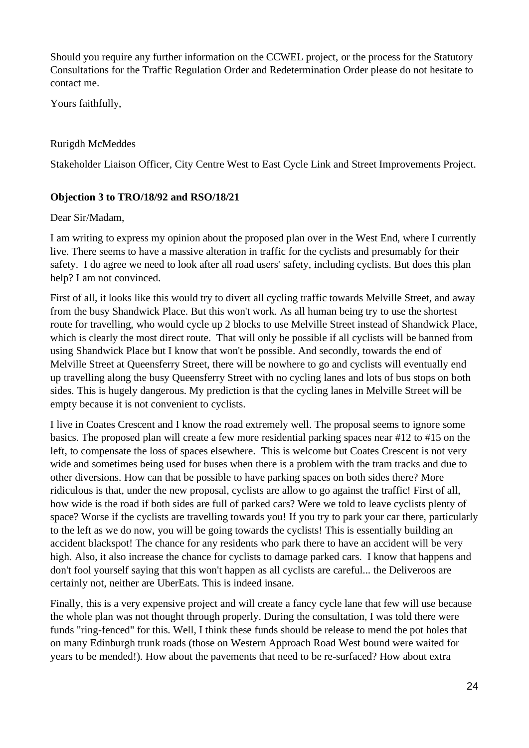Should you require any further information on the CCWEL project, or the process for the Statutory Consultations for the Traffic Regulation Order and Redetermination Order please do not hesitate to contact me.

Yours faithfully,

Rurigdh McMeddes

Stakeholder Liaison Officer, City Centre West to East Cycle Link and Street Improvements Project.

**Objection 3 to TRO/18/92 and RSO/18/21**

Dear Sir/Madam,

I am writing to express my opinion about the proposed plan over in the West End, where I currently live. There seems to have a massive alteration in traffic for the cyclists and presumably for their safety. I do agree we need to look after all road users' safety, including cyclists. But does this plan help? I am not convinced.

First of all, it looks like this would try to divert all cycling traffic towards Melville Street, and away from the busy Shandwick Place. But this won't work. As all human being try to use the shortest route for travelling, who would cycle up 2 blocks to use Melville Street instead of Shandwick Place, which is clearly the most direct route. That will only be possible if all cyclists will be banned from using Shandwick Place but I know that won't be possible. And secondly, towards the end of Melville Street at Queensferry Street, there will be nowhere to go and cyclists will eventually end up travelling along the busy Queensferry Street with no cycling lanes and lots of bus stops on both sides. This is hugely dangerous. My prediction is that the cycling lanes in Melville Street will be empty because it is not convenient to cyclists.

I live in Coates Crescent and I know the road extremely well. The proposal seems to ignore some basics. The proposed plan will create a few more residential parking spaces near #12 to #15 on the left, to compensate the loss of spaces elsewhere. This is welcome but Coates Crescent is not very wide and sometimes being used for buses when there is a problem with the tram tracks and due to other diversions. How can that be possible to have parking spaces on both sides there? More ridiculous is that, under the new proposal, cyclists are allow to go against the traffic! First of all, how wide is the road if both sides are full of parked cars? Were we told to leave cyclists plenty of space? Worse if the cyclists are travelling towards you! If you try to park your car there, particularly to the left as we do now, you will be going towards the cyclists! This is essentially building an accident blackspot! The chance for any residents who park there to have an accident will be very high. Also, it also increase the chance for cyclists to damage parked cars. I know that happens and don't fool yourself saying that this won't happen as all cyclists are careful... the Deliveroos are certainly not, neither are UberEats. This is indeed insane.

Finally, this is a very expensive project and will create a fancy cycle lane that few will use because the whole plan was not thought through properly. During the consultation, I was told there were funds "ring-fenced" for this. Well, I think these funds should be release to mend the pot holes that on many Edinburgh trunk roads (those on Western Approach Road West bound were waited for years to be mended!). How about the pavements that need to be re-surfaced? How about extra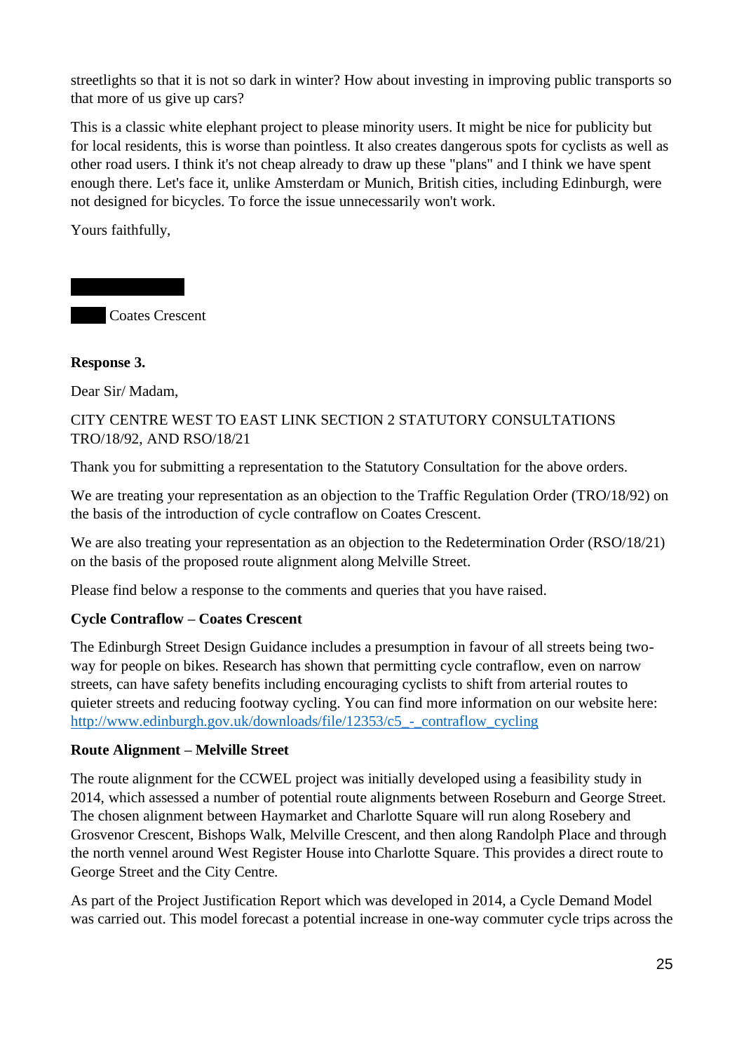streetlights so that it is not so dark in winter? How about investing in improving public transports so that more of us give up cars?

This is a classic white elephant project to please minority users. It might be nice for publicity but for local residents, this is worse than pointless. It also creates dangerous spots for cyclists as well as other road users. I think it's not cheap already to draw up these "plans" and I think we have spent enough there. Let's face it, unlike Amsterdam or Munich, British cities, including Edinburgh, were not designed for bicycles. To force the issue unnecessarily won't work.

Yours faithfully,

Coates Crescent

**Response 3.**

Dear Sir/ Madam,

CITY CENTRE WEST TO EAST LINK SECTION 2 STATUTORY CONSULTATIONS TRO/18/92, AND RSO/18/21

Thank you for submitting a representation to the Statutory Consultation for the above orders.

We are treating your representation as an objection to the Traffic Regulation Order (TRO/18/92) on the basis of the introduction of cycle contraflow on Coates Crescent.

We are also treating your representation as an objection to the Redetermination Order (RSO/18/21) on the basis of the proposed route alignment along Melville Street.

Please find below a response to the comments and queries that you have raised.

**Cycle Contraflow – Coates Crescent**

The Edinburgh Street Design Guidance includes a presumption in favour of all streets being two-way for people on bikes. Research has shown that permitting cycle contraflow, even on narrow streets, can have safety benefits including encouraging cyclists to shift from arterial routes to quieter streets and reducing footway cycling. You can find more information on our website here: http://www.edinburgh.gov.uk/downloads/file/12353/c5_-_contraflow_cycling

**Route Alignment – Melville Street**

The route alignment for the CCWEL project was initially developed using a feasibility study in 2014, which assessed a number of potential route alignments between Roseburn and George Street. The chosen alignment between Haymarket and Charlotte Square will run along Rosebery and Grosvenor Crescent, Bishops Walk, Melville Crescent, and then along Randolph Place and through the north vennel around West Register House into Charlotte Square. This provides a direct route to George Street and the City Centre.

As part of the Project Justification Report which was developed in 2014, a Cycle Demand Model was carried out. This model forecast a potential increase in one-way commuter cycle trips across the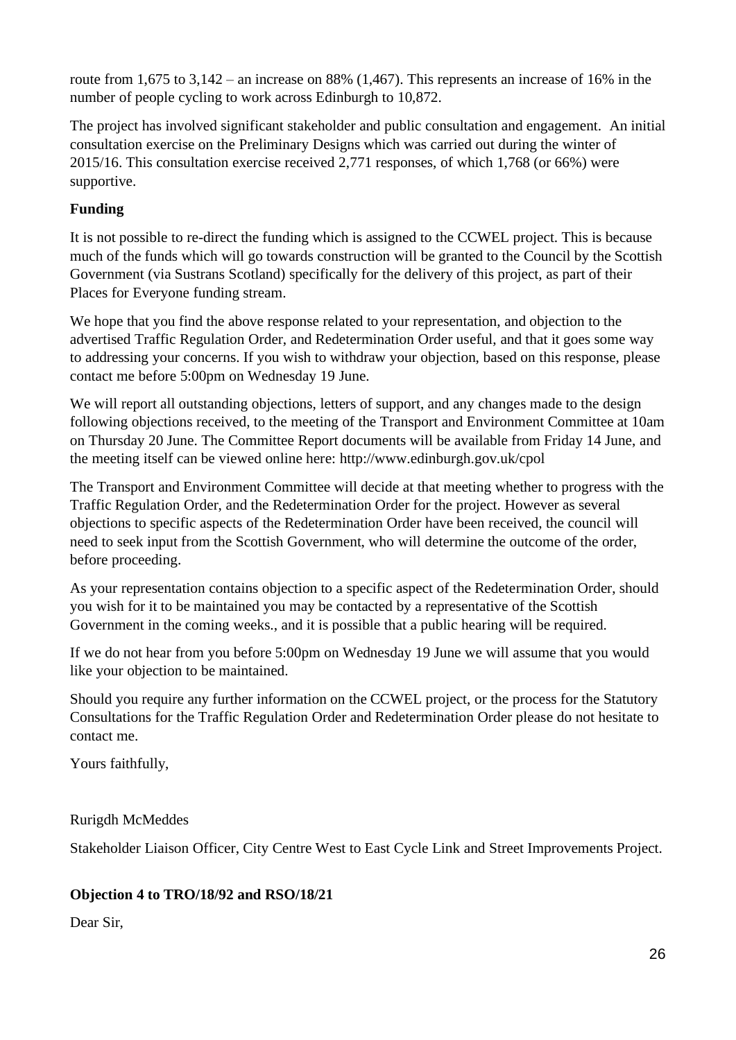route from 1,675 to 3,142 – an increase on 88% (1,467). This represents an increase of 16% in the number of people cycling to work across Edinburgh to 10,872.

The project has involved significant stakeholder and public consultation and engagement. An initial consultation exercise on the Preliminary Designs which was carried out during the winter of 2015/16. This consultation exercise received 2,771 responses, of which 1,768 (or 66%) were supportive.

**Funding**

It is not possible to re-direct the funding which is assigned to the CCWEL project. This is because much of the funds which will go towards construction will be granted to the Council by the Scottish Government (via Sustrans Scotland) specifically for the delivery of this project, as part of their Places for Everyone funding stream.

We hope that you find the above response related to your representation, and objection to the advertised Traffic Regulation Order, and Redetermination Order useful, and that it goes some way to addressing your concerns. If you wish to withdraw your objection, based on this response, please contact me before 5:00pm on Wednesday 19 June.

We will report all outstanding objections, letters of support, and any changes made to the design following objections received, to the meeting of the Transport and Environment Committee at 10am on Thursday 20 June. The Committee Report documents will be available from Friday 14 June, and the meeting itself can be viewed online here: http://www.edinburgh.gov.uk/cpol

The Transport and Environment Committee will decide at that meeting whether to progress with the Traffic Regulation Order, and the Redetermination Order for the project. However as several objections to specific aspects of the Redetermination Order have been received, the council will need to seek input from the Scottish Government, who will determine the outcome of the order, before proceeding.

As your representation contains objection to a specific aspect of the Redetermination Order, should you wish for it to be maintained you may be contacted by a representative of the Scottish Government in the coming weeks., and it is possible that a public hearing will be required.

If we do not hear from you before 5:00pm on Wednesday 19 June we will assume that you would like your objection to be maintained.

Should you require any further information on the CCWEL project, or the process for the Statutory Consultations for the Traffic Regulation Order and Redetermination Order please do not hesitate to contact me.

Yours faithfully,

Rurigdh McMeddes

Stakeholder Liaison Officer, City Centre West to East Cycle Link and Street Improvements Project.

**Objection 4 to TRO/18/92 and RSO/18/21**

Dear Sir,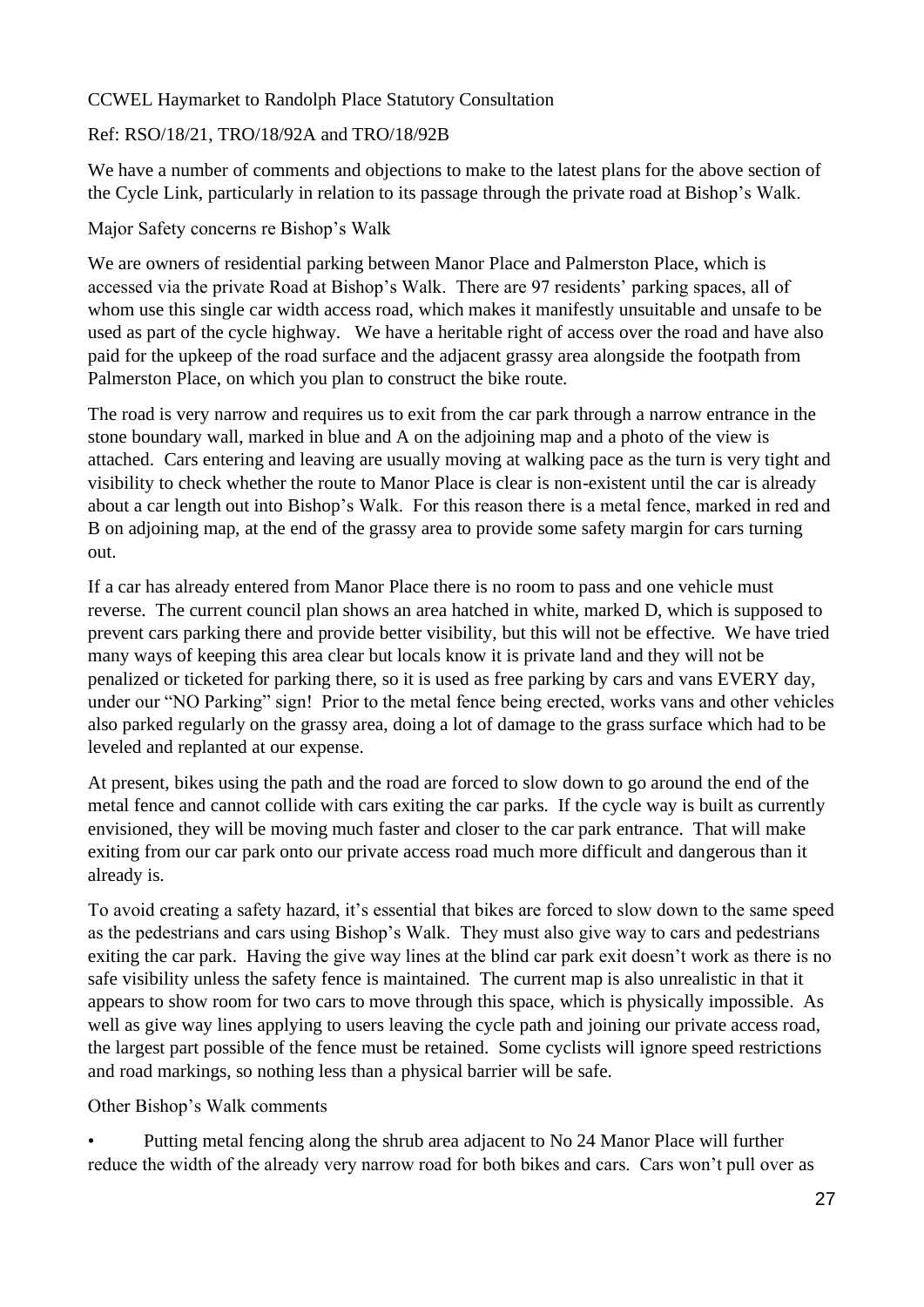CCWEL Haymarket to Randolph Place Statutory Consultation

Ref: RSO/18/21, TRO/18/92A and TRO/18/92B

We have a number of comments and objections to make to the latest plans for the above section of the Cycle Link, particularly in relation to its passage through the private road at Bishop's Walk.

Major Safety concerns re Bishop's Walk

We are owners of residential parking between Manor Place and Palmerston Place, which is accessed via the private Road at Bishop's Walk. There are 97 residents' parking spaces, all of whom use this single car width access road, which makes it manifestly unsuitable and unsafe to be used as part of the cycle highway. We have a heritable right of access over the road and have also paid for the upkeep of the road surface and the adjacent grassy area alongside the footpath from Palmerston Place, on which you plan to construct the bike route.

The road is very narrow and requires us to exit from the car park through a narrow entrance in the stone boundary wall, marked in blue and A on the adjoining map and a photo of the view is attached. Cars entering and leaving are usually moving at walking pace as the turn is very tight and visibility to check whether the route to Manor Place is clear is non-existent until the car is already about a car length out into Bishop's Walk. For this reason there is a metal fence, marked in red and B on adjoining map, at the end of the grassy area to provide some safety margin for cars turning out.

If a car has already entered from Manor Place there is no room to pass and one vehicle must reverse. The current council plan shows an area hatched in white, marked D, which is supposed to prevent cars parking there and provide better visibility, but this will not be effective. We have tried many ways of keeping this area clear but locals know it is private land and they will not be penalized or ticketed for parking there, so it is used as free parking by cars and vans EVERY day, under our "NO Parking" sign! Prior to the metal fence being erected, works vans and other vehicles also parked regularly on the grassy area, doing a lot of damage to the grass surface which had to be leveled and replanted at our expense.

At present, bikes using the path and the road are forced to slow down to go around the end of the metal fence and cannot collide with cars exiting the car parks. If the cycle way is built as currently envisioned, they will be moving much faster and closer to the car park entrance. That will make exiting from our car park onto our private access road much more difficult and dangerous than it already is.

To avoid creating a safety hazard, it's essential that bikes are forced to slow down to the same speed as the pedestrians and cars using Bishop's Walk. They must also give way to cars and pedestrians exiting the car park. Having the give way lines at the blind car park exit doesn't work as there is no safe visibility unless the safety fence is maintained. The current map is also unrealistic in that it appears to show room for two cars to move through this space, which is physically impossible. As well as give way lines applying to users leaving the cycle path and joining our private access road, the largest part possible of the fence must be retained. Some cyclists will ignore speed restrictions and road markings, so nothing less than a physical barrier will be safe.

Other Bishop's Walk comments

- Putting metal fencing along the shrub area adjacent to No 24 Manor Place will further reduce the width of the already very narrow road for both bikes and cars. Cars won't pull over as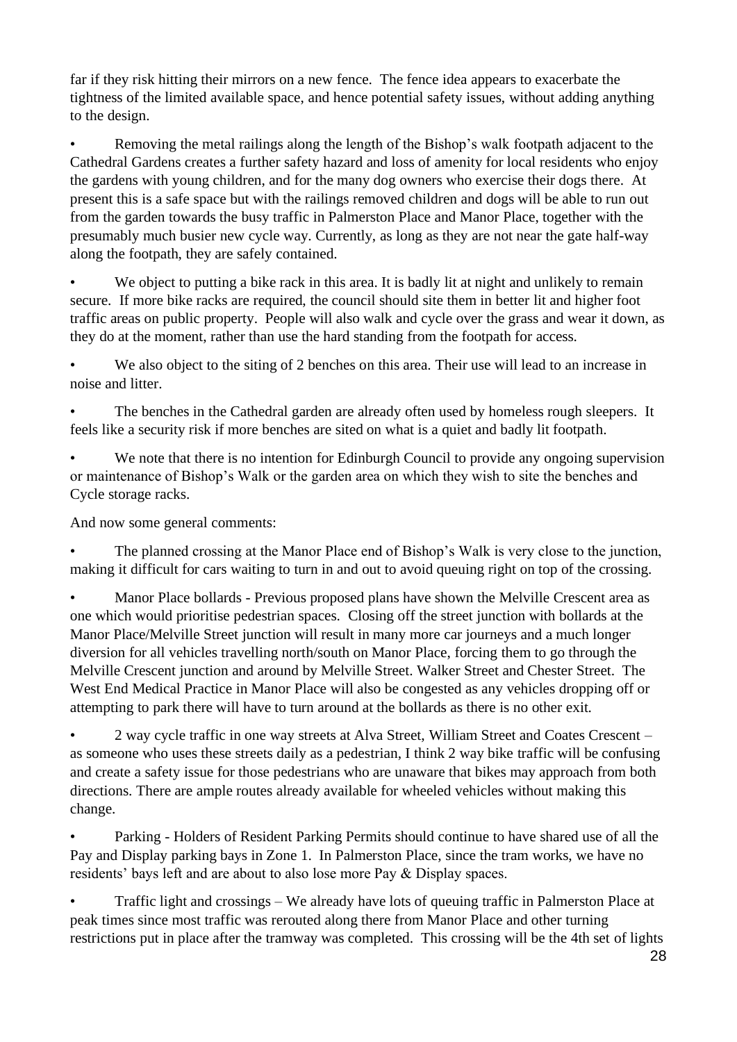far if they risk hitting their mirrors on a new fence. The fence idea appears to exacerbate the tightness of the limited available space, and hence potential safety issues, without adding anything to the design.

- Removing the metal railings along the length of the Bishop's walk footpath adjacent to the Cathedral Gardens creates a further safety hazard and loss of amenity for local residents who enjoy the gardens with young children, and for the many dog owners who exercise their dogs there. At present this is a safe space but with the railings removed children and dogs will be able to run out from the garden towards the busy traffic in Palmerston Place and Manor Place, together with the presumably much busier new cycle way. Currently, as long as they are not near the gate half-way along the footpath, they are safely contained.
- We object to putting a bike rack in this area. It is badly lit at night and unlikely to remain secure. If more bike racks are required, the council should site them in better lit and higher foot traffic areas on public property. People will also walk and cycle over the grass and wear it down, as they do at the moment, rather than use the hard standing from the footpath for access.
- We also object to the siting of 2 benches on this area. Their use will lead to an increase in noise and litter.
- The benches in the Cathedral garden are already often used by homeless rough sleepers. It feels like a security risk if more benches are sited on what is a quiet and badly lit footpath.
- We note that there is no intention for Edinburgh Council to provide any ongoing supervision or maintenance of Bishop's Walk or the garden area on which they wish to site the benches and Cycle storage racks.

And now some general comments:

- The planned crossing at the Manor Place end of Bishop's Walk is very close to the junction, making it difficult for cars waiting to turn in and out to avoid queuing right on top of the crossing.
- Manor Place bollards - Previous proposed plans have shown the Melville Crescent area as one which would prioritise pedestrian spaces. Closing off the street junction with bollards at the Manor Place/Melville Street junction will result in many more car journeys and a much longer diversion for all vehicles travelling north/south on Manor Place, forcing them to go through the Melville Crescent junction and around by Melville Street. Walker Street and Chester Street. The West End Medical Practice in Manor Place will also be congested as any vehicles dropping off or attempting to park there will have to turn around at the bollards as there is no other exit.
- 2 way cycle traffic in one way streets at Alva Street, William Street and Coates Crescent – as someone who uses these streets daily as a pedestrian, I think 2 way bike traffic will be confusing and create a safety issue for those pedestrians who are unaware that bikes may approach from both directions. There are ample routes already available for wheeled vehicles without making this change.
- Parking - Holders of Resident Parking Permits should continue to have shared use of all the Pay and Display parking bays in Zone 1. In Palmerston Place, since the tram works, we have no residents' bays left and are about to also lose more Pay & Display spaces.
- Traffic light and crossings – We already have lots of queuing traffic in Palmerston Place at peak times since most traffic was rerouted along there from Manor Place and other turning restrictions put in place after the tramway was completed. This crossing will be the 4th set of lights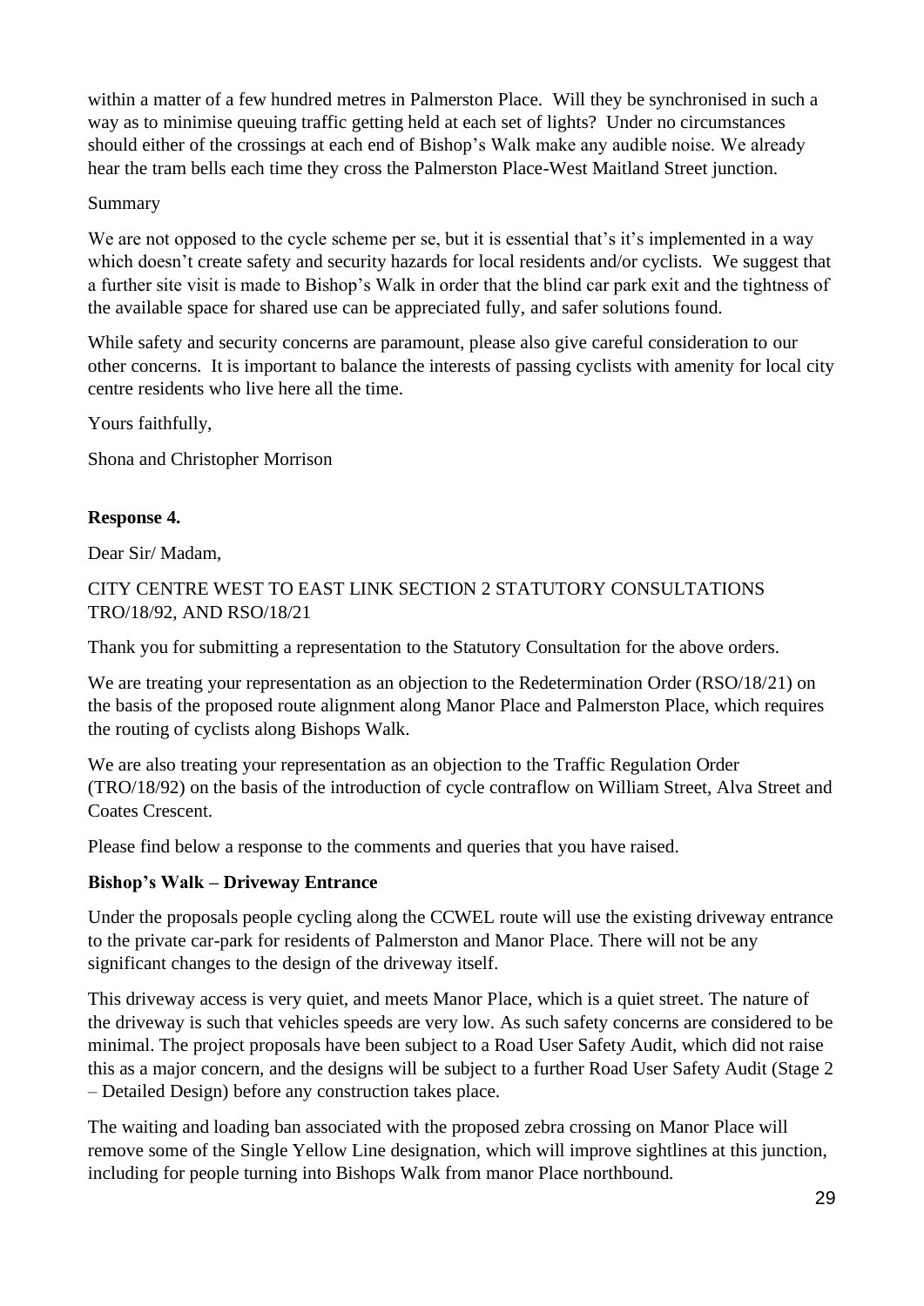within a matter of a few hundred metres in Palmerston Place. Will they be synchronised in such a way as to minimise queuing traffic getting held at each set of lights? Under no circumstances should either of the crossings at each end of Bishop's Walk make any audible noise. We already hear the tram bells each time they cross the Palmerston Place-West Maitland Street junction.

Summary

We are not opposed to the cycle scheme per se, but it is essential that's it's implemented in a way which doesn't create safety and security hazards for local residents and/or cyclists. We suggest that a further site visit is made to Bishop's Walk in order that the blind car park exit and the tightness of the available space for shared use can be appreciated fully, and safer solutions found.

While safety and security concerns are paramount, please also give careful consideration to our other concerns. It is important to balance the interests of passing cyclists with amenity for local city centre residents who live here all the time.

Yours faithfully,

Shona and Christopher Morrison

**Response 4.**

Dear Sir/ Madam,

CITY CENTRE WEST TO EAST LINK SECTION 2 STATUTORY CONSULTATIONS TRO/18/92, AND RSO/18/21

Thank you for submitting a representation to the Statutory Consultation for the above orders.

We are treating your representation as an objection to the Redetermination Order (RSO/18/21) on the basis of the proposed route alignment along Manor Place and Palmerston Place, which requires the routing of cyclists along Bishops Walk.

We are also treating your representation as an objection to the Traffic Regulation Order (TRO/18/92) on the basis of the introduction of cycle contraflow on William Street, Alva Street and Coates Crescent.

Please find below a response to the comments and queries that you have raised.

**Bishop's Walk – Driveway Entrance**

Under the proposals people cycling along the CCWEL route will use the existing driveway entrance to the private car-park for residents of Palmerston and Manor Place. There will not be any significant changes to the design of the driveway itself.

This driveway access is very quiet, and meets Manor Place, which is a quiet street. The nature of the driveway is such that vehicles speeds are very low. As such safety concerns are considered to be minimal. The project proposals have been subject to a Road User Safety Audit, which did not raise this as a major concern, and the designs will be subject to a further Road User Safety Audit (Stage 2 – Detailed Design) before any construction takes place.

The waiting and loading ban associated with the proposed zebra crossing on Manor Place will remove some of the Single Yellow Line designation, which will improve sightlines at this junction, including for people turning into Bishops Walk from manor Place northbound.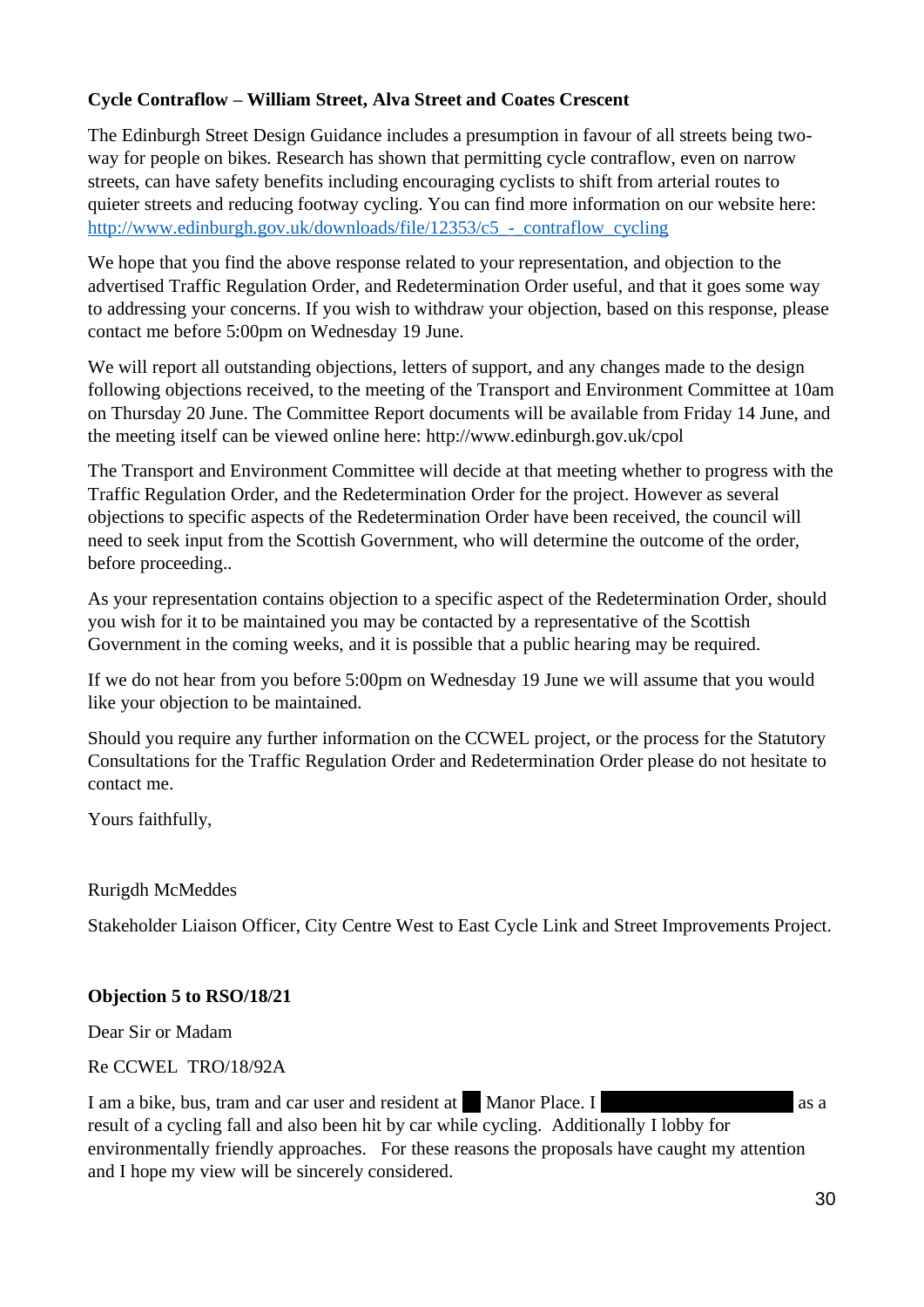**Cycle Contraflow – William Street, Alva Street and Coates Crescent**

The Edinburgh Street Design Guidance includes a presumption in favour of all streets being two-way for people on bikes. Research has shown that permitting cycle contraflow, even on narrow streets, can have safety benefits including encouraging cyclists to shift from arterial routes to quieter streets and reducing footway cycling. You can find more information on our website here: [http://www.edinburgh.gov.uk/downloads/file/12353/c5_-_contraflow_cycling](http://www.edinburgh.gov.uk/downloads/file/12353/c5_-_contraflow_cycling)

We hope that you find the above response related to your representation, and objection to the advertised Traffic Regulation Order, and Redetermination Order useful, and that it goes some way to addressing your concerns. If you wish to withdraw your objection, based on this response, please contact me before 5:00pm on Wednesday 19 June.

We will report all outstanding objections, letters of support, and any changes made to the design following objections received, to the meeting of the Transport and Environment Committee at 10am on Thursday 20 June. The Committee Report documents will be available from Friday 14 June, and the meeting itself can be viewed online here: http://www.edinburgh.gov.uk/cpol

The Transport and Environment Committee will decide at that meeting whether to progress with the Traffic Regulation Order, and the Redetermination Order for the project. However as several objections to specific aspects of the Redetermination Order have been received, the council will need to seek input from the Scottish Government, who will determine the outcome of the order, before proceeding..

As your representation contains objection to a specific aspect of the Redetermination Order, should you wish for it to be maintained you may be contacted by a representative of the Scottish Government in the coming weeks, and it is possible that a public hearing may be required.

If we do not hear from you before 5:00pm on Wednesday 19 June we will assume that you would like your objection to be maintained.

Should you require any further information on the CCWEL project, or the process for the Statutory Consultations for the Traffic Regulation Order and Redetermination Order please do not hesitate to contact me.

Yours faithfully,

Rurigdh McMeddes

Stakeholder Liaison Officer, City Centre West to East Cycle Link and Street Improvements Project.

**Objection 5 to RSO/18/21**

Dear Sir or Madam

Re CCWEL TRO/18/92A

I am a bike, bus, tram and car user and resident at ██ Manor Place. I ████████████ as a result of a cycling fall and also been hit by car while cycling. Additionally I lobby for environmentally friendly approaches. For these reasons the proposals have caught my attention and I hope my view will be sincerely considered.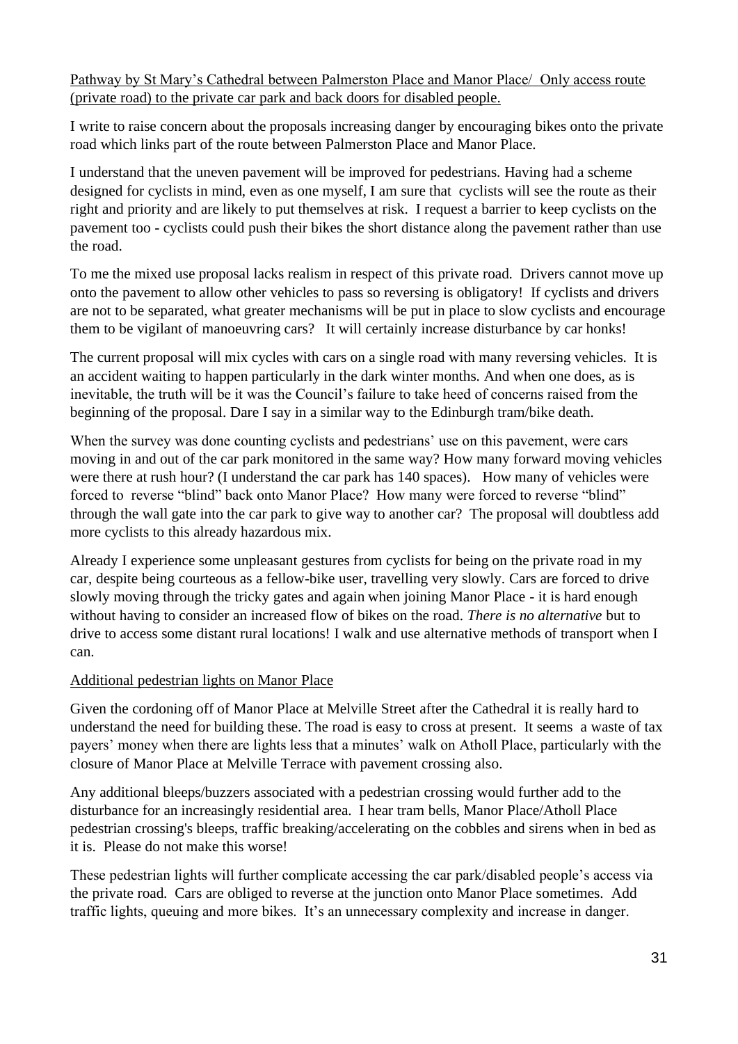<u>Pathway by St Mary's Cathedral between Palmerston Place and Manor Place/ Only access route (private road) to the private car park and back doors for disabled people.</u>

I write to raise concern about the proposals increasing danger by encouraging bikes onto the private road which links part of the route between Palmerston Place and Manor Place.

I understand that the uneven pavement will be improved for pedestrians. Having had a scheme designed for cyclists in mind, even as one myself, I am sure that cyclists will see the route as their right and priority and are likely to put themselves at risk. I request a barrier to keep cyclists on the pavement too - cyclists could push their bikes the short distance along the pavement rather than use the road.

To me the mixed use proposal lacks realism in respect of this private road. Drivers cannot move up onto the pavement to allow other vehicles to pass so reversing is obligatory! If cyclists and drivers are not to be separated, what greater mechanisms will be put in place to slow cyclists and encourage them to be vigilant of manoeuvring cars? It will certainly increase disturbance by car honks!

The current proposal will mix cycles with cars on a single road with many reversing vehicles. It is an accident waiting to happen particularly in the dark winter months. And when one does, as is inevitable, the truth will be it was the Council's failure to take heed of concerns raised from the beginning of the proposal. Dare I say in a similar way to the Edinburgh tram/bike death.

When the survey was done counting cyclists and pedestrians' use on this pavement, were cars moving in and out of the car park monitored in the same way? How many forward moving vehicles were there at rush hour? (I understand the car park has 140 spaces). How many of vehicles were forced to reverse "blind" back onto Manor Place? How many were forced to reverse "blind" through the wall gate into the car park to give way to another car? The proposal will doubtless add more cyclists to this already hazardous mix.

Already I experience some unpleasant gestures from cyclists for being on the private road in my car, despite being courteous as a fellow-bike user, travelling very slowly. Cars are forced to drive slowly moving through the tricky gates and again when joining Manor Place - it is hard enough without having to consider an increased flow of bikes on the road. *There is no alternative* but to drive to access some distant rural locations! I walk and use alternative methods of transport when I can.

<u>Additional pedestrian lights on Manor Place</u>

Given the cordoning off of Manor Place at Melville Street after the Cathedral it is really hard to understand the need for building these. The road is easy to cross at present. It seems a waste of tax payers' money when there are lights less that a minutes' walk on Atholl Place, particularly with the closure of Manor Place at Melville Terrace with pavement crossing also.

Any additional bleeps/buzzers associated with a pedestrian crossing would further add to the disturbance for an increasingly residential area. I hear tram bells, Manor Place/Atholl Place pedestrian crossing's bleeps, traffic breaking/accelerating on the cobbles and sirens when in bed as it is. Please do not make this worse!

These pedestrian lights will further complicate accessing the car park/disabled people's access via the private road. Cars are obliged to reverse at the junction onto Manor Place sometimes. Add traffic lights, queuing and more bikes. It's an unnecessary complexity and increase in danger.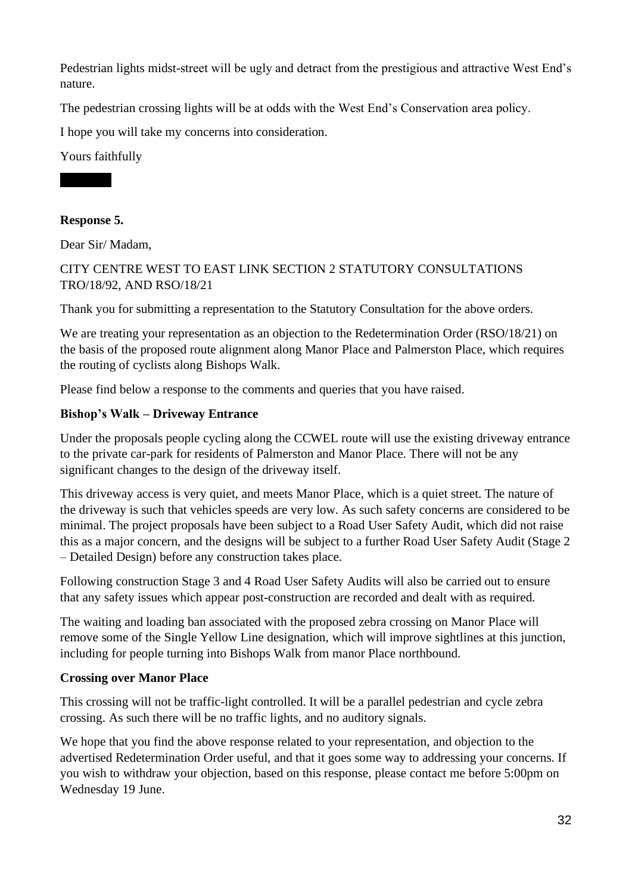Pedestrian lights midst-street will be ugly and detract from the prestigious and attractive West End's nature.

The pedestrian crossing lights will be at odds with the West End's Conservation area policy.

I hope you will take my concerns into consideration.

Yours faithfully

**Response 5.**

Dear Sir/ Madam,

CITY CENTRE WEST TO EAST LINK SECTION 2 STATUTORY CONSULTATIONS TRO/18/92, AND RSO/18/21

Thank you for submitting a representation to the Statutory Consultation for the above orders.

We are treating your representation as an objection to the Redetermination Order (RSO/18/21) on the basis of the proposed route alignment along Manor Place and Palmerston Place, which requires the routing of cyclists along Bishops Walk.

Please find below a response to the comments and queries that you have raised.

**Bishop's Walk – Driveway Entrance**

Under the proposals people cycling along the CCWEL route will use the existing driveway entrance to the private car-park for residents of Palmerston and Manor Place. There will not be any significant changes to the design of the driveway itself.

This driveway access is very quiet, and meets Manor Place, which is a quiet street. The nature of the driveway is such that vehicles speeds are very low. As such safety concerns are considered to be minimal. The project proposals have been subject to a Road User Safety Audit, which did not raise this as a major concern, and the designs will be subject to a further Road User Safety Audit (Stage 2 – Detailed Design) before any construction takes place.

Following construction Stage 3 and 4 Road User Safety Audits will also be carried out to ensure that any safety issues which appear post-construction are recorded and dealt with as required.

The waiting and loading ban associated with the proposed zebra crossing on Manor Place will remove some of the Single Yellow Line designation, which will improve sightlines at this junction, including for people turning into Bishops Walk from manor Place northbound.

**Crossing over Manor Place**

This crossing will not be traffic-light controlled. It will be a parallel pedestrian and cycle zebra crossing. As such there will be no traffic lights, and no auditory signals.

We hope that you find the above response related to your representation, and objection to the advertised Redetermination Order useful, and that it goes some way to addressing your concerns. If you wish to withdraw your objection, based on this response, please contact me before 5:00pm on Wednesday 19 June.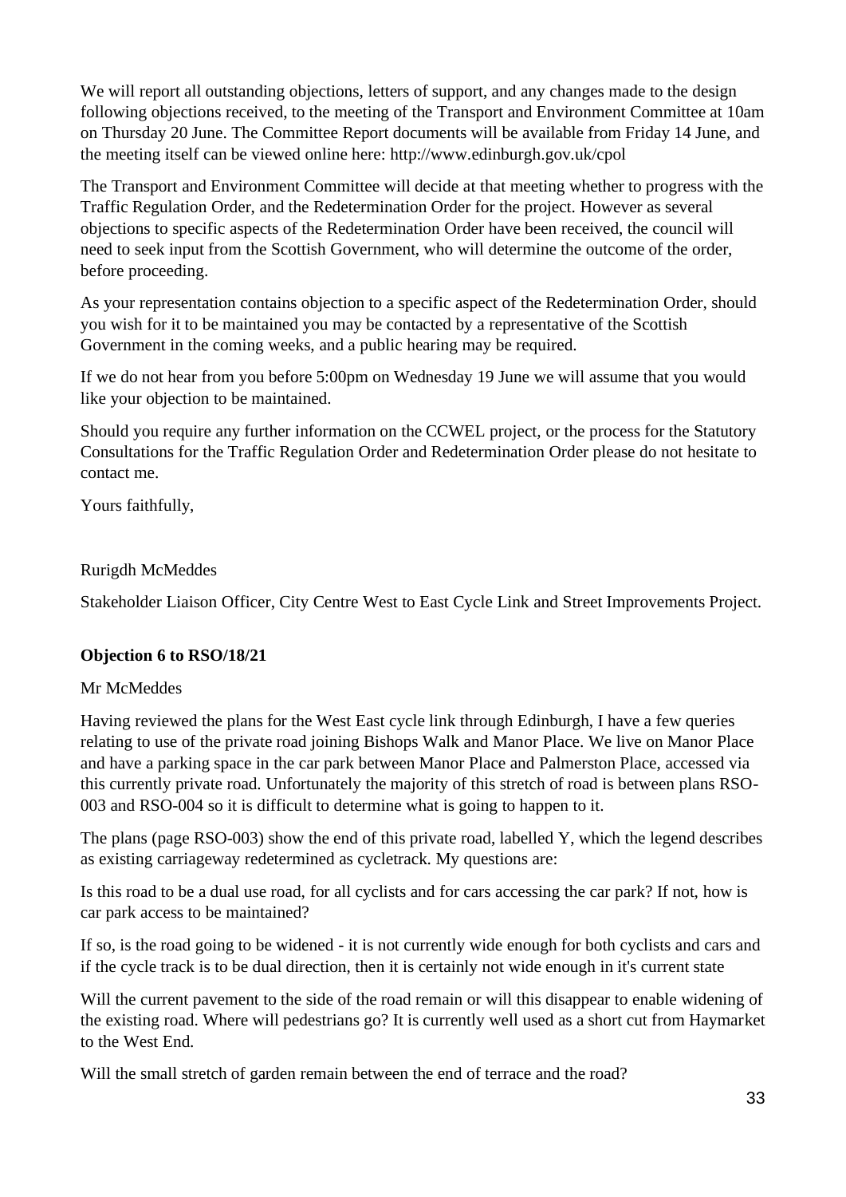We will report all outstanding objections, letters of support, and any changes made to the design following objections received, to the meeting of the Transport and Environment Committee at 10am on Thursday 20 June. The Committee Report documents will be available from Friday 14 June, and the meeting itself can be viewed online here: http://www.edinburgh.gov.uk/cpol

The Transport and Environment Committee will decide at that meeting whether to progress with the Traffic Regulation Order, and the Redetermination Order for the project. However as several objections to specific aspects of the Redetermination Order have been received, the council will need to seek input from the Scottish Government, who will determine the outcome of the order, before proceeding.

As your representation contains objection to a specific aspect of the Redetermination Order, should you wish for it to be maintained you may be contacted by a representative of the Scottish Government in the coming weeks, and a public hearing may be required.

If we do not hear from you before 5:00pm on Wednesday 19 June we will assume that you would like your objection to be maintained.

Should you require any further information on the CCWEL project, or the process for the Statutory Consultations for the Traffic Regulation Order and Redetermination Order please do not hesitate to contact me.

Yours faithfully,

Rurigdh McMeddes

Stakeholder Liaison Officer, City Centre West to East Cycle Link and Street Improvements Project.

**Objection 6 to RSO/18/21**

Mr McMeddes

Having reviewed the plans for the West East cycle link through Edinburgh, I have a few queries relating to use of the private road joining Bishops Walk and Manor Place. We live on Manor Place and have a parking space in the car park between Manor Place and Palmerston Place, accessed via this currently private road. Unfortunately the majority of this stretch of road is between plans RSO-003 and RSO-004 so it is difficult to determine what is going to happen to it.

The plans (page RSO-003) show the end of this private road, labelled Y, which the legend describes as existing carriageway redetermined as cycletrack. My questions are:

Is this road to be a dual use road, for all cyclists and for cars accessing the car park? If not, how is car park access to be maintained?

If so, is the road going to be widened - it is not currently wide enough for both cyclists and cars and if the cycle track is to be dual direction, then it is certainly not wide enough in it's current state

Will the current pavement to the side of the road remain or will this disappear to enable widening of the existing road. Where will pedestrians go? It is currently well used as a short cut from Haymarket to the West End.

Will the small stretch of garden remain between the end of terrace and the road?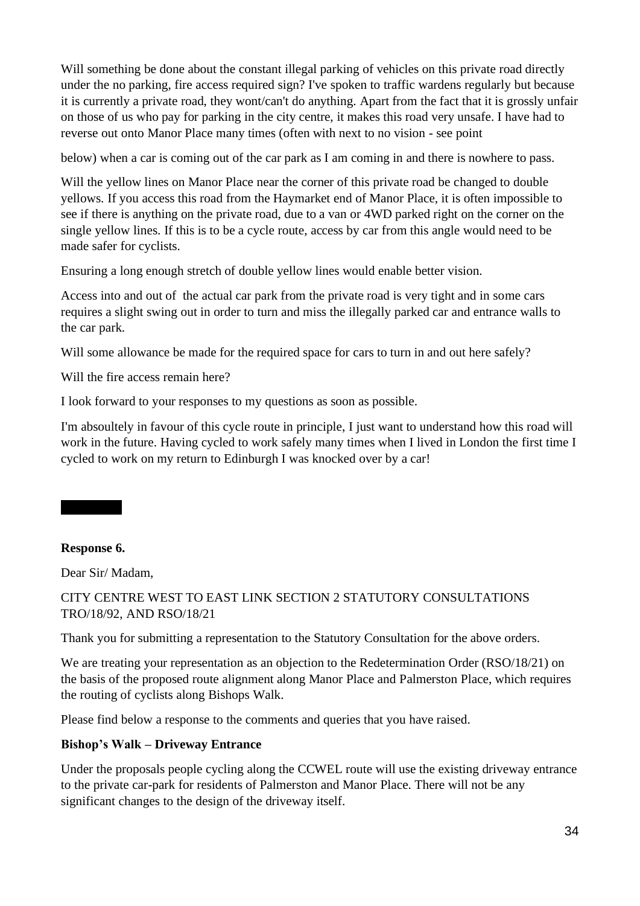Will something be done about the constant illegal parking of vehicles on this private road directly under the no parking, fire access required sign? I've spoken to traffic wardens regularly but because it is currently a private road, they wont/can't do anything. Apart from the fact that it is grossly unfair on those of us who pay for parking in the city centre, it makes this road very unsafe. I have had to reverse out onto Manor Place many times (often with next to no vision - see point

below) when a car is coming out of the car park as I am coming in and there is nowhere to pass.

Will the yellow lines on Manor Place near the corner of this private road be changed to double yellows. If you access this road from the Haymarket end of Manor Place, it is often impossible to see if there is anything on the private road, due to a van or 4WD parked right on the corner on the single yellow lines. If this is to be a cycle route, access by car from this angle would need to be made safer for cyclists.

Ensuring a long enough stretch of double yellow lines would enable better vision.

Access into and out of the actual car park from the private road is very tight and in some cars requires a slight swing out in order to turn and miss the illegally parked car and entrance walls to the car park.

Will some allowance be made for the required space for cars to turn in and out here safely?

Will the fire access remain here?

I look forward to your responses to my questions as soon as possible.

I'm absoultely in favour of this cycle route in principle, I just want to understand how this road will work in the future. Having cycled to work safely many times when I lived in London the first time I cycled to work on my return to Edinburgh I was knocked over by a car!

**Response 6.**

Dear Sir/ Madam,

CITY CENTRE WEST TO EAST LINK SECTION 2 STATUTORY CONSULTATIONS TRO/18/92, AND RSO/18/21

Thank you for submitting a representation to the Statutory Consultation for the above orders.

We are treating your representation as an objection to the Redetermination Order (RSO/18/21) on the basis of the proposed route alignment along Manor Place and Palmerston Place, which requires the routing of cyclists along Bishops Walk.

Please find below a response to the comments and queries that you have raised.

**Bishop's Walk – Driveway Entrance**

Under the proposals people cycling along the CCWEL route will use the existing driveway entrance to the private car-park for residents of Palmerston and Manor Place. There will not be any significant changes to the design of the driveway itself.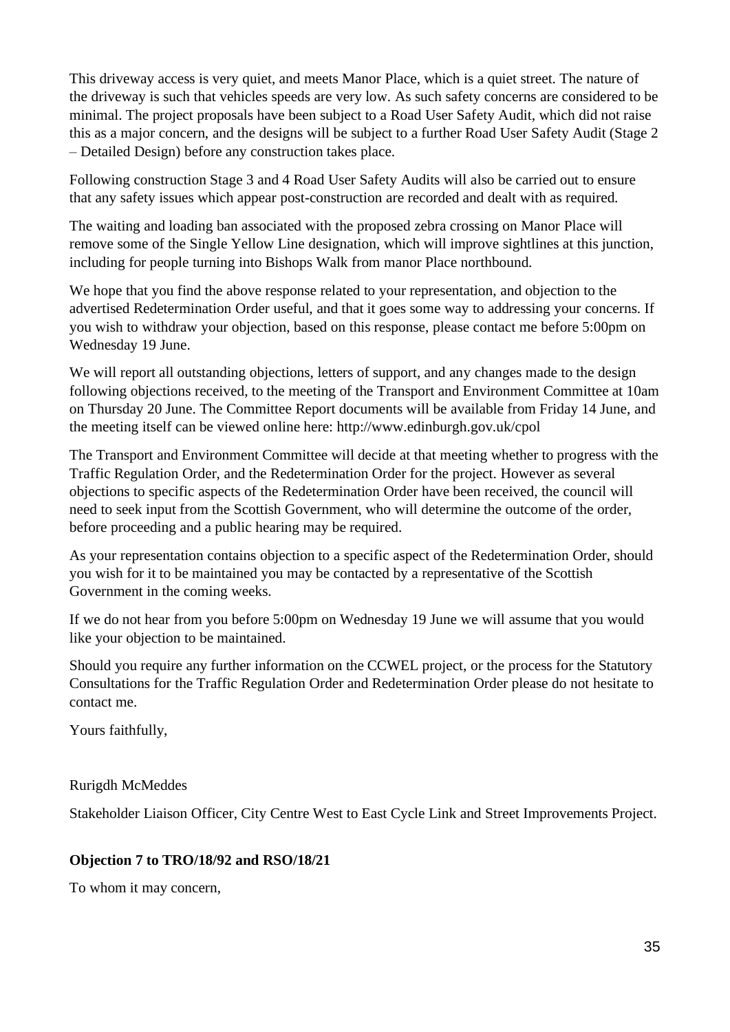This driveway access is very quiet, and meets Manor Place, which is a quiet street. The nature of the driveway is such that vehicles speeds are very low. As such safety concerns are considered to be minimal. The project proposals have been subject to a Road User Safety Audit, which did not raise this as a major concern, and the designs will be subject to a further Road User Safety Audit (Stage 2 – Detailed Design) before any construction takes place.

Following construction Stage 3 and 4 Road User Safety Audits will also be carried out to ensure that any safety issues which appear post-construction are recorded and dealt with as required.

The waiting and loading ban associated with the proposed zebra crossing on Manor Place will remove some of the Single Yellow Line designation, which will improve sightlines at this junction, including for people turning into Bishops Walk from manor Place northbound.

We hope that you find the above response related to your representation, and objection to the advertised Redetermination Order useful, and that it goes some way to addressing your concerns. If you wish to withdraw your objection, based on this response, please contact me before 5:00pm on Wednesday 19 June.

We will report all outstanding objections, letters of support, and any changes made to the design following objections received, to the meeting of the Transport and Environment Committee at 10am on Thursday 20 June. The Committee Report documents will be available from Friday 14 June, and the meeting itself can be viewed online here: http://www.edinburgh.gov.uk/cpol

The Transport and Environment Committee will decide at that meeting whether to progress with the Traffic Regulation Order, and the Redetermination Order for the project. However as several objections to specific aspects of the Redetermination Order have been received, the council will need to seek input from the Scottish Government, who will determine the outcome of the order, before proceeding and a public hearing may be required.

As your representation contains objection to a specific aspect of the Redetermination Order, should you wish for it to be maintained you may be contacted by a representative of the Scottish Government in the coming weeks.

If we do not hear from you before 5:00pm on Wednesday 19 June we will assume that you would like your objection to be maintained.

Should you require any further information on the CCWEL project, or the process for the Statutory Consultations for the Traffic Regulation Order and Redetermination Order please do not hesitate to contact me.

Yours faithfully,

Rurigdh McMeddes

Stakeholder Liaison Officer, City Centre West to East Cycle Link and Street Improvements Project.

**Objection 7 to TRO/18/92 and RSO/18/21**

To whom it may concern,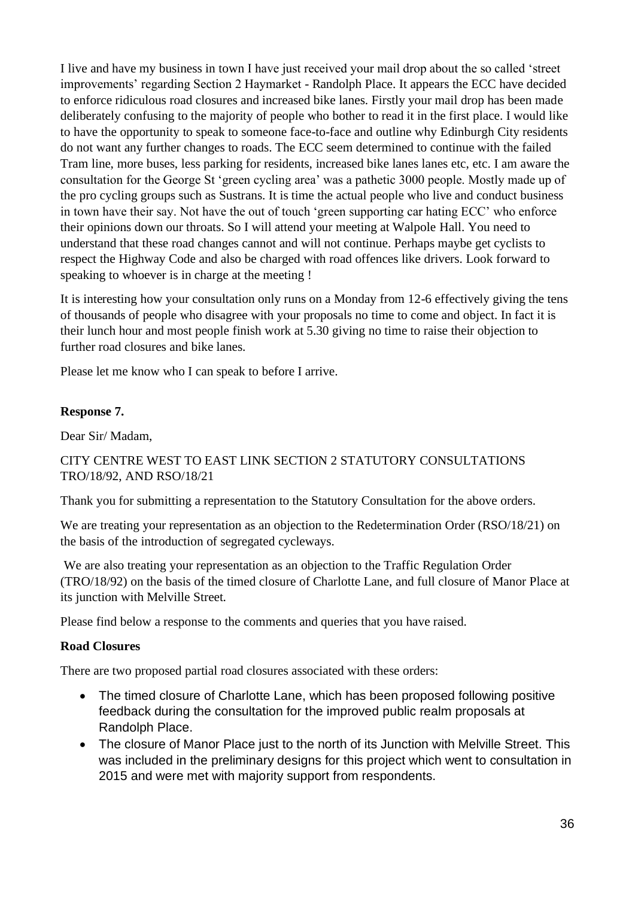I live and have my business in town I have just received your mail drop about the so called 'street improvements' regarding Section 2 Haymarket - Randolph Place. It appears the ECC have decided to enforce ridiculous road closures and increased bike lanes. Firstly your mail drop has been made deliberately confusing to the majority of people who bother to read it in the first place. I would like to have the opportunity to speak to someone face-to-face and outline why Edinburgh City residents do not want any further changes to roads. The ECC seem determined to continue with the failed Tram line, more buses, less parking for residents, increased bike lanes lanes etc, etc. I am aware the consultation for the George St 'green cycling area' was a pathetic 3000 people. Mostly made up of the pro cycling groups such as Sustrans. It is time the actual people who live and conduct business in town have their say. Not have the out of touch 'green supporting car hating ECC' who enforce their opinions down our throats. So I will attend your meeting at Walpole Hall. You need to understand that these road changes cannot and will not continue. Perhaps maybe get cyclists to respect the Highway Code and also be charged with road offences like drivers. Look forward to speaking to whoever is in charge at the meeting !

It is interesting how your consultation only runs on a Monday from 12-6 effectively giving the tens of thousands of people who disagree with your proposals no time to come and object. In fact it is their lunch hour and most people finish work at 5.30 giving no time to raise their objection to further road closures and bike lanes.

Please let me know who I can speak to before I arrive.

**Response 7.**

Dear Sir/ Madam,

CITY CENTRE WEST TO EAST LINK SECTION 2 STATUTORY CONSULTATIONS TRO/18/92, AND RSO/18/21

Thank you for submitting a representation to the Statutory Consultation for the above orders.

We are treating your representation as an objection to the Redetermination Order (RSO/18/21) on the basis of the introduction of segregated cycleways.

We are also treating your representation as an objection to the Traffic Regulation Order (TRO/18/92) on the basis of the timed closure of Charlotte Lane, and full closure of Manor Place at its junction with Melville Street.

Please find below a response to the comments and queries that you have raised.

**Road Closures**

There are two proposed partial road closures associated with these orders:

- The timed closure of Charlotte Lane, which has been proposed following positive feedback during the consultation for the improved public realm proposals at Randolph Place.
- The closure of Manor Place just to the north of its Junction with Melville Street. This was included in the preliminary designs for this project which went to consultation in 2015 and were met with majority support from respondents.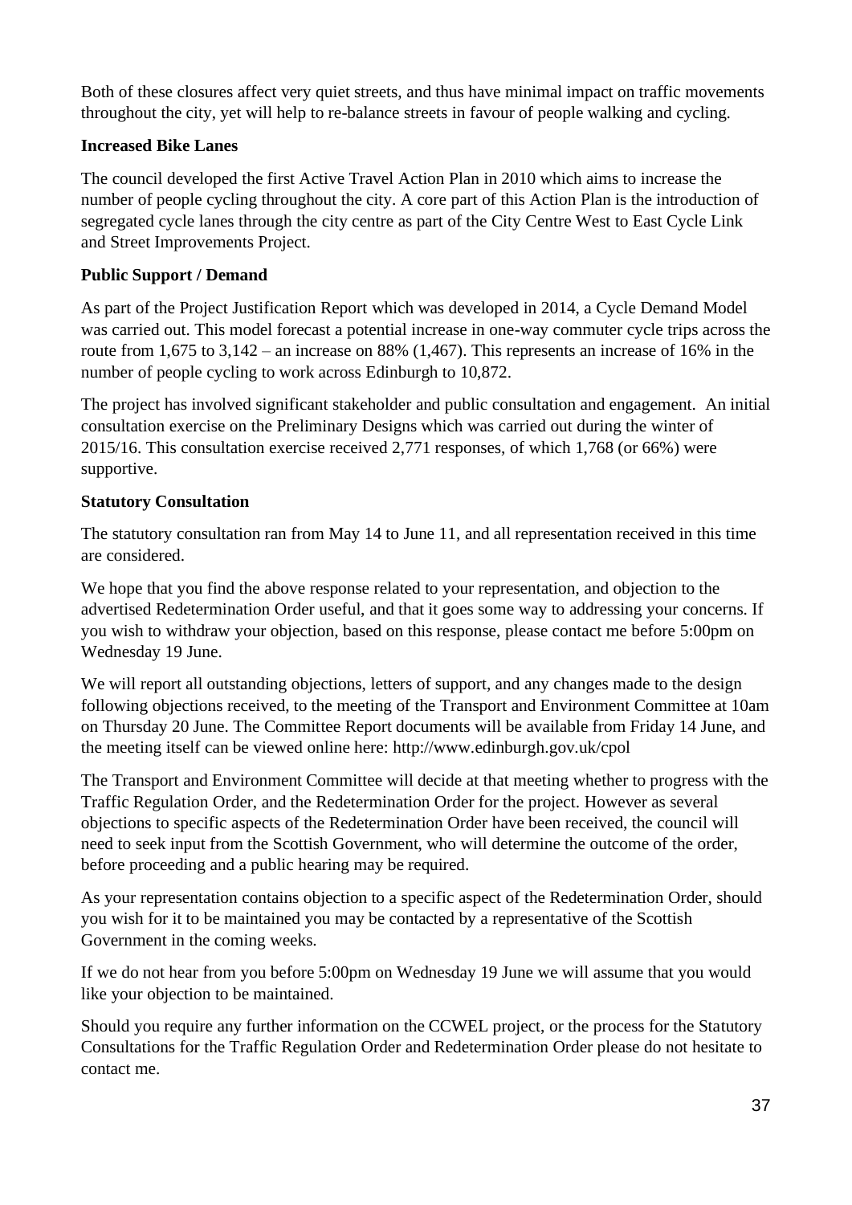Both of these closures affect very quiet streets, and thus have minimal impact on traffic movements throughout the city, yet will help to re-balance streets in favour of people walking and cycling.

**Increased Bike Lanes**

The council developed the first Active Travel Action Plan in 2010 which aims to increase the number of people cycling throughout the city. A core part of this Action Plan is the introduction of segregated cycle lanes through the city centre as part of the City Centre West to East Cycle Link and Street Improvements Project.

**Public Support / Demand**

As part of the Project Justification Report which was developed in 2014, a Cycle Demand Model was carried out. This model forecast a potential increase in one-way commuter cycle trips across the route from 1,675 to 3,142 – an increase on 88% (1,467). This represents an increase of 16% in the number of people cycling to work across Edinburgh to 10,872.

The project has involved significant stakeholder and public consultation and engagement. An initial consultation exercise on the Preliminary Designs which was carried out during the winter of 2015/16. This consultation exercise received 2,771 responses, of which 1,768 (or 66%) were supportive.

**Statutory Consultation**

The statutory consultation ran from May 14 to June 11, and all representation received in this time are considered.

We hope that you find the above response related to your representation, and objection to the advertised Redetermination Order useful, and that it goes some way to addressing your concerns. If you wish to withdraw your objection, based on this response, please contact me before 5:00pm on Wednesday 19 June.

We will report all outstanding objections, letters of support, and any changes made to the design following objections received, to the meeting of the Transport and Environment Committee at 10am on Thursday 20 June. The Committee Report documents will be available from Friday 14 June, and the meeting itself can be viewed online here: http://www.edinburgh.gov.uk/cpol

The Transport and Environment Committee will decide at that meeting whether to progress with the Traffic Regulation Order, and the Redetermination Order for the project. However as several objections to specific aspects of the Redetermination Order have been received, the council will need to seek input from the Scottish Government, who will determine the outcome of the order, before proceeding and a public hearing may be required.

As your representation contains objection to a specific aspect of the Redetermination Order, should you wish for it to be maintained you may be contacted by a representative of the Scottish Government in the coming weeks.

If we do not hear from you before 5:00pm on Wednesday 19 June we will assume that you would like your objection to be maintained.

Should you require any further information on the CCWEL project, or the process for the Statutory Consultations for the Traffic Regulation Order and Redetermination Order please do not hesitate to contact me.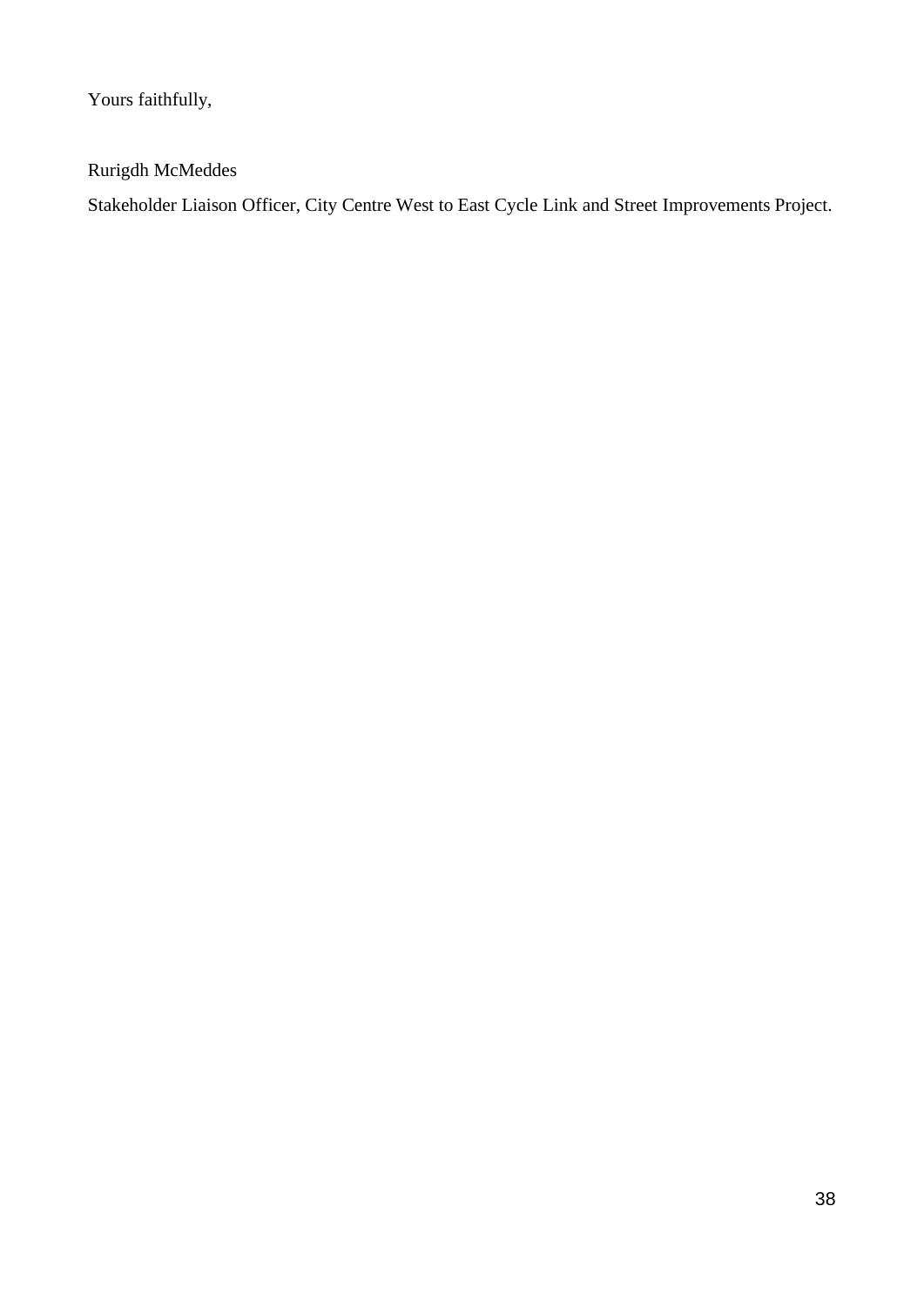Yours faithfully,

Rurigdh McMeddes

Stakeholder Liaison Officer, City Centre West to East Cycle Link and Street Improvements Project.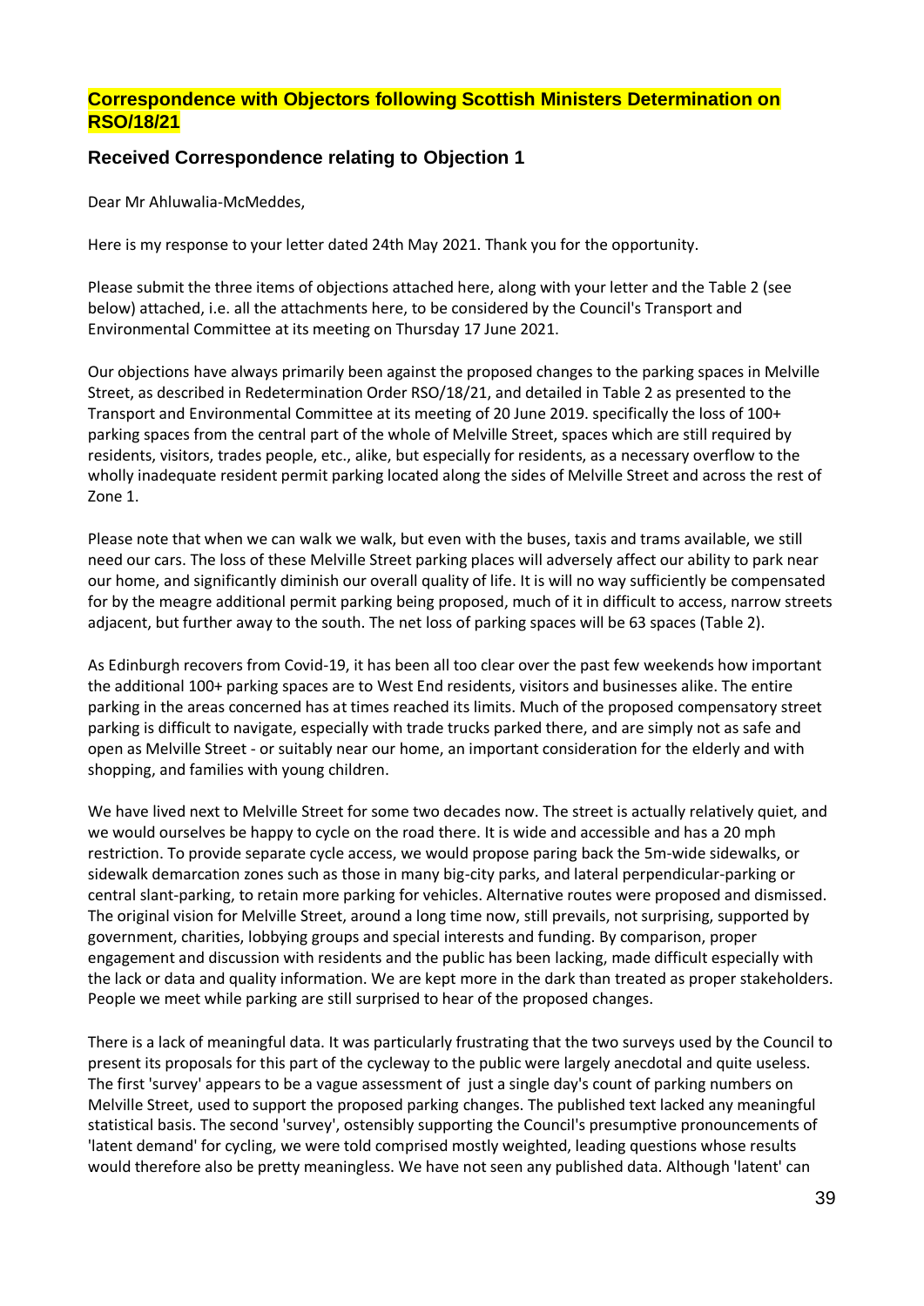## Correspondence with Objectors following Scottish Ministers Determination on RSO/18/21

### Received Correspondence relating to Objection 1

Dear Mr Ahluwalia-McMeddes,

Here is my response to your letter dated 24th May 2021. Thank you for the opportunity.

Please submit the three items of objections attached here, along with your letter and the Table 2 (see below) attached, i.e. all the attachments here, to be considered by the Council's Transport and Environmental Committee at its meeting on Thursday 17 June 2021.

Our objections have always primarily been against the proposed changes to the parking spaces in Melville Street, as described in Redetermination Order RSO/18/21, and detailed in Table 2 as presented to the Transport and Environmental Committee at its meeting of 20 June 2019. specifically the loss of 100+ parking spaces from the central part of the whole of Melville Street, spaces which are still required by residents, visitors, trades people, etc., alike, but especially for residents, as a necessary overflow to the wholly inadequate resident permit parking located along the sides of Melville Street and across the rest of Zone 1.

Please note that when we can walk we walk, but even with the buses, taxis and trams available, we still need our cars. The loss of these Melville Street parking places will adversely affect our ability to park near our home, and significantly diminish our overall quality of life. It is will no way sufficiently be compensated for by the meagre additional permit parking being proposed, much of it in difficult to access, narrow streets adjacent, but further away to the south. The net loss of parking spaces will be 63 spaces (Table 2).

As Edinburgh recovers from Covid-19, it has been all too clear over the past few weekends how important the additional 100+ parking spaces are to West End residents, visitors and businesses alike. The entire parking in the areas concerned has at times reached its limits. Much of the proposed compensatory street parking is difficult to navigate, especially with trade trucks parked there, and are simply not as safe and open as Melville Street - or suitably near our home, an important consideration for the elderly and with shopping, and families with young children.

We have lived next to Melville Street for some two decades now. The street is actually relatively quiet, and we would ourselves be happy to cycle on the road there. It is wide and accessible and has a 20 mph restriction. To provide separate cycle access, we would propose paring back the 5m-wide sidewalks, or sidewalk demarcation zones such as those in many big-city parks, and lateral perpendicular-parking or central slant-parking, to retain more parking for vehicles. Alternative routes were proposed and dismissed. The original vision for Melville Street, around a long time now, still prevails, not surprising, supported by government, charities, lobbying groups and special interests and funding. By comparison, proper engagement and discussion with residents and the public has been lacking, made difficult especially with the lack or data and quality information. We are kept more in the dark than treated as proper stakeholders. People we meet while parking are still surprised to hear of the proposed changes.

There is a lack of meaningful data. It was particularly frustrating that the two surveys used by the Council to present its proposals for this part of the cycleway to the public were largely anecdotal and quite useless. The first 'survey' appears to be a vague assessment of just a single day's count of parking numbers on Melville Street, used to support the proposed parking changes. The published text lacked any meaningful statistical basis. The second 'survey', ostensibly supporting the Council's presumptive pronouncements of 'latent demand' for cycling, we were told comprised mostly weighted, leading questions whose results would therefore also be pretty meaningless. We have not seen any published data. Although 'latent' can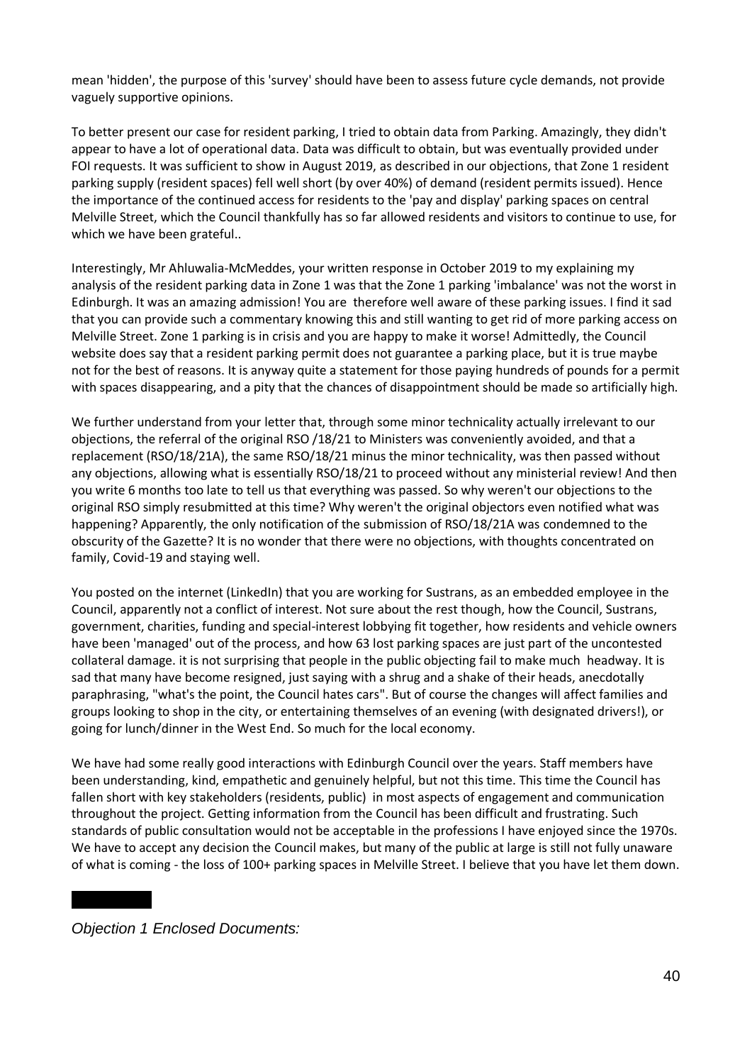mean 'hidden', the purpose of this 'survey' should have been to assess future cycle demands, not provide vaguely supportive opinions.

To better present our case for resident parking, I tried to obtain data from Parking. Amazingly, they didn't appear to have a lot of operational data. Data was difficult to obtain, but was eventually provided under FOI requests. It was sufficient to show in August 2019, as described in our objections, that Zone 1 resident parking supply (resident spaces) fell well short (by over 40%) of demand (resident permits issued). Hence the importance of the continued access for residents to the 'pay and display' parking spaces on central Melville Street, which the Council thankfully has so far allowed residents and visitors to continue to use, for which we have been grateful..

Interestingly, Mr Ahluwalia-McMeddes, your written response in October 2019 to my explaining my analysis of the resident parking data in Zone 1 was that the Zone 1 parking 'imbalance' was not the worst in Edinburgh. It was an amazing admission! You are therefore well aware of these parking issues. I find it sad that you can provide such a commentary knowing this and still wanting to get rid of more parking access on Melville Street. Zone 1 parking is in crisis and you are happy to make it worse! Admittedly, the Council website does say that a resident parking permit does not guarantee a parking place, but it is true maybe not for the best of reasons. It is anyway quite a statement for those paying hundreds of pounds for a permit with spaces disappearing, and a pity that the chances of disappointment should be made so artificially high.

We further understand from your letter that, through some minor technicality actually irrelevant to our objections, the referral of the original RSO /18/21 to Ministers was conveniently avoided, and that a replacement (RSO/18/21A), the same RSO/18/21 minus the minor technicality, was then passed without any objections, allowing what is essentially RSO/18/21 to proceed without any ministerial review! And then you write 6 months too late to tell us that everything was passed. So why weren't our objections to the original RSO simply resubmitted at this time? Why weren't the original objectors even notified what was happening? Apparently, the only notification of the submission of RSO/18/21A was condemned to the obscurity of the Gazette? It is no wonder that there were no objections, with thoughts concentrated on family, Covid-19 and staying well.

You posted on the internet (LinkedIn) that you are working for Sustrans, as an embedded employee in the Council, apparently not a conflict of interest. Not sure about the rest though, how the Council, Sustrans, government, charities, funding and special-interest lobbying fit together, how residents and vehicle owners have been 'managed' out of the process, and how 63 lost parking spaces are just part of the uncontested collateral damage. it is not surprising that people in the public objecting fail to make much headway. It is sad that many have become resigned, just saying with a shrug and a shake of their heads, anecdotally paraphrasing, "what's the point, the Council hates cars". But of course the changes will affect families and groups looking to shop in the city, or entertaining themselves of an evening (with designated drivers!), or going for lunch/dinner in the West End. So much for the local economy.

We have had some really good interactions with Edinburgh Council over the years. Staff members have been understanding, kind, empathetic and genuinely helpful, but not this time. This time the Council has fallen short with key stakeholders (residents, public) in most aspects of engagement and communication throughout the project. Getting information from the Council has been difficult and frustrating. Such standards of public consultation would not be acceptable in the professions I have enjoyed since the 1970s. We have to accept any decision the Council makes, but many of the public at large is still not fully unaware of what is coming - the loss of 100+ parking spaces in Melville Street. I believe that you have let them down.

*Objection 1 Enclosed Documents:*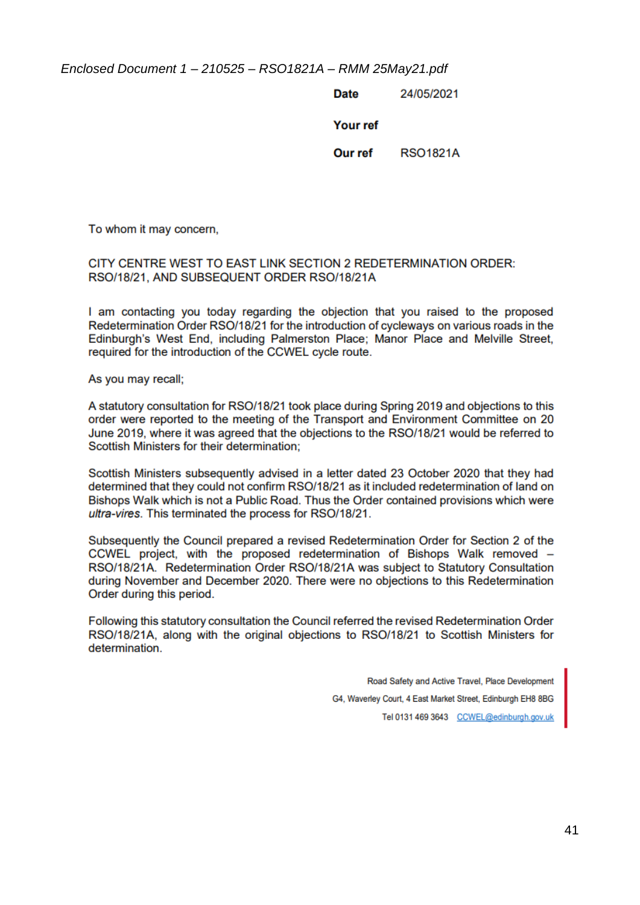*Enclosed Document 1 – 210525 – RSO1821A – RMM 25May21.pdf*

**Date** 24/05/2021

**Your ref**

**Our ref** RSO1821A

To whom it may concern,

CITY CENTRE WEST TO EAST LINK SECTION 2 REDETERMINATION ORDER: RSO/18/21, AND SUBSEQUENT ORDER RSO/18/21A

I am contacting you today regarding the objection that you raised to the proposed Redetermination Order RSO/18/21 for the introduction of cycleways on various roads in the Edinburgh's West End, including Palmerston Place; Manor Place and Melville Street, required for the introduction of the CCWEL cycle route.

As you may recall;

A statutory consultation for RSO/18/21 took place during Spring 2019 and objections to this order were reported to the meeting of the Transport and Environment Committee on 20 June 2019, where it was agreed that the objections to the RSO/18/21 would be referred to Scottish Ministers for their determination;

Scottish Ministers subsequently advised in a letter dated 23 October 2020 that they had determined that they could not confirm RSO/18/21 as it included redetermination of land on Bishops Walk which is not a Public Road. Thus the Order contained provisions which were *ultra-vires*. This terminated the process for RSO/18/21.

Subsequently the Council prepared a revised Redetermination Order for Section 2 of the CCWEL project, with the proposed redetermination of Bishops Walk removed – RSO/18/21A. Redetermination Order RSO/18/21A was subject to Statutory Consultation during November and December 2020. There were no objections to this Redetermination Order during this period.

Following this statutory consultation the Council referred the revised Redetermination Order RSO/18/21A, along with the original objections to RSO/18/21 to Scottish Ministers for determination.

Road Safety and Active Travel, Place Development
G4, Waverley Court, 4 East Market Street, Edinburgh EH8 8BG
Tel 0131 469 3643 CCWEL@edinburgh.gov.uk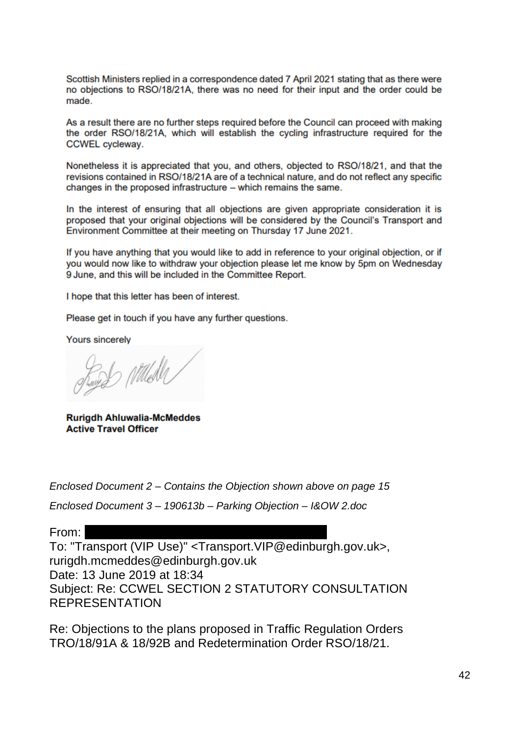Scottish Ministers replied in a correspondence dated 7 April 2021 stating that as there were no objections to RSO/18/21A, there was no need for their input and the order could be made.

As a result there are no further steps required before the Council can proceed with making the order RSO/18/21A, which will establish the cycling infrastructure required for the CCWEL cycleway.

Nonetheless it is appreciated that you, and others, objected to RSO/18/21, and that the revisions contained in RSO/18/21A are of a technical nature, and do not reflect any specific changes in the proposed infrastructure – which remains the same.

In the interest of ensuring that all objections are given appropriate consideration it is proposed that your original objections will be considered by the Council's Transport and Environment Committee at their meeting on Thursday 17 June 2021.

If you have anything that you would like to add in reference to your original objection, or if you would now like to withdraw your objection please let me know by 5pm on Wednesday 9 June, and this will be included in the Committee Report.

I hope that this letter has been of interest.

Please get in touch if you have any further questions.

Yours sincerely

**Rurigdh Ahluwalia-McMeddes**
**Active Travel Officer**

*Enclosed Document 2 – Contains the Objection shown above on page 15*

*Enclosed Document 3 – 190613b – Parking Objection – I&OW 2.doc*

From:
To: "Transport (VIP Use)" <Transport.VIP@edinburgh.gov.uk>, rurigdh.mcmeddes@edinburgh.gov.uk
Date: 13 June 2019 at 18:34
Subject: Re: CCWEL SECTION 2 STATUTORY CONSULTATION REPRESENTATION

Re: Objections to the plans proposed in Traffic Regulation Orders TRO/18/91A & 18/92B and Redetermination Order RSO/18/21.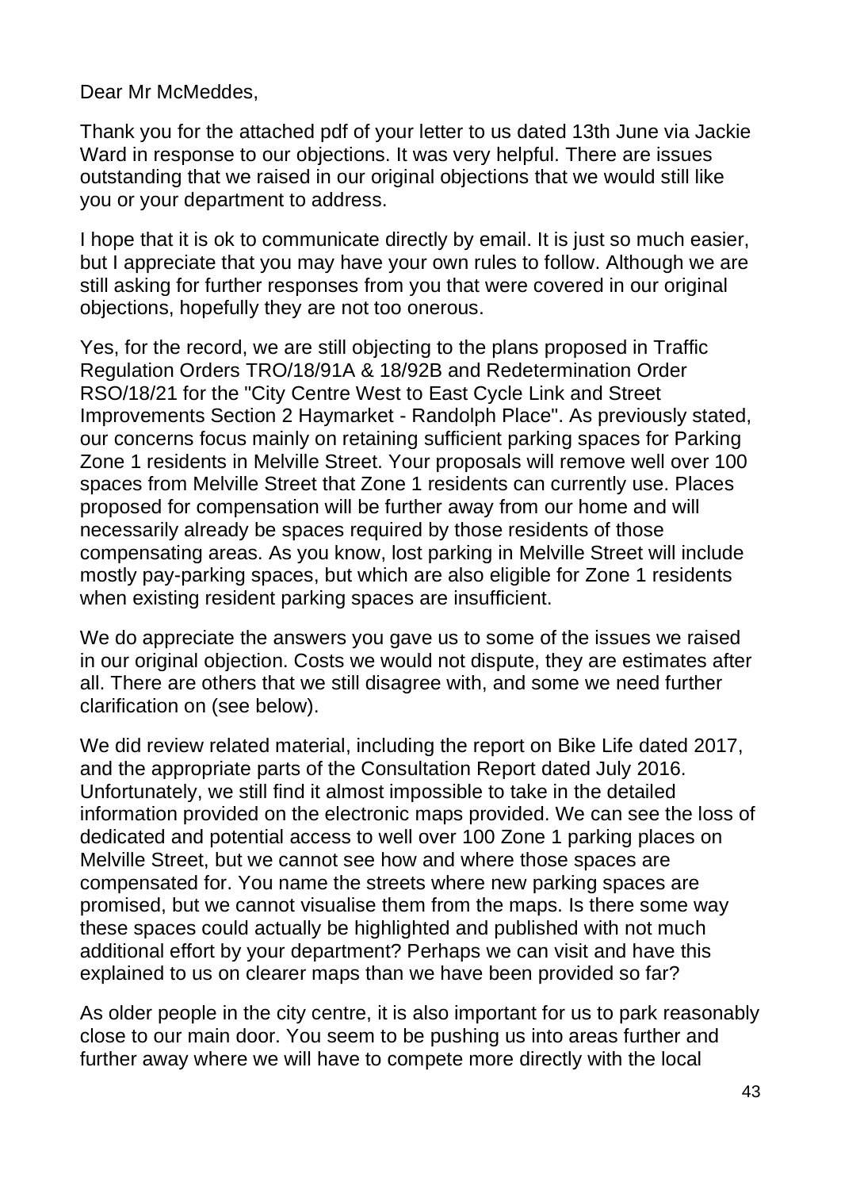Dear Mr McMeddes,

Thank you for the attached pdf of your letter to us dated 13th June via Jackie Ward in response to our objections. It was very helpful. There are issues outstanding that we raised in our original objections that we would still like you or your department to address.

I hope that it is ok to communicate directly by email. It is just so much easier, but I appreciate that you may have your own rules to follow. Although we are still asking for further responses from you that were covered in our original objections, hopefully they are not too onerous.

Yes, for the record, we are still objecting to the plans proposed in Traffic Regulation Orders TRO/18/91A & 18/92B and Redetermination Order RSO/18/21 for the "City Centre West to East Cycle Link and Street Improvements Section 2 Haymarket - Randolph Place". As previously stated, our concerns focus mainly on retaining sufficient parking spaces for Parking Zone 1 residents in Melville Street. Your proposals will remove well over 100 spaces from Melville Street that Zone 1 residents can currently use. Places proposed for compensation will be further away from our home and will necessarily already be spaces required by those residents of those compensating areas. As you know, lost parking in Melville Street will include mostly pay-parking spaces, but which are also eligible for Zone 1 residents when existing resident parking spaces are insufficient.

We do appreciate the answers you gave us to some of the issues we raised in our original objection. Costs we would not dispute, they are estimates after all. There are others that we still disagree with, and some we need further clarification on (see below).

We did review related material, including the report on Bike Life dated 2017, and the appropriate parts of the Consultation Report dated July 2016. Unfortunately, we still find it almost impossible to take in the detailed information provided on the electronic maps provided. We can see the loss of dedicated and potential access to well over 100 Zone 1 parking places on Melville Street, but we cannot see how and where those spaces are compensated for. You name the streets where new parking spaces are promised, but we cannot visualise them from the maps. Is there some way these spaces could actually be highlighted and published with not much additional effort by your department? Perhaps we can visit and have this explained to us on clearer maps than we have been provided so far?

As older people in the city centre, it is also important for us to park reasonably close to our main door. You seem to be pushing us into areas further and further away where we will have to compete more directly with the local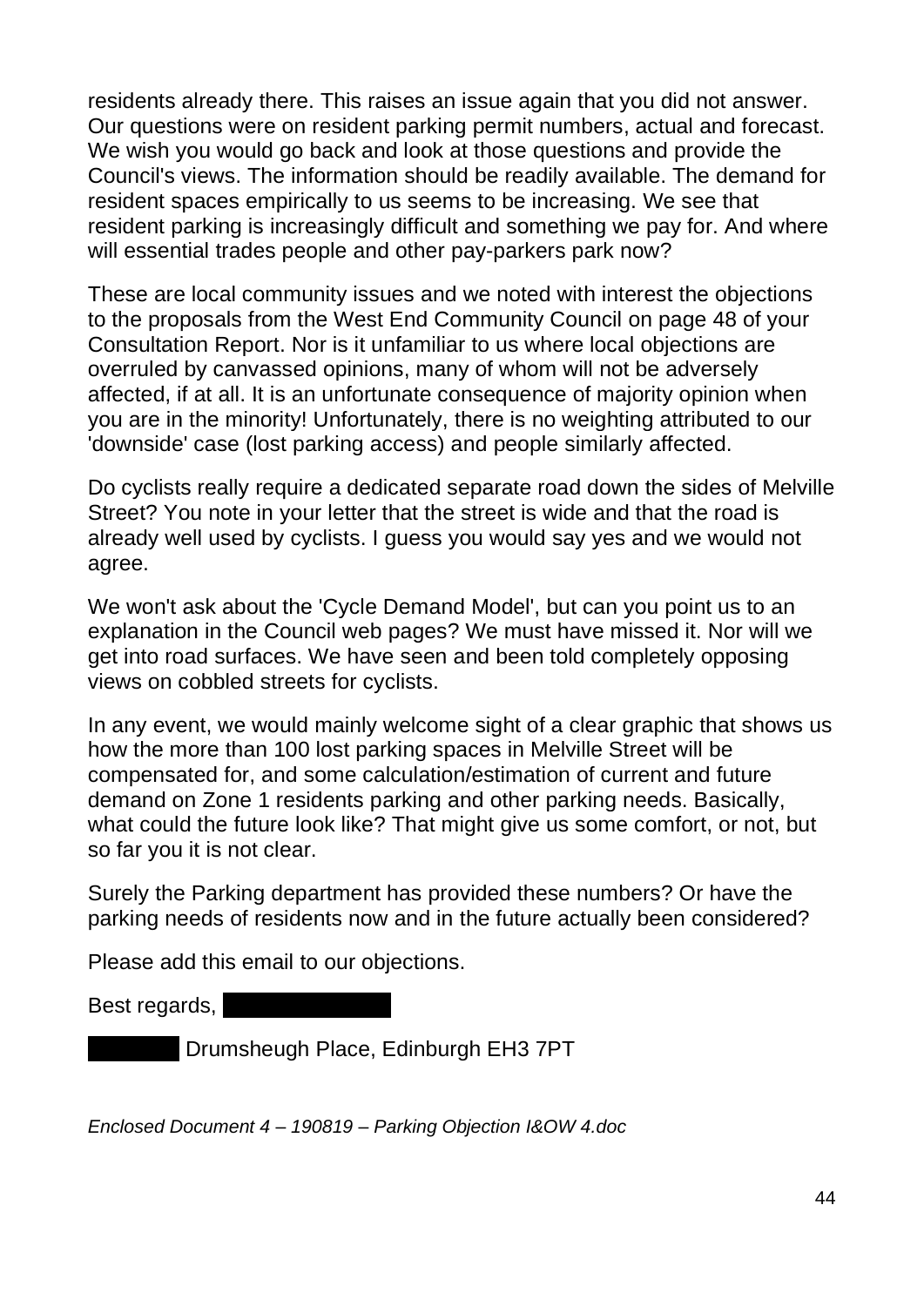residents already there. This raises an issue again that you did not answer. Our questions were on resident parking permit numbers, actual and forecast. We wish you would go back and look at those questions and provide the Council's views. The information should be readily available. The demand for resident spaces empirically to us seems to be increasing. We see that resident parking is increasingly difficult and something we pay for. And where will essential trades people and other pay-parkers park now?

These are local community issues and we noted with interest the objections to the proposals from the West End Community Council on page 48 of your Consultation Report. Nor is it unfamiliar to us where local objections are overruled by canvassed opinions, many of whom will not be adversely affected, if at all. It is an unfortunate consequence of majority opinion when you are in the minority! Unfortunately, there is no weighting attributed to our 'downside' case (lost parking access) and people similarly affected.

Do cyclists really require a dedicated separate road down the sides of Melville Street? You note in your letter that the street is wide and that the road is already well used by cyclists. I guess you would say yes and we would not agree.

We won't ask about the 'Cycle Demand Model', but can you point us to an explanation in the Council web pages? We must have missed it. Nor will we get into road surfaces. We have seen and been told completely opposing views on cobbled streets for cyclists.

In any event, we would mainly welcome sight of a clear graphic that shows us how the more than 100 lost parking spaces in Melville Street will be compensated for, and some calculation/estimation of current and future demand on Zone 1 residents parking and other parking needs. Basically, what could the future look like? That might give us some comfort, or not, but so far you it is not clear.

Surely the Parking department has provided these numbers? Or have the parking needs of residents now and in the future actually been considered?

Please add this email to our objections.

Best regards, [redacted]

[redacted] Drumsheugh Place, Edinburgh EH3 7PT

*Enclosed Document 4 – 190819 – Parking Objection I&OW 4.doc*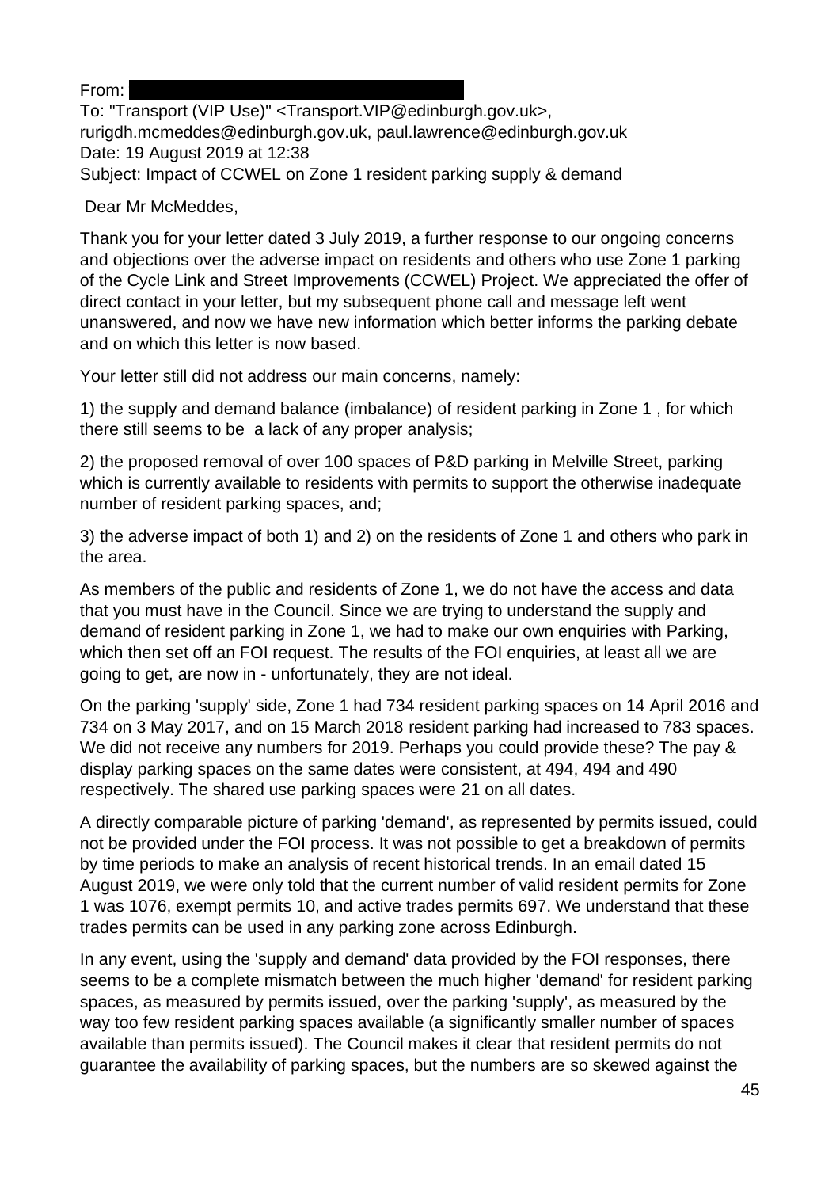From: 

To: "Transport (VIP Use)" <Transport.VIP@edinburgh.gov.uk>, rurigdh.mcmeddes@edinburgh.gov.uk, paul.lawrence@edinburgh.gov.uk

Date: 19 August 2019 at 12:38

Subject: Impact of CCWEL on Zone 1 resident parking supply & demand

Dear Mr McMeddes,

Thank you for your letter dated 3 July 2019, a further response to our ongoing concerns and objections over the adverse impact on residents and others who use Zone 1 parking of the Cycle Link and Street Improvements (CCWEL) Project. We appreciated the offer of direct contact in your letter, but my subsequent phone call and message left went unanswered, and now we have new information which better informs the parking debate and on which this letter is now based.

Your letter still did not address our main concerns, namely:

1) the supply and demand balance (imbalance) of resident parking in Zone 1 , for which there still seems to be a lack of any proper analysis;

2) the proposed removal of over 100 spaces of P&D parking in Melville Street, parking which is currently available to residents with permits to support the otherwise inadequate number of resident parking spaces, and;

3) the adverse impact of both 1) and 2) on the residents of Zone 1 and others who park in the area.

As members of the public and residents of Zone 1, we do not have the access and data that you must have in the Council. Since we are trying to understand the supply and demand of resident parking in Zone 1, we had to make our own enquiries with Parking, which then set off an FOI request. The results of the FOI enquiries, at least all we are going to get, are now in - unfortunately, they are not ideal.

On the parking 'supply' side, Zone 1 had 734 resident parking spaces on 14 April 2016 and 734 on 3 May 2017, and on 15 March 2018 resident parking had increased to 783 spaces. We did not receive any numbers for 2019. Perhaps you could provide these? The pay & display parking spaces on the same dates were consistent, at 494, 494 and 490 respectively. The shared use parking spaces were 21 on all dates.

A directly comparable picture of parking 'demand', as represented by permits issued, could not be provided under the FOI process. It was not possible to get a breakdown of permits by time periods to make an analysis of recent historical trends. In an email dated 15 August 2019, we were only told that the current number of valid resident permits for Zone 1 was 1076, exempt permits 10, and active trades permits 697. We understand that these trades permits can be used in any parking zone across Edinburgh.

In any event, using the 'supply and demand' data provided by the FOI responses, there seems to be a complete mismatch between the much higher 'demand' for resident parking spaces, as measured by permits issued, over the parking 'supply', as measured by the way too few resident parking spaces available (a significantly smaller number of spaces available than permits issued). The Council makes it clear that resident permits do not guarantee the availability of parking spaces, but the numbers are so skewed against the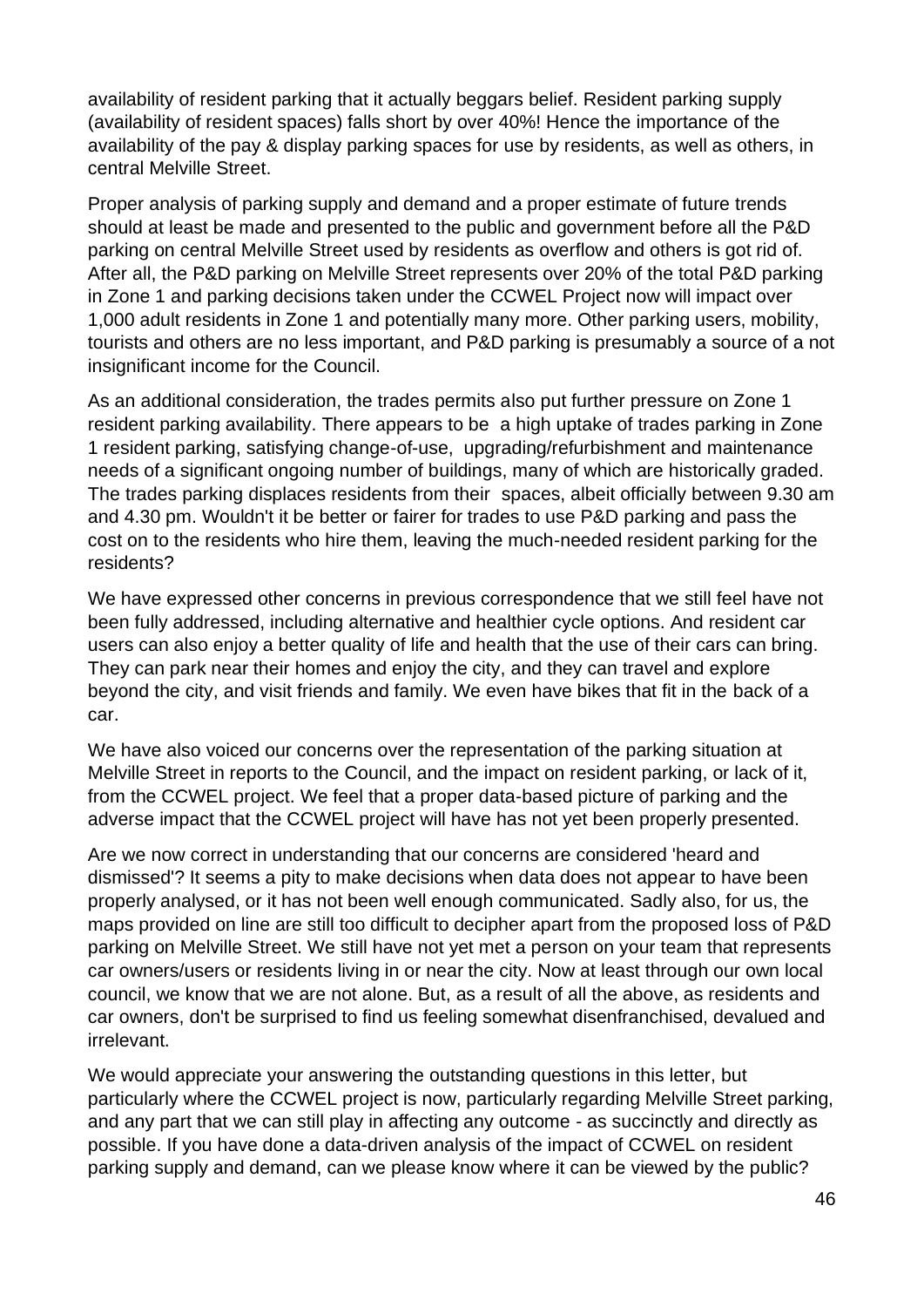availability of resident parking that it actually beggars belief. Resident parking supply (availability of resident spaces) falls short by over 40%! Hence the importance of the availability of the pay & display parking spaces for use by residents, as well as others, in central Melville Street.

Proper analysis of parking supply and demand and a proper estimate of future trends should at least be made and presented to the public and government before all the P&D parking on central Melville Street used by residents as overflow and others is got rid of. After all, the P&D parking on Melville Street represents over 20% of the total P&D parking in Zone 1 and parking decisions taken under the CCWEL Project now will impact over 1,000 adult residents in Zone 1 and potentially many more. Other parking users, mobility, tourists and others are no less important, and P&D parking is presumably a source of a not insignificant income for the Council.

As an additional consideration, the trades permits also put further pressure on Zone 1 resident parking availability. There appears to be a high uptake of trades parking in Zone 1 resident parking, satisfying change-of-use, upgrading/refurbishment and maintenance needs of a significant ongoing number of buildings, many of which are historically graded. The trades parking displaces residents from their spaces, albeit officially between 9.30 am and 4.30 pm. Wouldn't it be better or fairer for trades to use P&D parking and pass the cost on to the residents who hire them, leaving the much-needed resident parking for the residents?

We have expressed other concerns in previous correspondence that we still feel have not been fully addressed, including alternative and healthier cycle options. And resident car users can also enjoy a better quality of life and health that the use of their cars can bring. They can park near their homes and enjoy the city, and they can travel and explore beyond the city, and visit friends and family. We even have bikes that fit in the back of a car.

We have also voiced our concerns over the representation of the parking situation at Melville Street in reports to the Council, and the impact on resident parking, or lack of it, from the CCWEL project. We feel that a proper data-based picture of parking and the adverse impact that the CCWEL project will have has not yet been properly presented.

Are we now correct in understanding that our concerns are considered 'heard and dismissed'? It seems a pity to make decisions when data does not appear to have been properly analysed, or it has not been well enough communicated. Sadly also, for us, the maps provided on line are still too difficult to decipher apart from the proposed loss of P&D parking on Melville Street. We still have not yet met a person on your team that represents car owners/users or residents living in or near the city. Now at least through our own local council, we know that we are not alone. But, as a result of all the above, as residents and car owners, don't be surprised to find us feeling somewhat disenfranchised, devalued and irrelevant.

We would appreciate your answering the outstanding questions in this letter, but particularly where the CCWEL project is now, particularly regarding Melville Street parking, and any part that we can still play in affecting any outcome - as succinctly and directly as possible. If you have done a data-driven analysis of the impact of CCWEL on resident parking supply and demand, can we please know where it can be viewed by the public?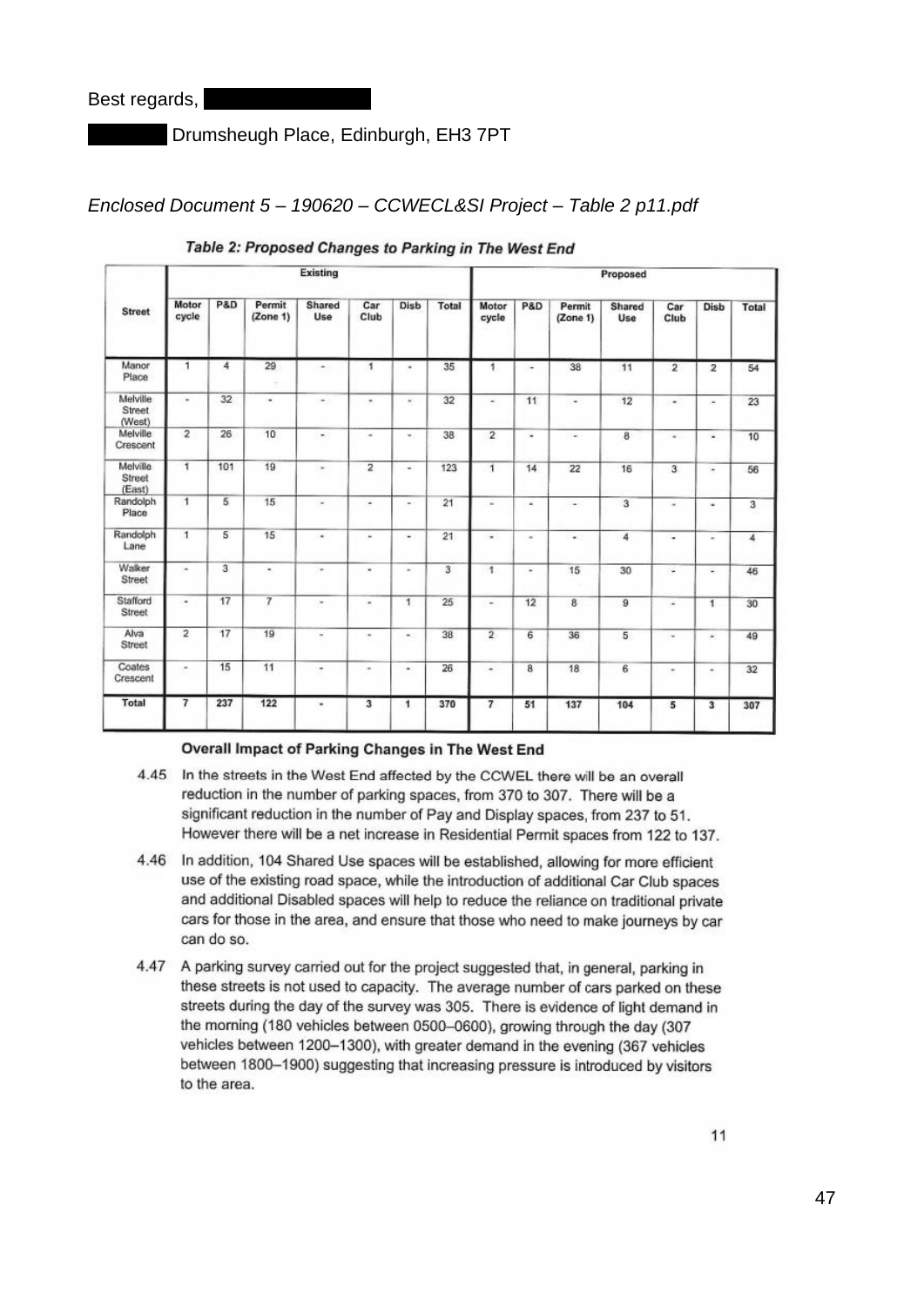Best regards,

Drumsheugh Place, Edinburgh, EH3 7PT

*Enclosed Document 5 – 190620 – CCWECL&SI Project – Table 2 p11.pdf*

**Table 2: Proposed Changes to Parking in The West End**

| Street | Existing | | | | | | | Proposed | | | | | | |
|---|---|---|---|---|---|---|---|---|---|---|---|---|---|---|
| | Motor cycle | P&D | Permit (Zone 1) | Shared Use | Car Club | Disb | Total | Motor cycle | P&D | Permit (Zone 1) | Shared Use | Car Club | Disb | Total |
| Manor Place | 1 | 4 | 29 | - | 1 | - | 35 | 1 | - | 38 | 11 | 2 | 2 | 54 |
| Melville Street (West) | - | 32 | - | - | - | - | 32 | - | 11 | - | 12 | - | - | 23 |
| Melville Crescent | 2 | 26 | 10 | - | - | - | 38 | 2 | - | - | 8 | - | - | 10 |
| Melville Street (East) | 1 | 101 | 19 | - | 2 | - | 123 | 1 | 14 | 22 | 16 | 3 | - | 56 |
| Randolph Place | 1 | 5 | 15 | - | - | - | 21 | - | - | - | 3 | - | - | 3 |
| Randolph Lane | 1 | 5 | 15 | - | - | - | 21 | - | - | - | 4 | - | - | 4 |
| Walker Street | - | 3 | - | - | - | - | 3 | 1 | - | 15 | 30 | - | - | 46 |
| Stafford Street | - | 17 | 7 | - | - | 1 | 25 | - | 12 | 8 | 9 | - | 1 | 30 |
| Alva Street | 2 | 17 | 19 | - | - | - | 38 | 2 | 6 | 36 | 5 | - | - | 49 |
| Coates Crescent | - | 15 | 11 | - | - | - | 26 | - | 8 | 18 | 6 | - | - | 32 |
| **Total** | **7** | **237** | **122** | **-** | **3** | **1** | **370** | **7** | **51** | **137** | **104** | **5** | **3** | **307** |

**Overall Impact of Parking Changes in The West End**

4.45 In the streets in the West End affected by the CCWEL there will be an overall reduction in the number of parking spaces, from 370 to 307. There will be a significant reduction in the number of Pay and Display spaces, from 237 to 51. However there will be a net increase in Residential Permit spaces from 122 to 137.

4.46 In addition, 104 Shared Use spaces will be established, allowing for more efficient use of the existing road space, while the introduction of additional Car Club spaces and additional Disabled spaces will help to reduce the reliance on traditional private cars for those in the area, and ensure that those who need to make journeys by car can do so.

4.47 A parking survey carried out for the project suggested that, in general, parking in these streets is not used to capacity. The average number of cars parked on these streets during the day of the survey was 305. There is evidence of light demand in the morning (180 vehicles between 0500–0600), growing through the day (307 vehicles between 1200–1300), with greater demand in the evening (367 vehicles between 1800–1900) suggesting that increasing pressure is introduced by visitors to the area.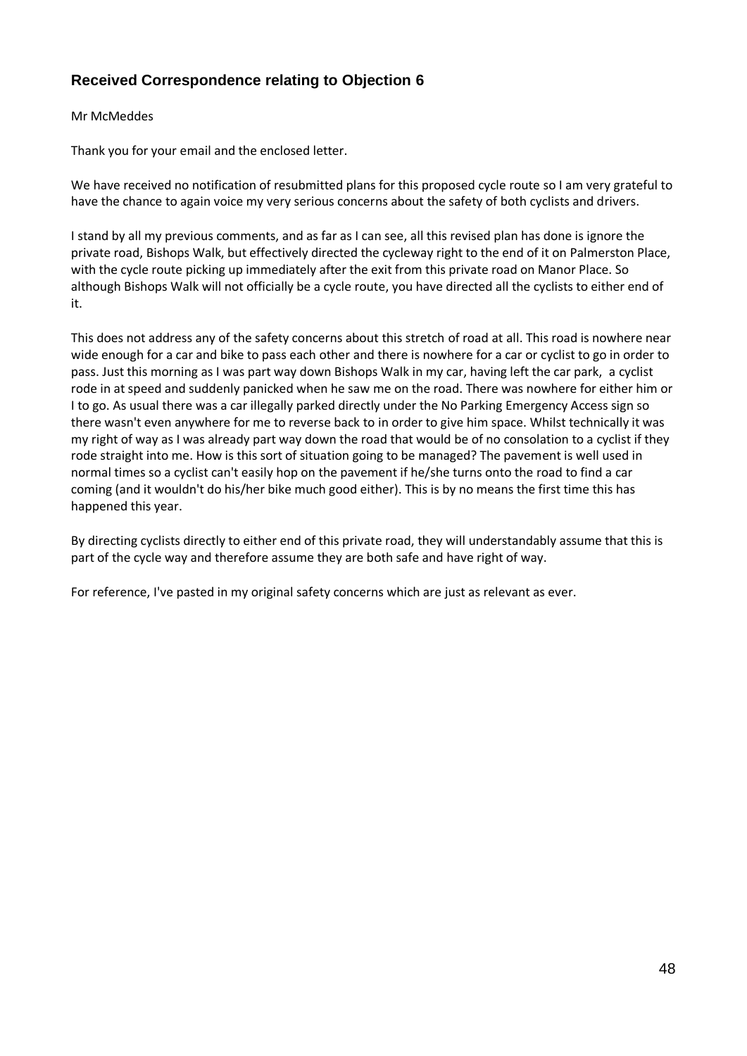## Received Correspondence relating to Objection 6

Mr McMeddes

Thank you for your email and the enclosed letter.

We have received no notification of resubmitted plans for this proposed cycle route so I am very grateful to have the chance to again voice my very serious concerns about the safety of both cyclists and drivers.

I stand by all my previous comments, and as far as I can see, all this revised plan has done is ignore the private road, Bishops Walk, but effectively directed the cycleway right to the end of it on Palmerston Place, with the cycle route picking up immediately after the exit from this private road on Manor Place. So although Bishops Walk will not officially be a cycle route, you have directed all the cyclists to either end of it.

This does not address any of the safety concerns about this stretch of road at all. This road is nowhere near wide enough for a car and bike to pass each other and there is nowhere for a car or cyclist to go in order to pass. Just this morning as I was part way down Bishops Walk in my car, having left the car park, a cyclist rode in at speed and suddenly panicked when he saw me on the road. There was nowhere for either him or I to go. As usual there was a car illegally parked directly under the No Parking Emergency Access sign so there wasn't even anywhere for me to reverse back to in order to give him space. Whilst technically it was my right of way as I was already part way down the road that would be of no consolation to a cyclist if they rode straight into me. How is this sort of situation going to be managed? The pavement is well used in normal times so a cyclist can't easily hop on the pavement if he/she turns onto the road to find a car coming (and it wouldn't do his/her bike much good either). This is by no means the first time this has happened this year.

By directing cyclists directly to either end of this private road, they will understandably assume that this is part of the cycle way and therefore assume they are both safe and have right of way.

For reference, I've pasted in my original safety concerns which are just as relevant as ever.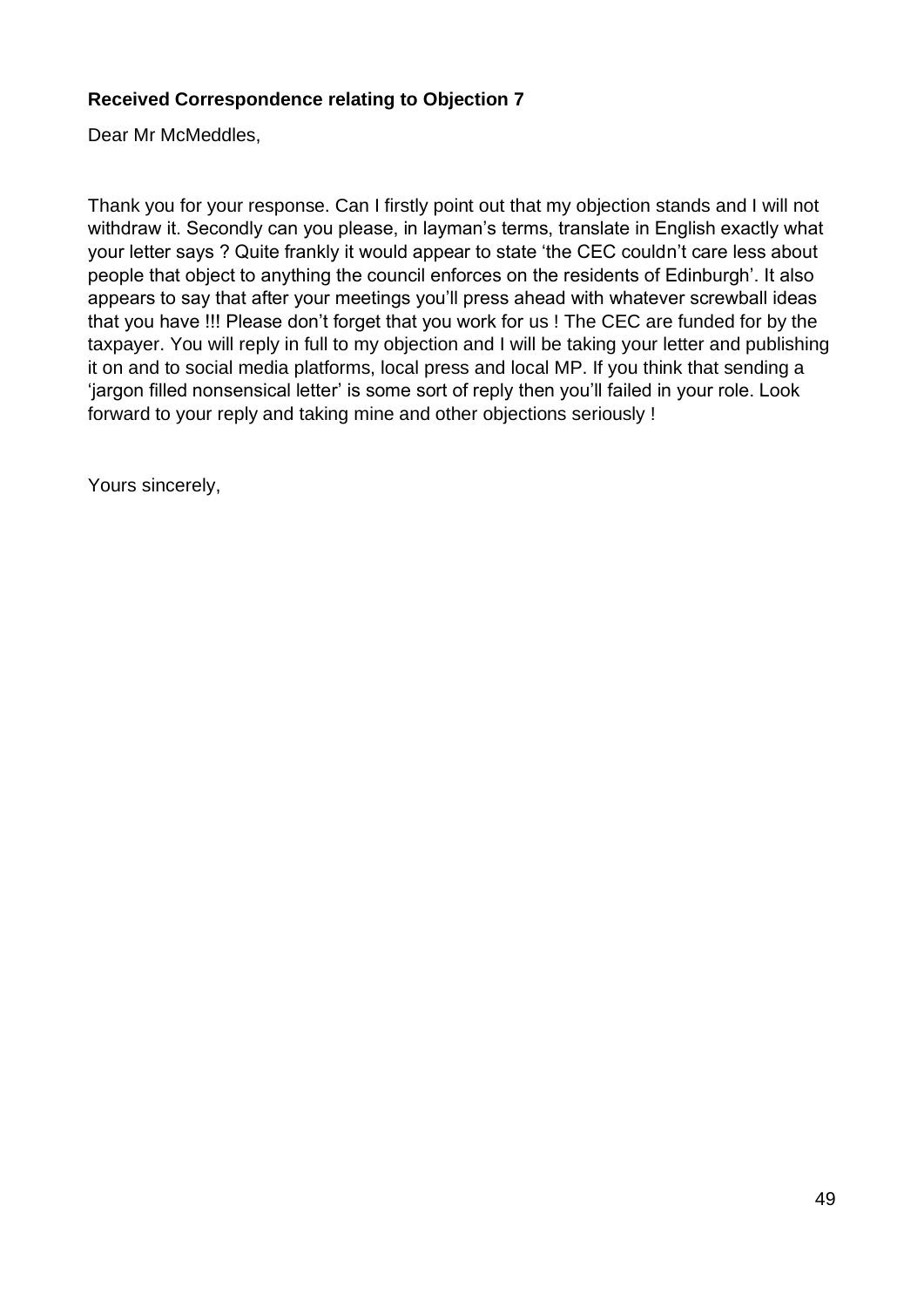**Received Correspondence relating to Objection 7**

Dear Mr McMeddles,

Thank you for your response. Can I firstly point out that my objection stands and I will not withdraw it. Secondly can you please, in layman's terms, translate in English exactly what your letter says ? Quite frankly it would appear to state 'the CEC couldn't care less about people that object to anything the council enforces on the residents of Edinburgh'. It also appears to say that after your meetings you'll press ahead with whatever screwball ideas that you have !!! Please don't forget that you work for us ! The CEC are funded for by the taxpayer. You will reply in full to my objection and I will be taking your letter and publishing it on and to social media platforms, local press and local MP. If you think that sending a 'jargon filled nonsensical letter' is some sort of reply then you'll failed in your role. Look forward to your reply and taking mine and other objections seriously !

Yours sincerely,